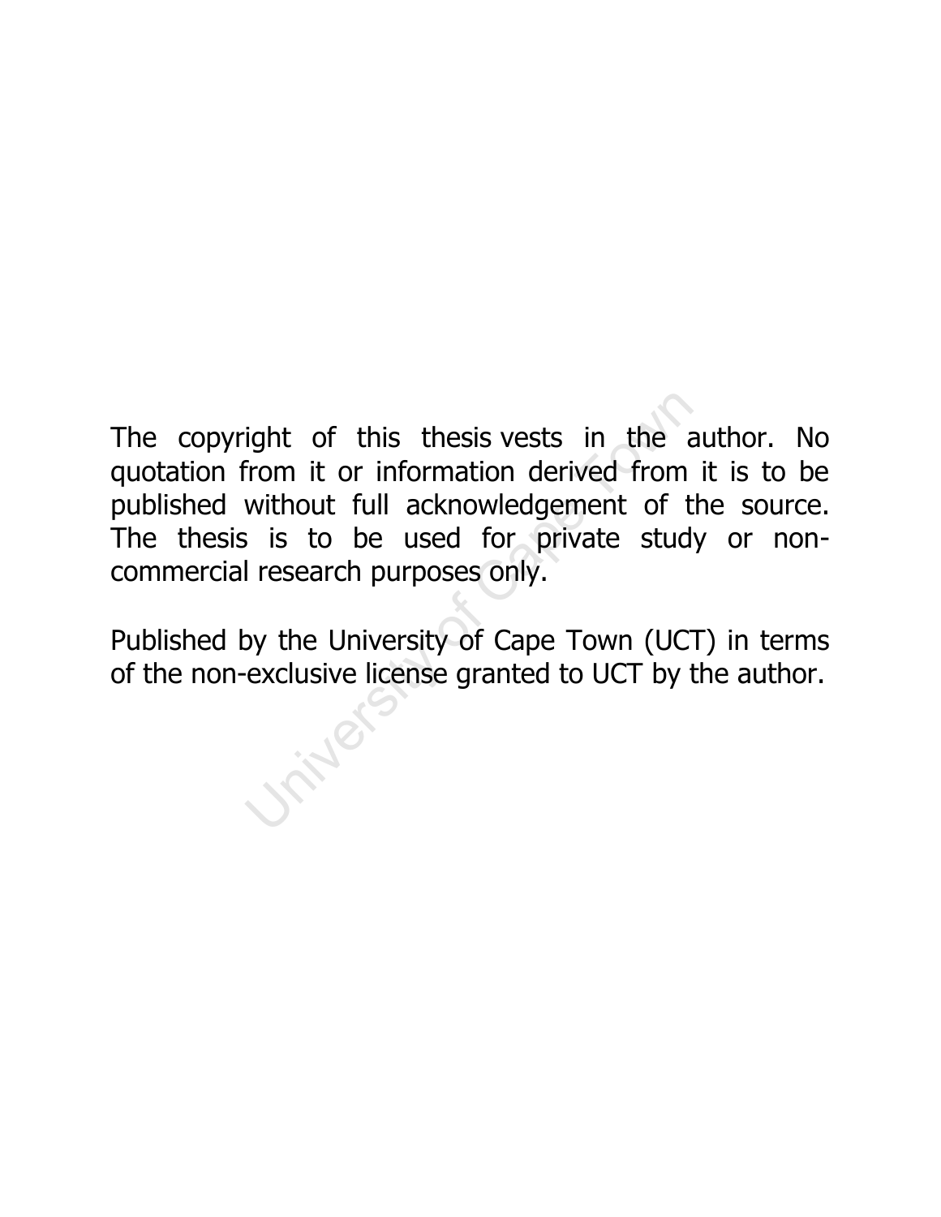The copyright of this thesis vests in the author. No quotation from it or information derived from it is to be published without full acknowledgement of the source. The thesis is to be used for private study or non-commercial research purposes only.

Published by the University of Cape Town (UCT) in terms of the non-exclusive license granted to UCT by the author.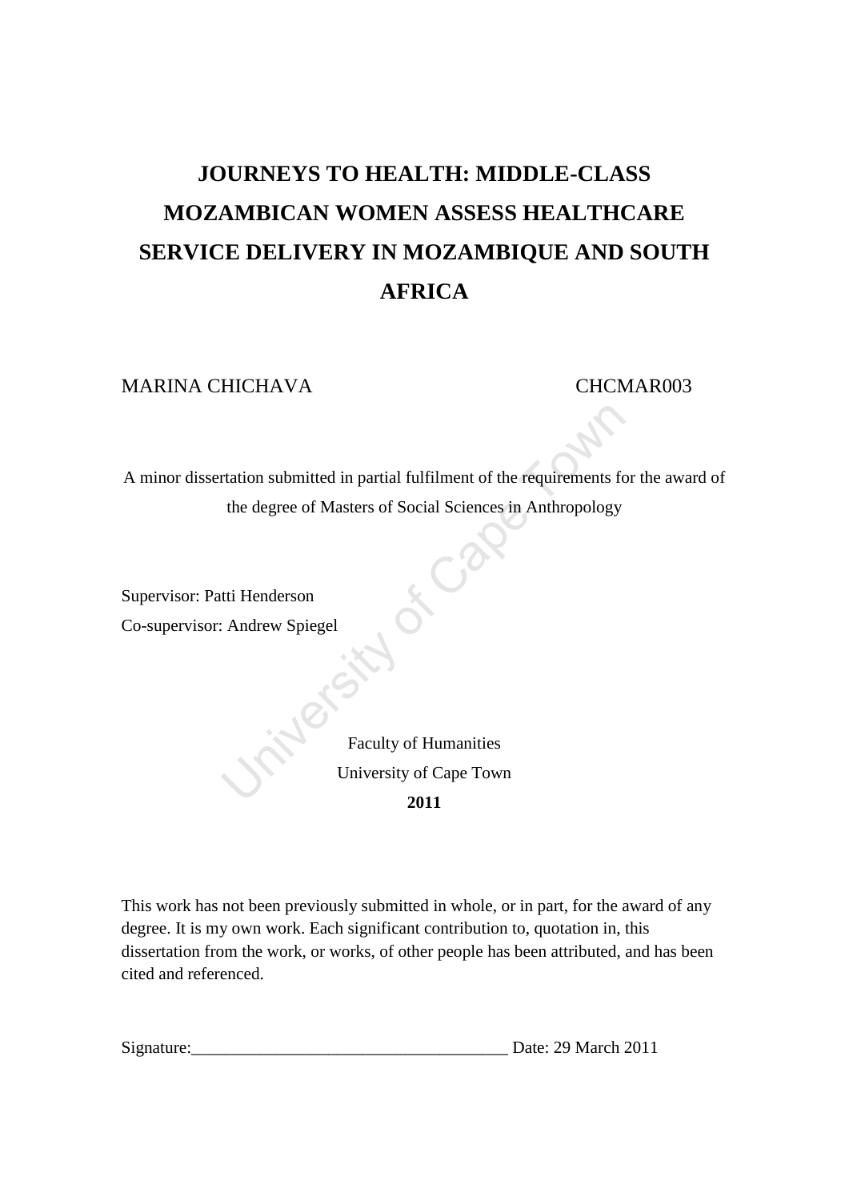# JOURNEYS TO HEALTH: MIDDLE-CLASS MOZAMBICAN WOMEN ASSESS HEALTHCARE SERVICE DELIVERY IN MOZAMBIQUE AND SOUTH AFRICA

MARINA CHICHAVA CHCMAR003

A minor dissertation submitted in partial fulfilment of the requirements for the award of the degree of Masters of Social Sciences in Anthropology

Supervisor: Patti Henderson

Co-supervisor: Andrew Spiegel

Faculty of Humanities

University of Cape Town

**2011**

This work has not been previously submitted in whole, or in part, for the award of any degree. It is my own work. Each significant contribution to, quotation in, this dissertation from the work, or works, of other people has been attributed, and has been cited and referenced.

Signature:_____________________________________ Date: 29 March 2011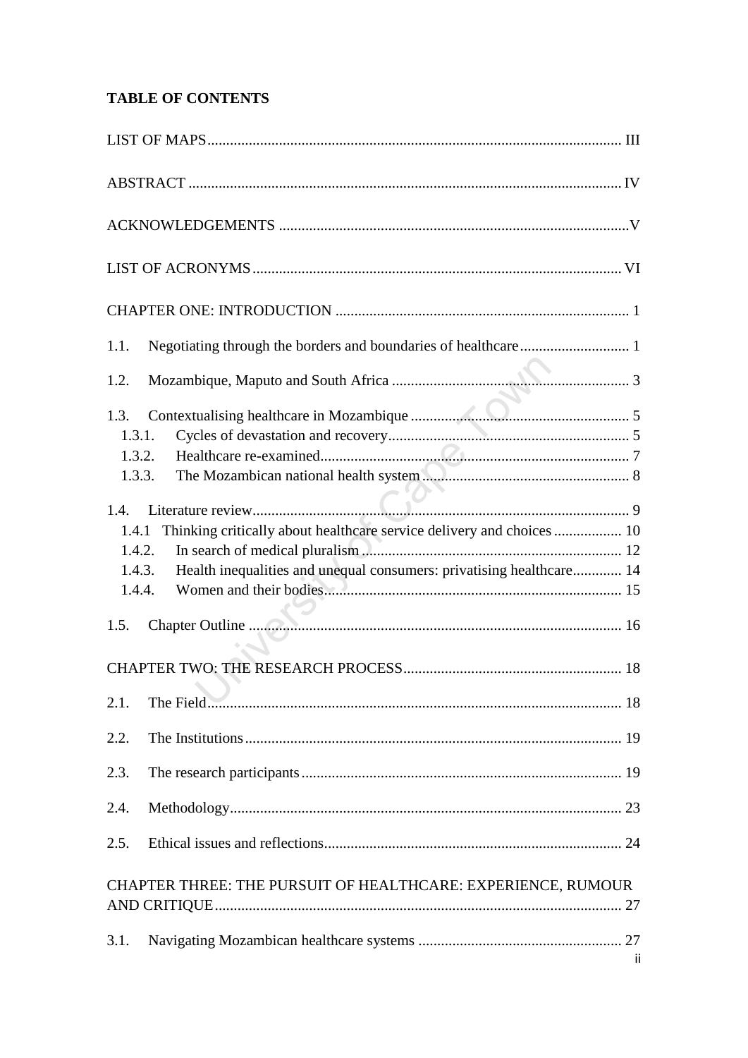**TABLE OF CONTENTS**

LIST OF MAPS ..... III

ABSTRACT ..... IV

ACKNOWLEDGEMENTS ..... V

LIST OF ACRONYMS ..... VI

CHAPTER ONE: INTRODUCTION ..... 1

1.1. Negotiating through the borders and boundaries of healthcare ..... 1

1.2. Mozambique, Maputo and South Africa ..... 3

1.3. Contextualising healthcare in Mozambique ..... 5
- 1.3.1. Cycles of devastation and recovery ..... 5
- 1.3.2. Healthcare re-examined ..... 7
- 1.3.3. The Mozambican national health system ..... 8

1.4. Literature review ..... 9
- 1.4.1 Thinking critically about healthcare service delivery and choices ..... 10
- 1.4.2. In search of medical pluralism ..... 12
- 1.4.3. Health inequalities and unequal consumers: privatising healthcare ..... 14
- 1.4.4. Women and their bodies ..... 15

1.5. Chapter Outline ..... 16

CHAPTER TWO: THE RESEARCH PROCESS ..... 18

2.1. The Field ..... 18

2.2. The Institutions ..... 19

2.3. The research participants ..... 19

2.4. Methodology ..... 23

2.5. Ethical issues and reflections ..... 24

CHAPTER THREE: THE PURSUIT OF HEALTHCARE: EXPERIENCE, RUMOUR AND CRITIQUE ..... 27

3.1. Navigating Mozambican healthcare systems ..... 27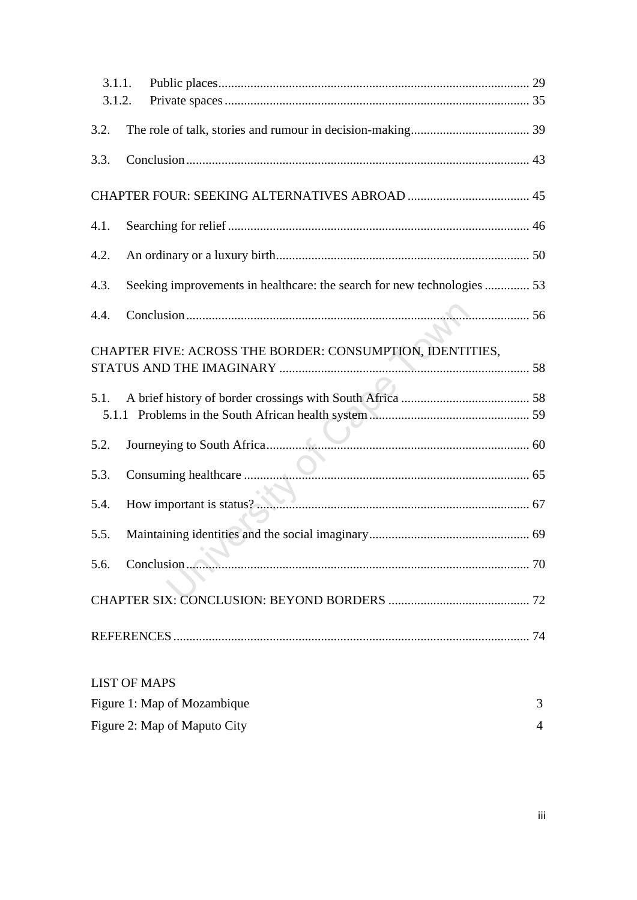3.1.1. Public places ... 29
3.1.2. Private spaces ... 35

3.2. The role of talk, stories and rumour in decision-making ... 39

3.3. Conclusion ... 43

CHAPTER FOUR: SEEKING ALTERNATIVES ABROAD ... 45

4.1. Searching for relief ... 46

4.2. An ordinary or a luxury birth ... 50

4.3. Seeking improvements in healthcare: the search for new technologies ... 53

4.4. Conclusion ... 56

CHAPTER FIVE: ACROSS THE BORDER: CONSUMPTION, IDENTITIES, STATUS AND THE IMAGINARY ... 58

5.1. A brief history of border crossings with South Africa ... 58
5.1.1 Problems in the South African health system ... 59

5.2. Journeying to South Africa ... 60

5.3. Consuming healthcare ... 65

5.4. How important is status? ... 67

5.5. Maintaining identities and the social imaginary ... 69

5.6. Conclusion ... 70

CHAPTER SIX: CONCLUSION: BEYOND BORDERS ... 72

REFERENCES ... 74

LIST OF MAPS

Figure 1: Map of Mozambique 3

Figure 2: Map of Maputo City 4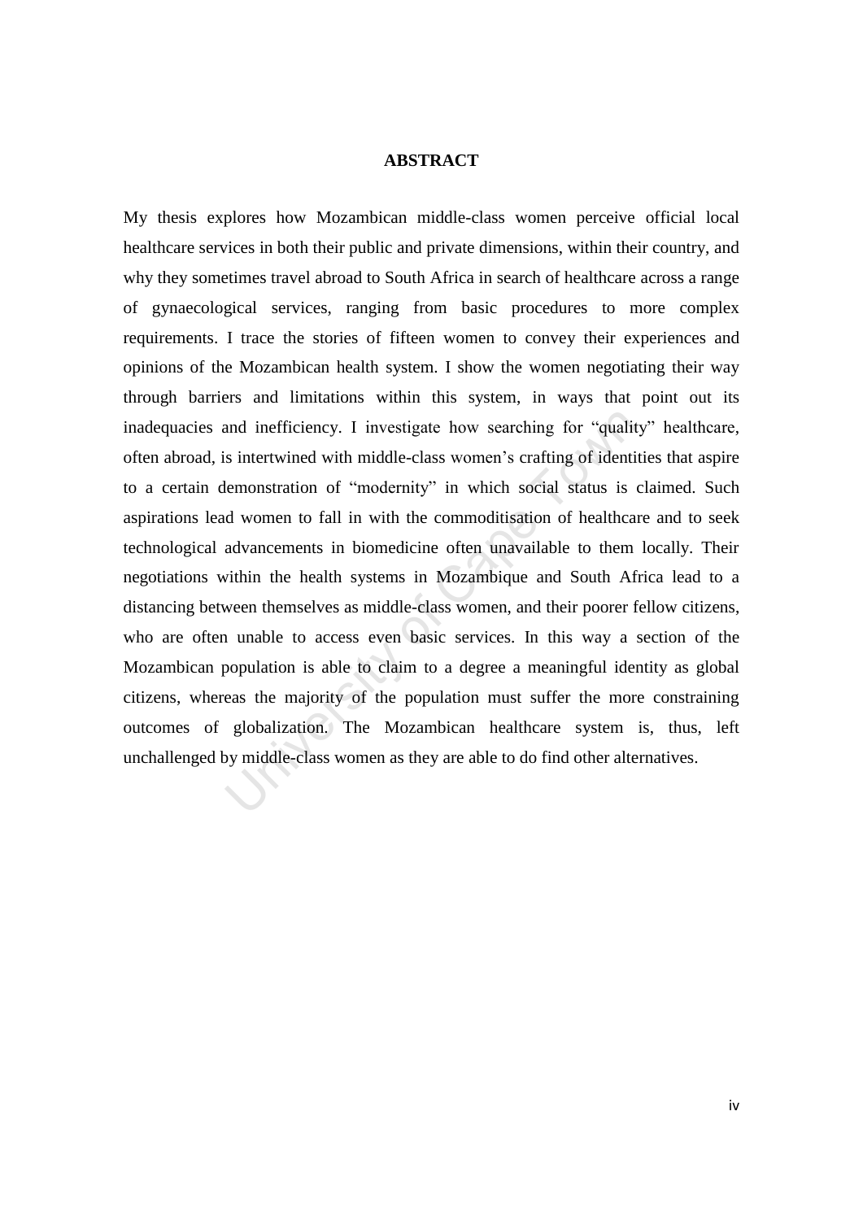# ABSTRACT

My thesis explores how Mozambican middle-class women perceive official local healthcare services in both their public and private dimensions, within their country, and why they sometimes travel abroad to South Africa in search of healthcare across a range of gynaecological services, ranging from basic procedures to more complex requirements. I trace the stories of fifteen women to convey their experiences and opinions of the Mozambican health system. I show the women negotiating their way through barriers and limitations within this system, in ways that point out its inadequacies and inefficiency. I investigate how searching for "quality" healthcare, often abroad, is intertwined with middle-class women's crafting of identities that aspire to a certain demonstration of "modernity" in which social status is claimed. Such aspirations lead women to fall in with the commoditisation of healthcare and to seek technological advancements in biomedicine often unavailable to them locally. Their negotiations within the health systems in Mozambique and South Africa lead to a distancing between themselves as middle-class women, and their poorer fellow citizens, who are often unable to access even basic services. In this way a section of the Mozambican population is able to claim to a degree a meaningful identity as global citizens, whereas the majority of the population must suffer the more constraining outcomes of globalization. The Mozambican healthcare system is, thus, left unchallenged by middle-class women as they are able to do find other alternatives.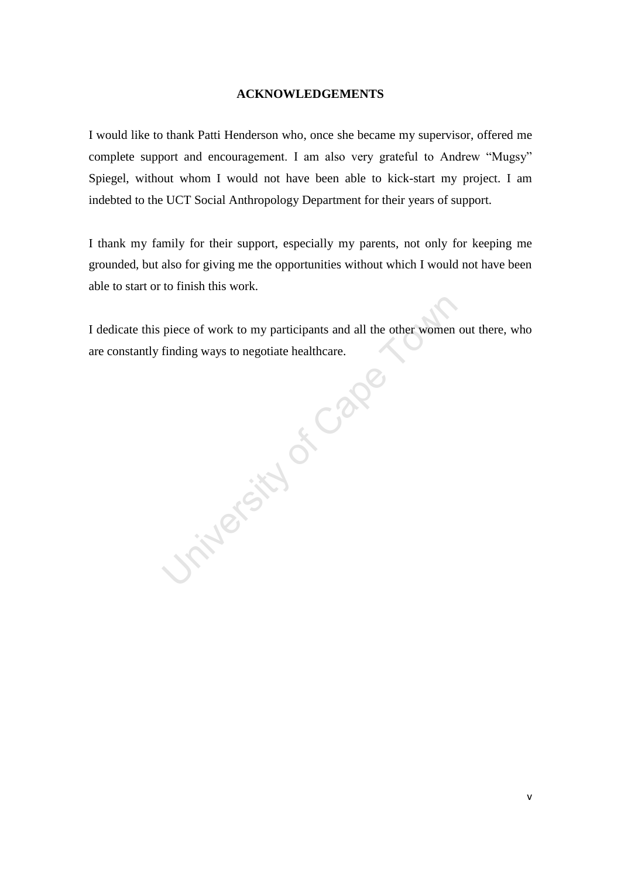## ACKNOWLEDGEMENTS

I would like to thank Patti Henderson who, once she became my supervisor, offered me complete support and encouragement. I am also very grateful to Andrew "Mugsy" Spiegel, without whom I would not have been able to kick-start my project. I am indebted to the UCT Social Anthropology Department for their years of support.

I thank my family for their support, especially my parents, not only for keeping me grounded, but also for giving me the opportunities without which I would not have been able to start or to finish this work.

I dedicate this piece of work to my participants and all the other women out there, who are constantly finding ways to negotiate healthcare.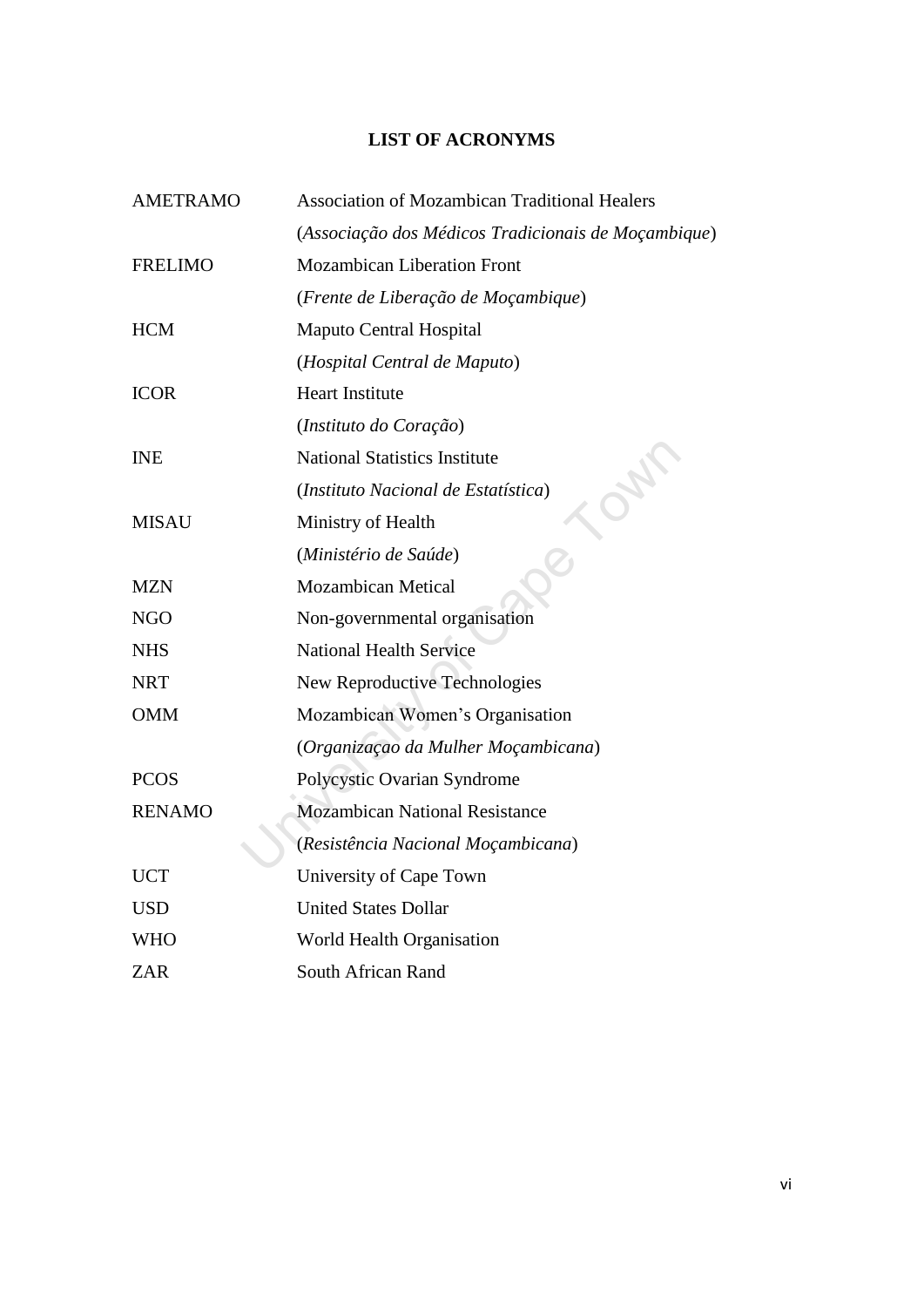## LIST OF ACRONYMS

| | |
|---|---|
| AMETRAMO | Association of Mozambican Traditional Healers (*Associação dos Médicos Tradicionais de Moçambique*) |
| FRELIMO | Mozambican Liberation Front (*Frente de Liberação de Moçambique*) |
| HCM | Maputo Central Hospital (*Hospital Central de Maputo*) |
| ICOR | Heart Institute (*Instituto do Coração*) |
| INE | National Statistics Institute (*Instituto Nacional de Estatística*) |
| MISAU | Ministry of Health (*Ministério de Saúde*) |
| MZN | Mozambican Metical |
| NGO | Non-governmental organisation |
| NHS | National Health Service |
| NRT | New Reproductive Technologies |
| OMM | Mozambican Women's Organisation (*Organizaçao da Mulher Moçambicana*) |
| PCOS | Polycystic Ovarian Syndrome |
| RENAMO | Mozambican National Resistance (*Resistência Nacional Moçambicana*) |
| UCT | University of Cape Town |
| USD | United States Dollar |
| WHO | World Health Organisation |
| ZAR | South African Rand |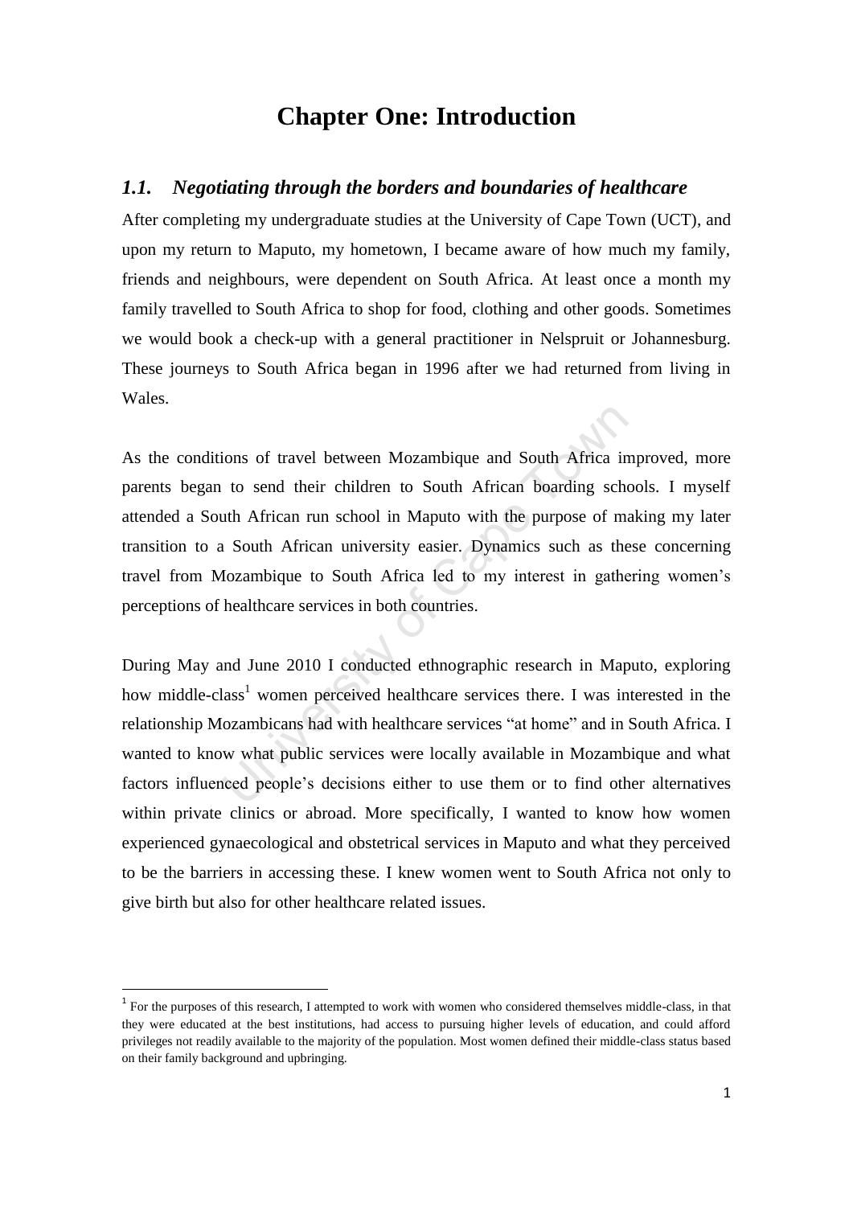# Chapter One: Introduction

## *1.1. Negotiating through the borders and boundaries of healthcare*

After completing my undergraduate studies at the University of Cape Town (UCT), and upon my return to Maputo, my hometown, I became aware of how much my family, friends and neighbours, were dependent on South Africa. At least once a month my family travelled to South Africa to shop for food, clothing and other goods. Sometimes we would book a check-up with a general practitioner in Nelspruit or Johannesburg. These journeys to South Africa began in 1996 after we had returned from living in Wales.

As the conditions of travel between Mozambique and South Africa improved, more parents began to send their children to South African boarding schools. I myself attended a South African run school in Maputo with the purpose of making my later transition to a South African university easier. Dynamics such as these concerning travel from Mozambique to South Africa led to my interest in gathering women's perceptions of healthcare services in both countries.

During May and June 2010 I conducted ethnographic research in Maputo, exploring how middle-class[1] women perceived healthcare services there. I was interested in the relationship Mozambicans had with healthcare services "at home" and in South Africa. I wanted to know what public services were locally available in Mozambique and what factors influenced people's decisions either to use them or to find other alternatives within private clinics or abroad. More specifically, I wanted to know how women experienced gynaecological and obstetrical services in Maputo and what they perceived to be the barriers in accessing these. I knew women went to South Africa not only to give birth but also for other healthcare related issues.

[1] For the purposes of this research, I attempted to work with women who considered themselves middle-class, in that they were educated at the best institutions, had access to pursuing higher levels of education, and could afford privileges not readily available to the majority of the population. Most women defined their middle-class status based on their family background and upbringing.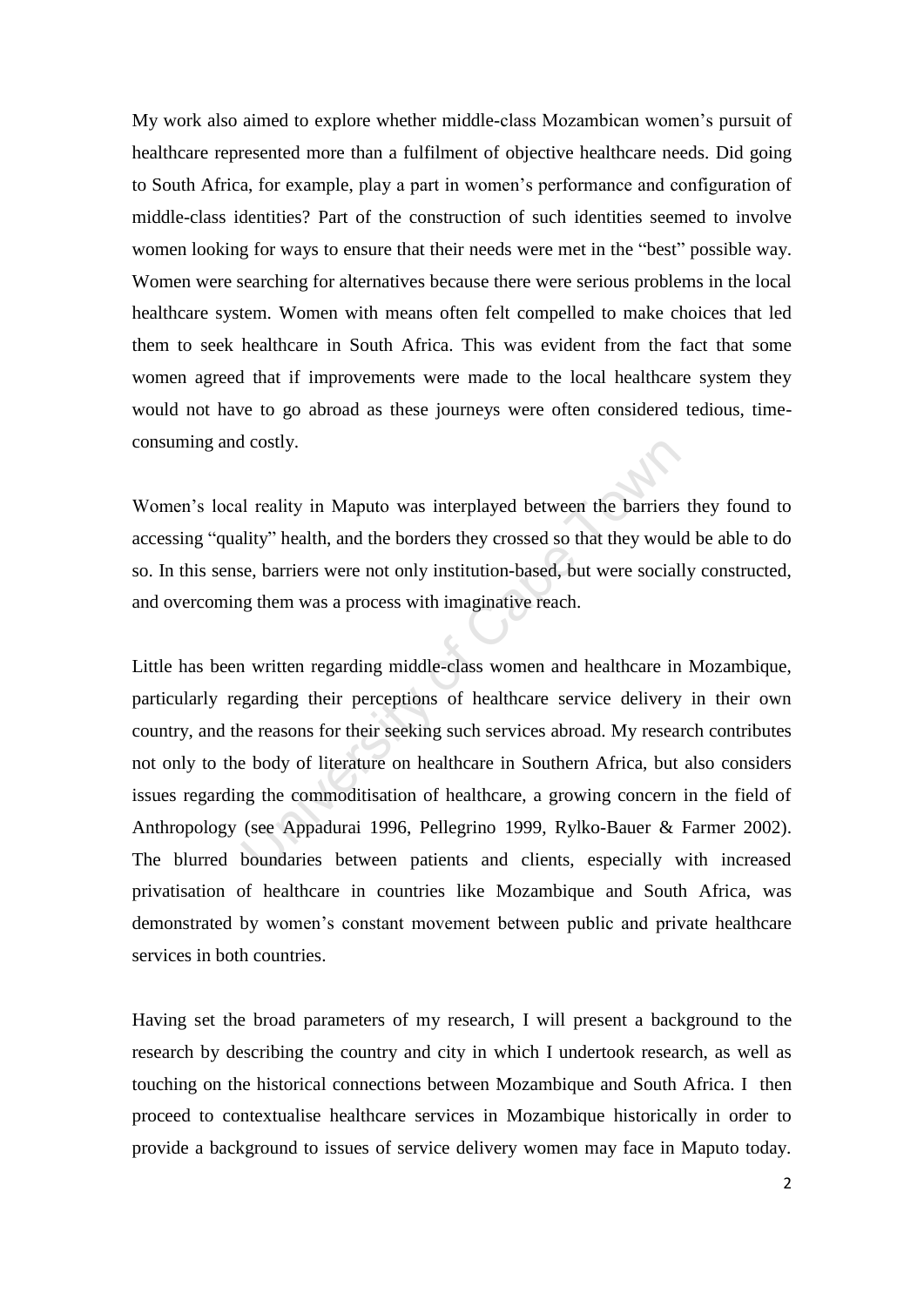My work also aimed to explore whether middle-class Mozambican women's pursuit of healthcare represented more than a fulfilment of objective healthcare needs. Did going to South Africa, for example, play a part in women's performance and configuration of middle-class identities? Part of the construction of such identities seemed to involve women looking for ways to ensure that their needs were met in the "best" possible way. Women were searching for alternatives because there were serious problems in the local healthcare system. Women with means often felt compelled to make choices that led them to seek healthcare in South Africa. This was evident from the fact that some women agreed that if improvements were made to the local healthcare system they would not have to go abroad as these journeys were often considered tedious, time-consuming and costly.

Women's local reality in Maputo was interplayed between the barriers they found to accessing "quality" health, and the borders they crossed so that they would be able to do so. In this sense, barriers were not only institution-based, but were socially constructed, and overcoming them was a process with imaginative reach.

Little has been written regarding middle-class women and healthcare in Mozambique, particularly regarding their perceptions of healthcare service delivery in their own country, and the reasons for their seeking such services abroad. My research contributes not only to the body of literature on healthcare in Southern Africa, but also considers issues regarding the commoditisation of healthcare, a growing concern in the field of Anthropology (see Appadurai 1996, Pellegrino 1999, Rylko-Bauer & Farmer 2002). The blurred boundaries between patients and clients, especially with increased privatisation of healthcare in countries like Mozambique and South Africa, was demonstrated by women's constant movement between public and private healthcare services in both countries.

Having set the broad parameters of my research, I will present a background to the research by describing the country and city in which I undertook research, as well as touching on the historical connections between Mozambique and South Africa. I then proceed to contextualise healthcare services in Mozambique historically in order to provide a background to issues of service delivery women may face in Maputo today.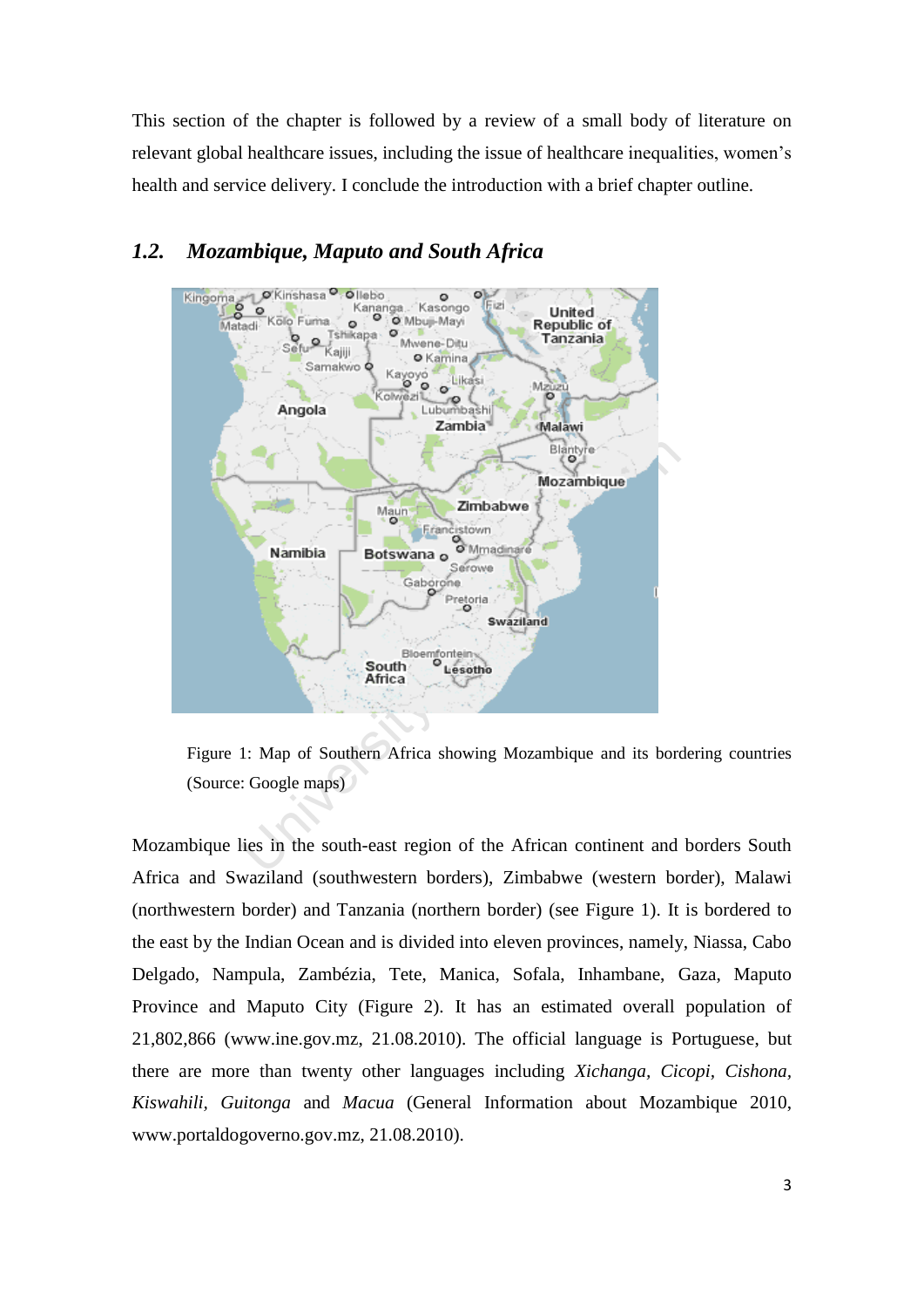This section of the chapter is followed by a review of a small body of literature on relevant global healthcare issues, including the issue of healthcare inequalities, women's health and service delivery. I conclude the introduction with a brief chapter outline.

## *1.2. Mozambique, Maputo and South Africa*

Figure 1: Map of Southern Africa showing Mozambique and its bordering countries (Source: Google maps)

Mozambique lies in the south-east region of the African continent and borders South Africa and Swaziland (southwestern borders), Zimbabwe (western border), Malawi (northwestern border) and Tanzania (northern border) (see Figure 1). It is bordered to the east by the Indian Ocean and is divided into eleven provinces, namely, Niassa, Cabo Delgado, Nampula, Zambézia, Tete, Manica, Sofala, Inhambane, Gaza, Maputo Province and Maputo City (Figure 2). It has an estimated overall population of 21,802,866 (www.ine.gov.mz, 21.08.2010). The official language is Portuguese, but there are more than twenty other languages including *Xichanga*, *Cicopi*, *Cishona*, *Kiswahili*, *Guitonga* and *Macua* (General Information about Mozambique 2010, www.portaldogoverno.gov.mz, 21.08.2010).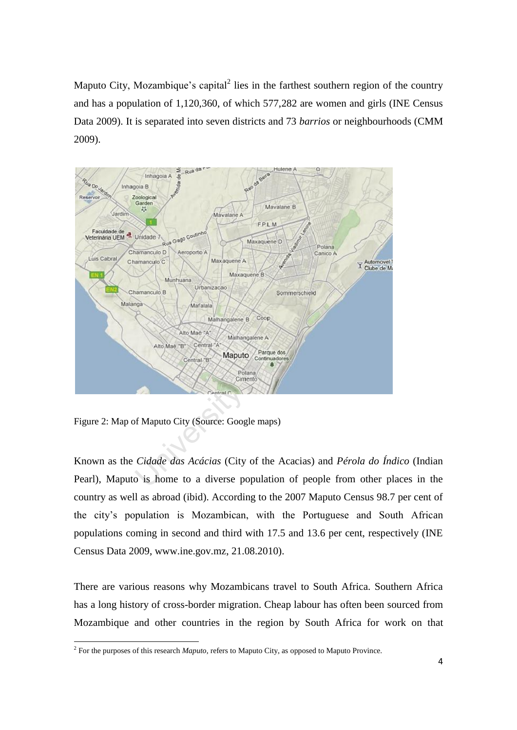Maputo City, Mozambique's capital[2] lies in the farthest southern region of the country and has a population of 1,120,360, of which 577,282 are women and girls (INE Census Data 2009). It is separated into seven districts and 73 *barrios* or neighbourhoods (CMM 2009).

Figure 2: Map of Maputo City (Source: Google maps)

Known as the *Cidade das Acácias* (City of the Acacias) and *Pérola do Índico* (Indian Pearl), Maputo is home to a diverse population of people from other places in the country as well as abroad (ibid). According to the 2007 Maputo Census 98.7 per cent of the city's population is Mozambican, with the Portuguese and South African populations coming in second and third with 17.5 and 13.6 per cent, respectively (INE Census Data 2009, www.ine.gov.mz, 21.08.2010).

There are various reasons why Mozambicans travel to South Africa. Southern Africa has a long history of cross-border migration. Cheap labour has often been sourced from Mozambique and other countries in the region by South Africa for work on that

[2] For the purposes of this research *Maputo*, refers to Maputo City, as opposed to Maputo Province.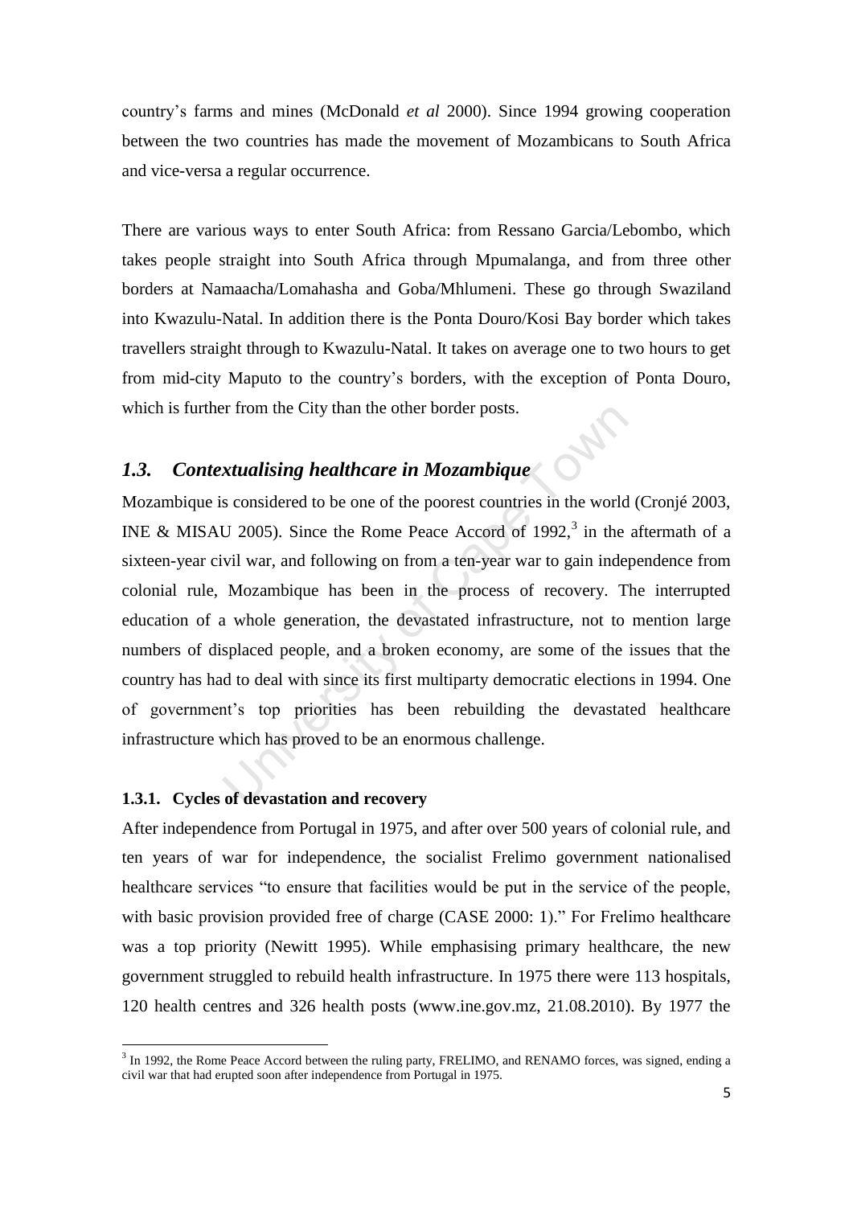country's farms and mines (McDonald *et al* 2000). Since 1994 growing cooperation between the two countries has made the movement of Mozambicans to South Africa and vice-versa a regular occurrence.

There are various ways to enter South Africa: from Ressano Garcia/Lebombo, which takes people straight into South Africa through Mpumalanga, and from three other borders at Namaacha/Lomahasha and Goba/Mhlumeni. These go through Swaziland into Kwazulu-Natal. In addition there is the Ponta Douro/Kosi Bay border which takes travellers straight through to Kwazulu-Natal. It takes on average one to two hours to get from mid-city Maputo to the country's borders, with the exception of Ponta Douro, which is further from the City than the other border posts.

## *1.3. Contextualising healthcare in Mozambique*

Mozambique is considered to be one of the poorest countries in the world (Cronjé 2003, INE & MISAU 2005). Since the Rome Peace Accord of 1992,[3] in the aftermath of a sixteen-year civil war, and following on from a ten-year war to gain independence from colonial rule, Mozambique has been in the process of recovery. The interrupted education of a whole generation, the devastated infrastructure, not to mention large numbers of displaced people, and a broken economy, are some of the issues that the country has had to deal with since its first multiparty democratic elections in 1994. One of government's top priorities has been rebuilding the devastated healthcare infrastructure which has proved to be an enormous challenge.

### 1.3.1. Cycles of devastation and recovery

After independence from Portugal in 1975, and after over 500 years of colonial rule, and ten years of war for independence, the socialist Frelimo government nationalised healthcare services "to ensure that facilities would be put in the service of the people, with basic provision provided free of charge (CASE 2000: 1)." For Frelimo healthcare was a top priority (Newitt 1995). While emphasising primary healthcare, the new government struggled to rebuild health infrastructure. In 1975 there were 113 hospitals, 120 health centres and 326 health posts (www.ine.gov.mz, 21.08.2010). By 1977 the

[3] In 1992, the Rome Peace Accord between the ruling party, FRELIMO, and RENAMO forces, was signed, ending a civil war that had erupted soon after independence from Portugal in 1975.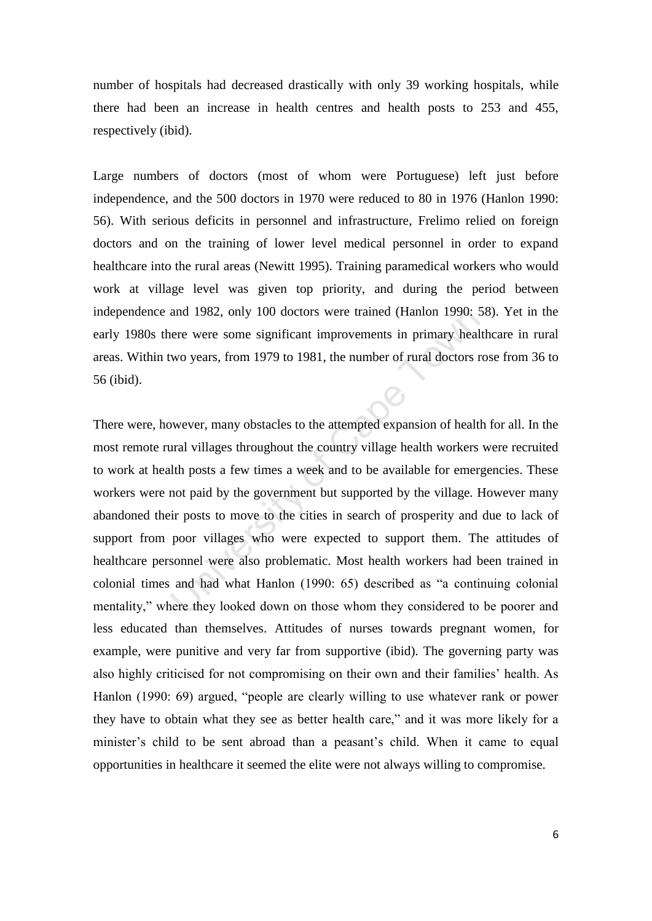number of hospitals had decreased drastically with only 39 working hospitals, while there had been an increase in health centres and health posts to 253 and 455, respectively (ibid).

Large numbers of doctors (most of whom were Portuguese) left just before independence, and the 500 doctors in 1970 were reduced to 80 in 1976 (Hanlon 1990: 56). With serious deficits in personnel and infrastructure, Frelimo relied on foreign doctors and on the training of lower level medical personnel in order to expand healthcare into the rural areas (Newitt 1995). Training paramedical workers who would work at village level was given top priority, and during the period between independence and 1982, only 100 doctors were trained (Hanlon 1990: 58). Yet in the early 1980s there were some significant improvements in primary healthcare in rural areas. Within two years, from 1979 to 1981, the number of rural doctors rose from 36 to 56 (ibid).

There were, however, many obstacles to the attempted expansion of health for all. In the most remote rural villages throughout the country village health workers were recruited to work at health posts a few times a week and to be available for emergencies. These workers were not paid by the government but supported by the village. However many abandoned their posts to move to the cities in search of prosperity and due to lack of support from poor villages who were expected to support them. The attitudes of healthcare personnel were also problematic. Most health workers had been trained in colonial times and had what Hanlon (1990: 65) described as "a continuing colonial mentality," where they looked down on those whom they considered to be poorer and less educated than themselves. Attitudes of nurses towards pregnant women, for example, were punitive and very far from supportive (ibid). The governing party was also highly criticised for not compromising on their own and their families' health. As Hanlon (1990: 69) argued, "people are clearly willing to use whatever rank or power they have to obtain what they see as better health care," and it was more likely for a minister's child to be sent abroad than a peasant's child. When it came to equal opportunities in healthcare it seemed the elite were not always willing to compromise.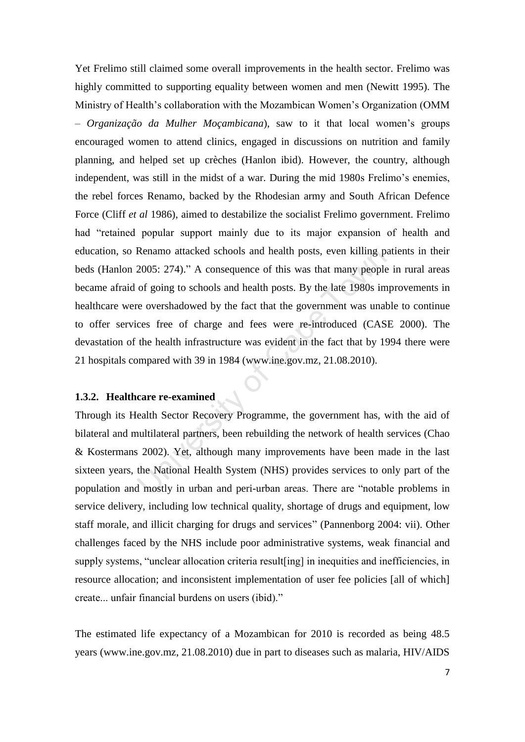Yet Frelimo still claimed some overall improvements in the health sector. Frelimo was highly committed to supporting equality between women and men (Newitt 1995). The Ministry of Health's collaboration with the Mozambican Women's Organization (OMM – *Organização da Mulher Moçambicana*), saw to it that local women's groups encouraged women to attend clinics, engaged in discussions on nutrition and family planning, and helped set up crèches (Hanlon ibid). However, the country, although independent, was still in the midst of a war. During the mid 1980s Frelimo's enemies, the rebel forces Renamo, backed by the Rhodesian army and South African Defence Force (Cliff *et al* 1986), aimed to destabilize the socialist Frelimo government. Frelimo had "retained popular support mainly due to its major expansion of health and education, so Renamo attacked schools and health posts, even killing patients in their beds (Hanlon 2005: 274)." A consequence of this was that many people in rural areas became afraid of going to schools and health posts. By the late 1980s improvements in healthcare were overshadowed by the fact that the government was unable to continue to offer services free of charge and fees were re-introduced (CASE 2000). The devastation of the health infrastructure was evident in the fact that by 1994 there were 21 hospitals compared with 39 in 1984 (www.ine.gov.mz, 21.08.2010).

### 1.3.2. Healthcare re-examined

Through its Health Sector Recovery Programme, the government has, with the aid of bilateral and multilateral partners, been rebuilding the network of health services (Chao & Kostermans 2002). Yet, although many improvements have been made in the last sixteen years, the National Health System (NHS) provides services to only part of the population and mostly in urban and peri-urban areas. There are "notable problems in service delivery, including low technical quality, shortage of drugs and equipment, low staff morale, and illicit charging for drugs and services" (Pannenborg 2004: vii). Other challenges faced by the NHS include poor administrative systems, weak financial and supply systems, "unclear allocation criteria result[ing] in inequities and inefficiencies, in resource allocation; and inconsistent implementation of user fee policies [all of which] create... unfair financial burdens on users (ibid)."

The estimated life expectancy of a Mozambican for 2010 is recorded as being 48.5 years (www.ine.gov.mz, 21.08.2010) due in part to diseases such as malaria, HIV/AIDS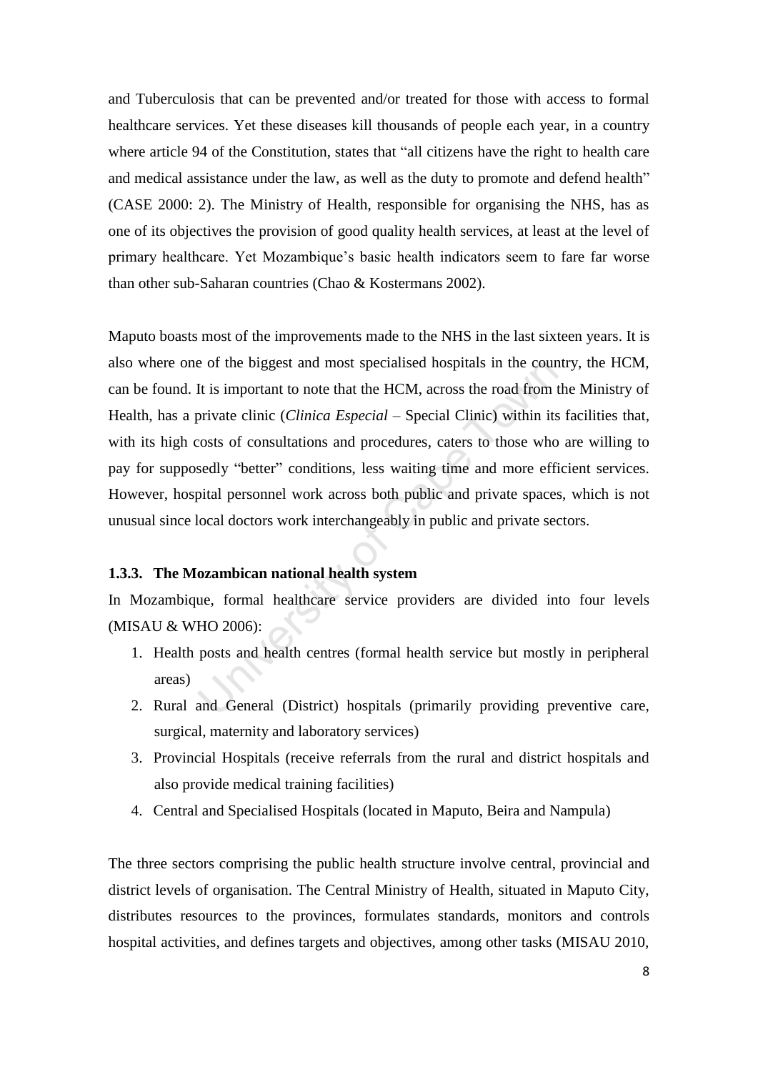and Tuberculosis that can be prevented and/or treated for those with access to formal healthcare services. Yet these diseases kill thousands of people each year, in a country where article 94 of the Constitution, states that "all citizens have the right to health care and medical assistance under the law, as well as the duty to promote and defend health" (CASE 2000: 2). The Ministry of Health, responsible for organising the NHS, has as one of its objectives the provision of good quality health services, at least at the level of primary healthcare. Yet Mozambique's basic health indicators seem to fare far worse than other sub-Saharan countries (Chao & Kostermans 2002).

Maputo boasts most of the improvements made to the NHS in the last sixteen years. It is also where one of the biggest and most specialised hospitals in the country, the HCM, can be found. It is important to note that the HCM, across the road from the Ministry of Health, has a private clinic (*Clinica Especial* – Special Clinic) within its facilities that, with its high costs of consultations and procedures, caters to those who are willing to pay for supposedly "better" conditions, less waiting time and more efficient services. However, hospital personnel work across both public and private spaces, which is not unusual since local doctors work interchangeably in public and private sectors.

### 1.3.3. The Mozambican national health system

In Mozambique, formal healthcare service providers are divided into four levels (MISAU & WHO 2006):

1. Health posts and health centres (formal health service but mostly in peripheral areas)
2. Rural and General (District) hospitals (primarily providing preventive care, surgical, maternity and laboratory services)
3. Provincial Hospitals (receive referrals from the rural and district hospitals and also provide medical training facilities)
4. Central and Specialised Hospitals (located in Maputo, Beira and Nampula)

The three sectors comprising the public health structure involve central, provincial and district levels of organisation. The Central Ministry of Health, situated in Maputo City, distributes resources to the provinces, formulates standards, monitors and controls hospital activities, and defines targets and objectives, among other tasks (MISAU 2010,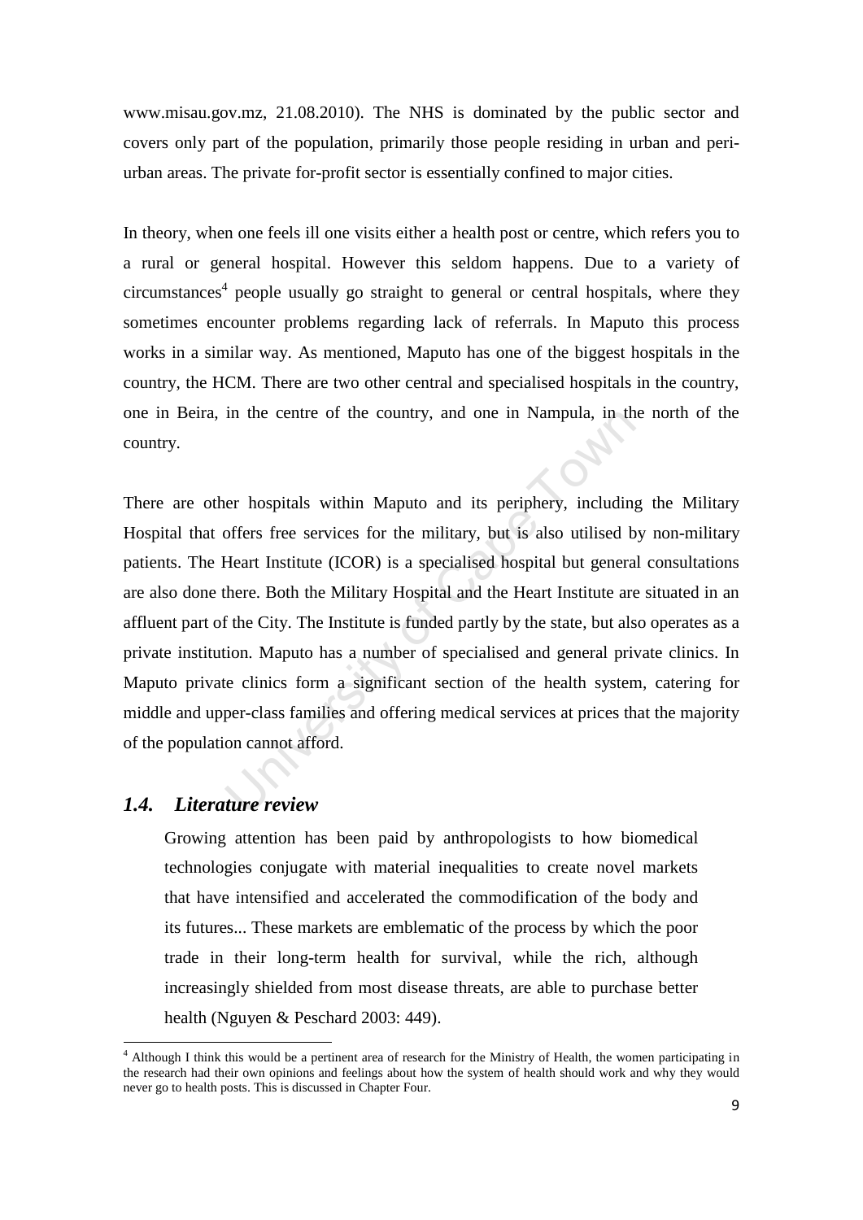www.misau.gov.mz, 21.08.2010). The NHS is dominated by the public sector and covers only part of the population, primarily those people residing in urban and peri-urban areas. The private for-profit sector is essentially confined to major cities.

In theory, when one feels ill one visits either a health post or centre, which refers you to a rural or general hospital. However this seldom happens. Due to a variety of circumstances[4] people usually go straight to general or central hospitals, where they sometimes encounter problems regarding lack of referrals. In Maputo this process works in a similar way. As mentioned, Maputo has one of the biggest hospitals in the country, the HCM. There are two other central and specialised hospitals in the country, one in Beira, in the centre of the country, and one in Nampula, in the north of the country.

There are other hospitals within Maputo and its periphery, including the Military Hospital that offers free services for the military, but is also utilised by non-military patients. The Heart Institute (ICOR) is a specialised hospital but general consultations are also done there. Both the Military Hospital and the Heart Institute are situated in an affluent part of the City. The Institute is funded partly by the state, but also operates as a private institution. Maputo has a number of specialised and general private clinics. In Maputo private clinics form a significant section of the health system, catering for middle and upper-class families and offering medical services at prices that the majority of the population cannot afford.

## *1.4. Literature review*

> Growing attention has been paid by anthropologists to how biomedical technologies conjugate with material inequalities to create novel markets that have intensified and accelerated the commodification of the body and its futures... These markets are emblematic of the process by which the poor trade in their long-term health for survival, while the rich, although increasingly shielded from most disease threats, are able to purchase better health (Nguyen & Peschard 2003: 449).

[4] Although I think this would be a pertinent area of research for the Ministry of Health, the women participating in the research had their own opinions and feelings about how the system of health should work and why they would never go to health posts. This is discussed in Chapter Four.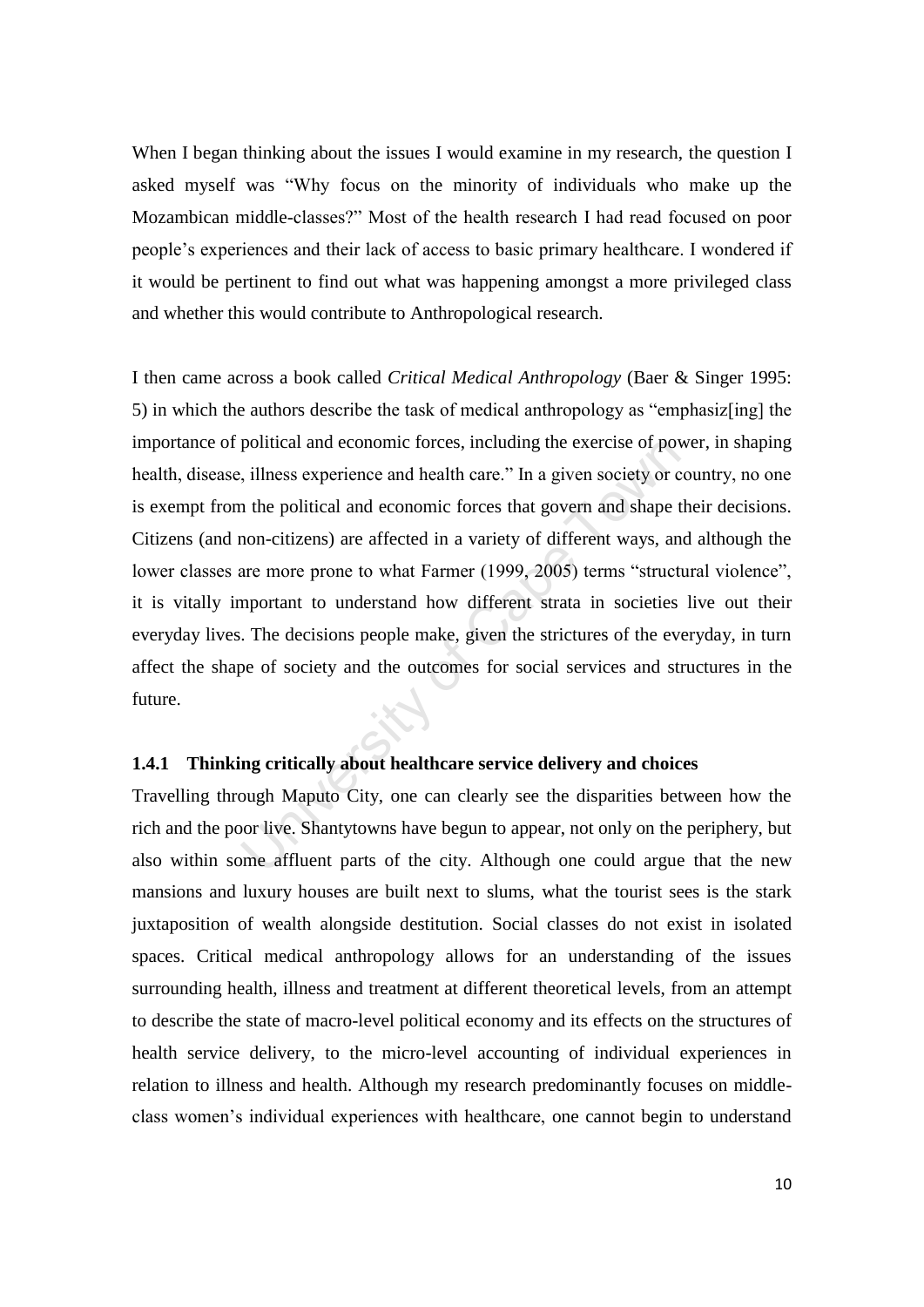When I began thinking about the issues I would examine in my research, the question I asked myself was "Why focus on the minority of individuals who make up the Mozambican middle-classes?" Most of the health research I had read focused on poor people's experiences and their lack of access to basic primary healthcare. I wondered if it would be pertinent to find out what was happening amongst a more privileged class and whether this would contribute to Anthropological research.

I then came across a book called *Critical Medical Anthropology* (Baer & Singer 1995: 5) in which the authors describe the task of medical anthropology as "emphasiz[ing] the importance of political and economic forces, including the exercise of power, in shaping health, disease, illness experience and health care." In a given society or country, no one is exempt from the political and economic forces that govern and shape their decisions. Citizens (and non-citizens) are affected in a variety of different ways, and although the lower classes are more prone to what Farmer (1999, 2005) terms "structural violence", it is vitally important to understand how different strata in societies live out their everyday lives. The decisions people make, given the strictures of the everyday, in turn affect the shape of society and the outcomes for social services and structures in the future.

### 1.4.1 Thinking critically about healthcare service delivery and choices

Travelling through Maputo City, one can clearly see the disparities between how the rich and the poor live. Shantytowns have begun to appear, not only on the periphery, but also within some affluent parts of the city. Although one could argue that the new mansions and luxury houses are built next to slums, what the tourist sees is the stark juxtaposition of wealth alongside destitution. Social classes do not exist in isolated spaces. Critical medical anthropology allows for an understanding of the issues surrounding health, illness and treatment at different theoretical levels, from an attempt to describe the state of macro-level political economy and its effects on the structures of health service delivery, to the micro-level accounting of individual experiences in relation to illness and health. Although my research predominantly focuses on middle-class women's individual experiences with healthcare, one cannot begin to understand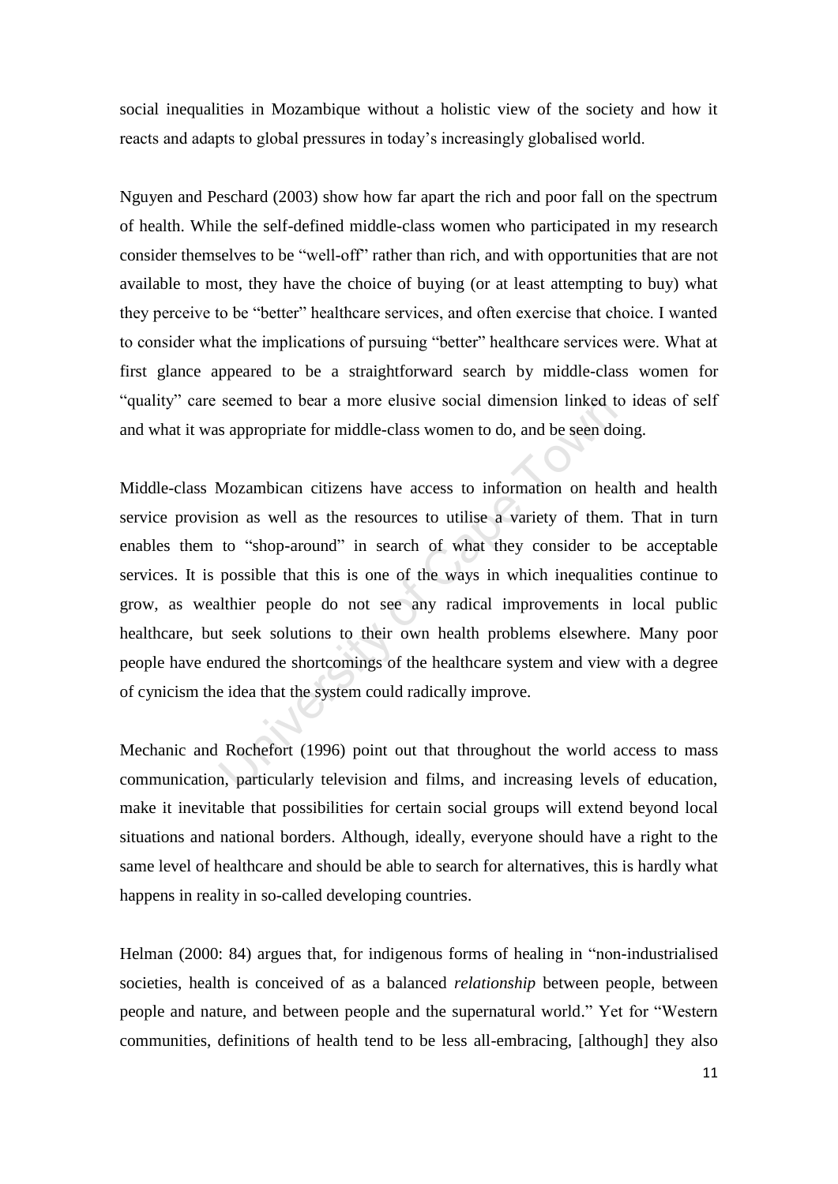social inequalities in Mozambique without a holistic view of the society and how it reacts and adapts to global pressures in today's increasingly globalised world.

Nguyen and Peschard (2003) show how far apart the rich and poor fall on the spectrum of health. While the self-defined middle-class women who participated in my research consider themselves to be "well-off" rather than rich, and with opportunities that are not available to most, they have the choice of buying (or at least attempting to buy) what they perceive to be "better" healthcare services, and often exercise that choice. I wanted to consider what the implications of pursuing "better" healthcare services were. What at first glance appeared to be a straightforward search by middle-class women for "quality" care seemed to bear a more elusive social dimension linked to ideas of self and what it was appropriate for middle-class women to do, and be seen doing.

Middle-class Mozambican citizens have access to information on health and health service provision as well as the resources to utilise a variety of them. That in turn enables them to "shop-around" in search of what they consider to be acceptable services. It is possible that this is one of the ways in which inequalities continue to grow, as wealthier people do not see any radical improvements in local public healthcare, but seek solutions to their own health problems elsewhere. Many poor people have endured the shortcomings of the healthcare system and view with a degree of cynicism the idea that the system could radically improve.

Mechanic and Rochefort (1996) point out that throughout the world access to mass communication, particularly television and films, and increasing levels of education, make it inevitable that possibilities for certain social groups will extend beyond local situations and national borders. Although, ideally, everyone should have a right to the same level of healthcare and should be able to search for alternatives, this is hardly what happens in reality in so-called developing countries.

Helman (2000: 84) argues that, for indigenous forms of healing in "non-industrialised societies, health is conceived of as a balanced *relationship* between people, between people and nature, and between people and the supernatural world." Yet for "Western communities, definitions of health tend to be less all-embracing, [although] they also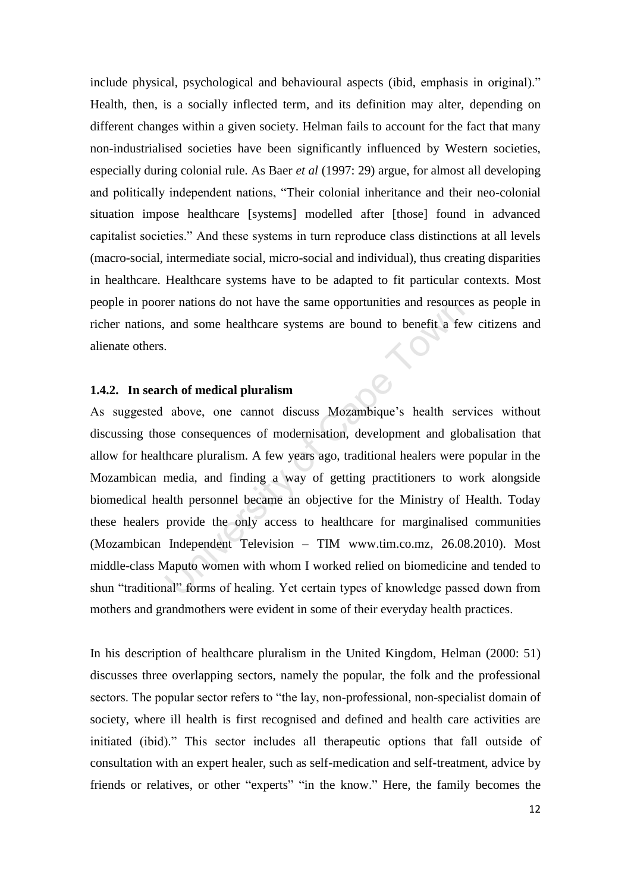include physical, psychological and behavioural aspects (ibid, emphasis in original)." Health, then, is a socially inflected term, and its definition may alter, depending on different changes within a given society. Helman fails to account for the fact that many non-industrialised societies have been significantly influenced by Western societies, especially during colonial rule. As Baer *et al* (1997: 29) argue, for almost all developing and politically independent nations, "Their colonial inheritance and their neo-colonial situation impose healthcare [systems] modelled after [those] found in advanced capitalist societies." And these systems in turn reproduce class distinctions at all levels (macro-social, intermediate social, micro-social and individual), thus creating disparities in healthcare. Healthcare systems have to be adapted to fit particular contexts. Most people in poorer nations do not have the same opportunities and resources as people in richer nations, and some healthcare systems are bound to benefit a few citizens and alienate others.

### 1.4.2. In search of medical pluralism

As suggested above, one cannot discuss Mozambique's health services without discussing those consequences of modernisation, development and globalisation that allow for healthcare pluralism. A few years ago, traditional healers were popular in the Mozambican media, and finding a way of getting practitioners to work alongside biomedical health personnel became an objective for the Ministry of Health. Today these healers provide the only access to healthcare for marginalised communities (Mozambican Independent Television – TIM www.tim.co.mz, 26.08.2010). Most middle-class Maputo women with whom I worked relied on biomedicine and tended to shun "traditional" forms of healing. Yet certain types of knowledge passed down from mothers and grandmothers were evident in some of their everyday health practices.

In his description of healthcare pluralism in the United Kingdom, Helman (2000: 51) discusses three overlapping sectors, namely the popular, the folk and the professional sectors. The popular sector refers to "the lay, non-professional, non-specialist domain of society, where ill health is first recognised and defined and health care activities are initiated (ibid)." This sector includes all therapeutic options that fall outside of consultation with an expert healer, such as self-medication and self-treatment, advice by friends or relatives, or other "experts" "in the know." Here, the family becomes the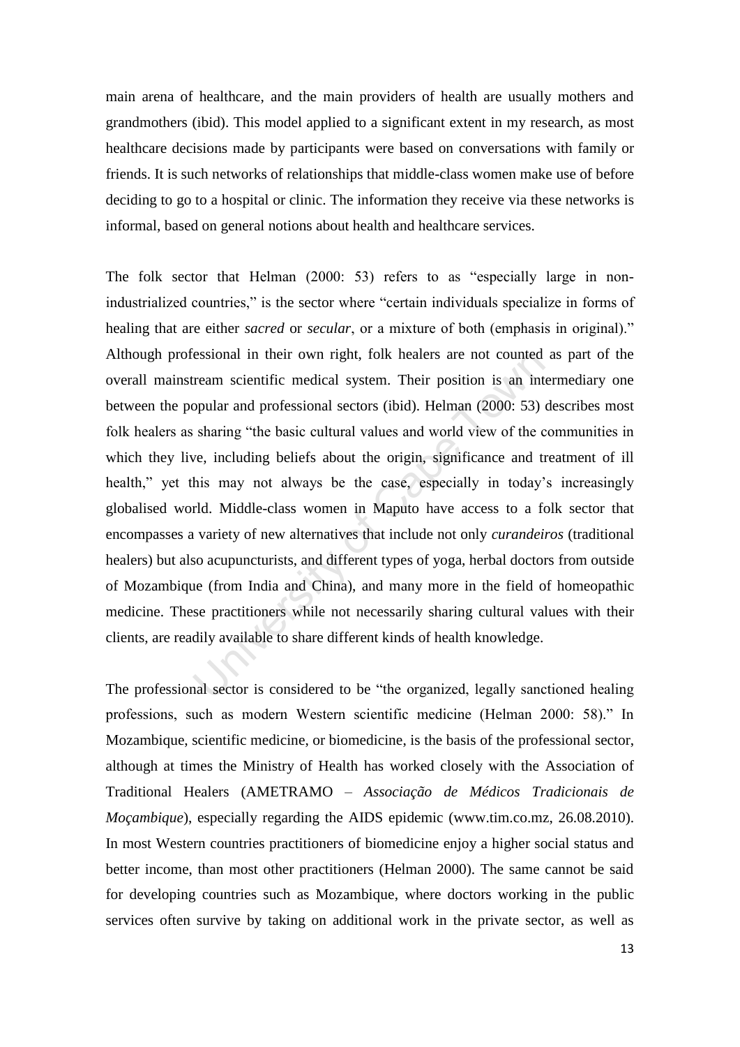main arena of healthcare, and the main providers of health are usually mothers and grandmothers (ibid). This model applied to a significant extent in my research, as most healthcare decisions made by participants were based on conversations with family or friends. It is such networks of relationships that middle-class women make use of before deciding to go to a hospital or clinic. The information they receive via these networks is informal, based on general notions about health and healthcare services.

The folk sector that Helman (2000: 53) refers to as "especially large in non-industrialized countries," is the sector where "certain individuals specialize in forms of healing that are either *sacred* or *secular*, or a mixture of both (emphasis in original)." Although professional in their own right, folk healers are not counted as part of the overall mainstream scientific medical system. Their position is an intermediary one between the popular and professional sectors (ibid). Helman (2000: 53) describes most folk healers as sharing "the basic cultural values and world view of the communities in which they live, including beliefs about the origin, significance and treatment of ill health," yet this may not always be the case, especially in today's increasingly globalised world. Middle-class women in Maputo have access to a folk sector that encompasses a variety of new alternatives that include not only *curandeiros* (traditional healers) but also acupuncturists, and different types of yoga, herbal doctors from outside of Mozambique (from India and China), and many more in the field of homeopathic medicine. These practitioners while not necessarily sharing cultural values with their clients, are readily available to share different kinds of health knowledge.

The professional sector is considered to be "the organized, legally sanctioned healing professions, such as modern Western scientific medicine (Helman 2000: 58)." In Mozambique, scientific medicine, or biomedicine, is the basis of the professional sector, although at times the Ministry of Health has worked closely with the Association of Traditional Healers (AMETRAMO – *Associação de Médicos Tradicionais de Moçambique*), especially regarding the AIDS epidemic (www.tim.co.mz, 26.08.2010). In most Western countries practitioners of biomedicine enjoy a higher social status and better income, than most other practitioners (Helman 2000). The same cannot be said for developing countries such as Mozambique, where doctors working in the public services often survive by taking on additional work in the private sector, as well as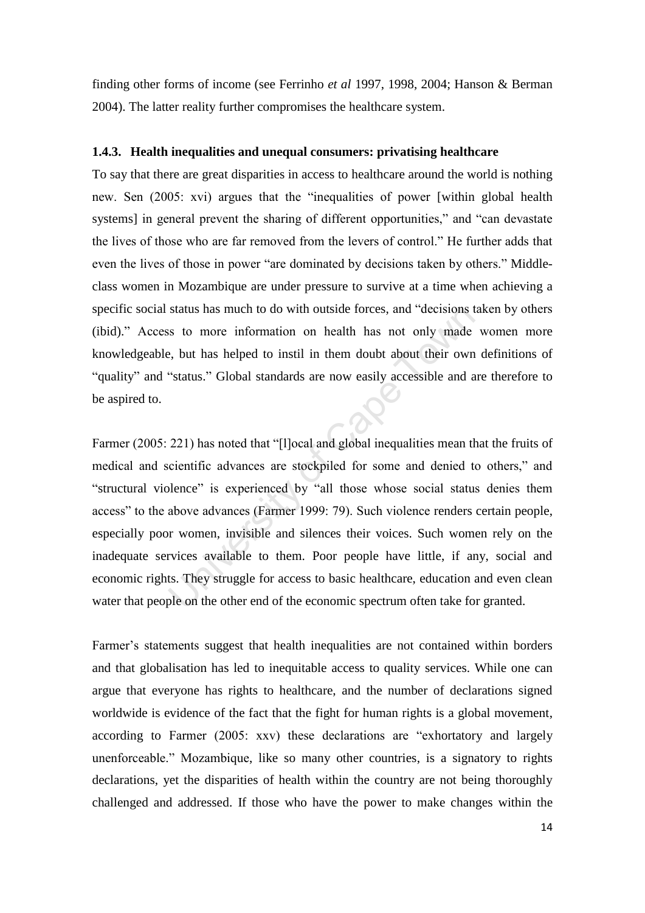finding other forms of income (see Ferrinho *et al* 1997, 1998, 2004; Hanson & Berman 2004). The latter reality further compromises the healthcare system.

### 1.4.3. Health inequalities and unequal consumers: privatising healthcare

To say that there are great disparities in access to healthcare around the world is nothing new. Sen (2005: xvi) argues that the "inequalities of power [within global health systems] in general prevent the sharing of different opportunities," and "can devastate the lives of those who are far removed from the levers of control." He further adds that even the lives of those in power "are dominated by decisions taken by others." Middle-class women in Mozambique are under pressure to survive at a time when achieving a specific social status has much to do with outside forces, and "decisions taken by others (ibid)." Access to more information on health has not only made women more knowledgeable, but has helped to instil in them doubt about their own definitions of "quality" and "status." Global standards are now easily accessible and are therefore to be aspired to.

Farmer (2005: 221) has noted that "[l]ocal and global inequalities mean that the fruits of medical and scientific advances are stockpiled for some and denied to others," and "structural violence" is experienced by "all those whose social status denies them access" to the above advances (Farmer 1999: 79). Such violence renders certain people, especially poor women, invisible and silences their voices. Such women rely on the inadequate services available to them. Poor people have little, if any, social and economic rights. They struggle for access to basic healthcare, education and even clean water that people on the other end of the economic spectrum often take for granted.

Farmer's statements suggest that health inequalities are not contained within borders and that globalisation has led to inequitable access to quality services. While one can argue that everyone has rights to healthcare, and the number of declarations signed worldwide is evidence of the fact that the fight for human rights is a global movement, according to Farmer (2005: xxv) these declarations are "exhortatory and largely unenforceable." Mozambique, like so many other countries, is a signatory to rights declarations, yet the disparities of health within the country are not being thoroughly challenged and addressed. If those who have the power to make changes within the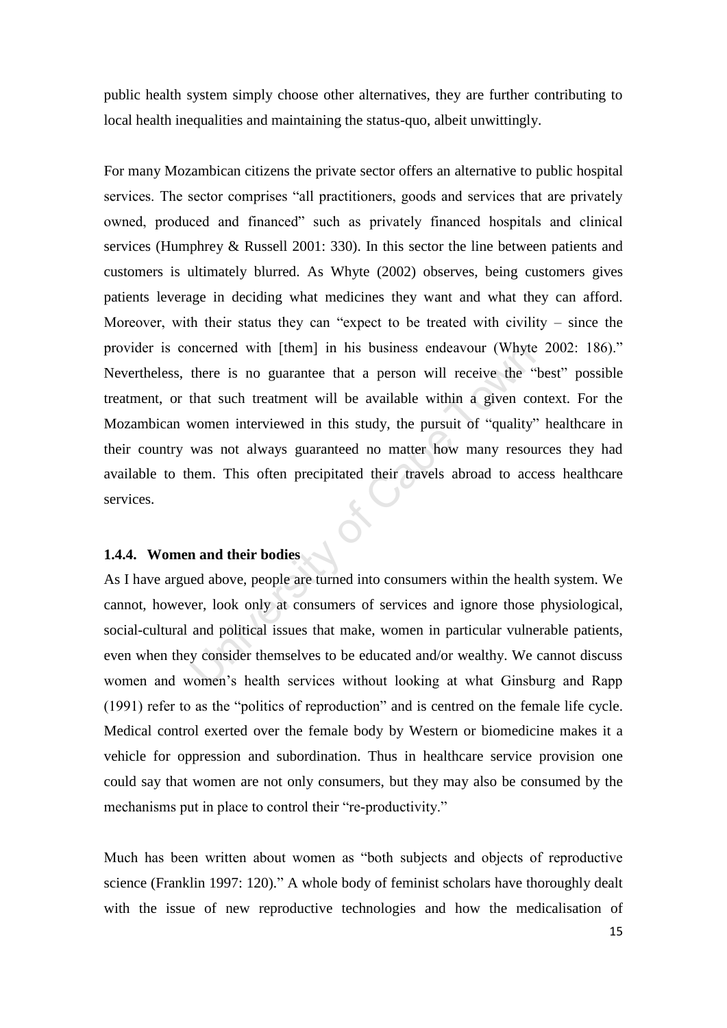public health system simply choose other alternatives, they are further contributing to local health inequalities and maintaining the status-quo, albeit unwittingly.

For many Mozambican citizens the private sector offers an alternative to public hospital services. The sector comprises "all practitioners, goods and services that are privately owned, produced and financed" such as privately financed hospitals and clinical services (Humphrey & Russell 2001: 330). In this sector the line between patients and customers is ultimately blurred. As Whyte (2002) observes, being customers gives patients leverage in deciding what medicines they want and what they can afford. Moreover, with their status they can "expect to be treated with civility – since the provider is concerned with [them] in his business endeavour (Whyte 2002: 186)." Nevertheless, there is no guarantee that a person will receive the "best" possible treatment, or that such treatment will be available within a given context. For the Mozambican women interviewed in this study, the pursuit of "quality" healthcare in their country was not always guaranteed no matter how many resources they had available to them. This often precipitated their travels abroad to access healthcare services.

### 1.4.4. Women and their bodies

As I have argued above, people are turned into consumers within the health system. We cannot, however, look only at consumers of services and ignore those physiological, social-cultural and political issues that make, women in particular vulnerable patients, even when they consider themselves to be educated and/or wealthy. We cannot discuss women and women's health services without looking at what Ginsburg and Rapp (1991) refer to as the "politics of reproduction" and is centred on the female life cycle. Medical control exerted over the female body by Western or biomedicine makes it a vehicle for oppression and subordination. Thus in healthcare service provision one could say that women are not only consumers, but they may also be consumed by the mechanisms put in place to control their "re-productivity."

Much has been written about women as "both subjects and objects of reproductive science (Franklin 1997: 120)." A whole body of feminist scholars have thoroughly dealt with the issue of new reproductive technologies and how the medicalisation of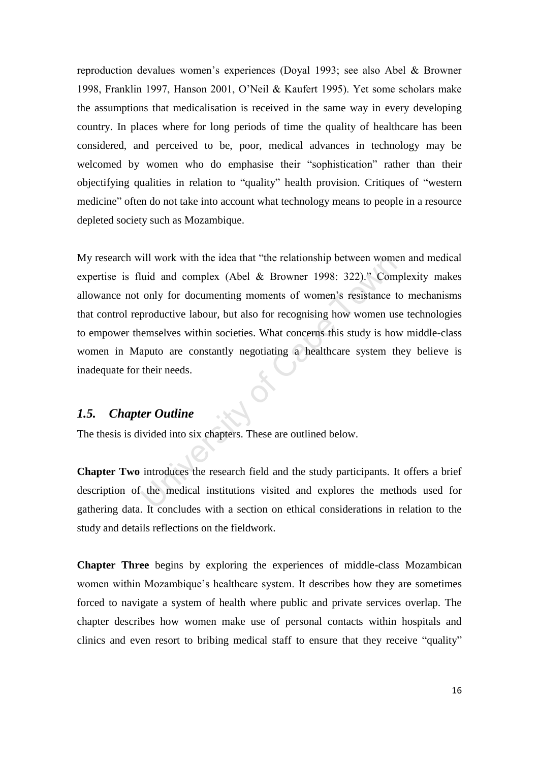reproduction devalues women's experiences (Doyal 1993; see also Abel & Browner 1998, Franklin 1997, Hanson 2001, O'Neil & Kaufert 1995). Yet some scholars make the assumptions that medicalisation is received in the same way in every developing country. In places where for long periods of time the quality of healthcare has been considered, and perceived to be, poor, medical advances in technology may be welcomed by women who do emphasise their "sophistication" rather than their objectifying qualities in relation to "quality" health provision. Critiques of "western medicine" often do not take into account what technology means to people in a resource depleted society such as Mozambique.

My research will work with the idea that "the relationship between women and medical expertise is fluid and complex (Abel & Browner 1998: 322)." Complexity makes allowance not only for documenting moments of women's resistance to mechanisms that control reproductive labour, but also for recognising how women use technologies to empower themselves within societies. What concerns this study is how middle-class women in Maputo are constantly negotiating a healthcare system they believe is inadequate for their needs.

## *1.5. Chapter Outline*

The thesis is divided into six chapters. These are outlined below.

**Chapter Two** introduces the research field and the study participants. It offers a brief description of the medical institutions visited and explores the methods used for gathering data. It concludes with a section on ethical considerations in relation to the study and details reflections on the fieldwork.

**Chapter Three** begins by exploring the experiences of middle-class Mozambican women within Mozambique's healthcare system. It describes how they are sometimes forced to navigate a system of health where public and private services overlap. The chapter describes how women make use of personal contacts within hospitals and clinics and even resort to bribing medical staff to ensure that they receive "quality"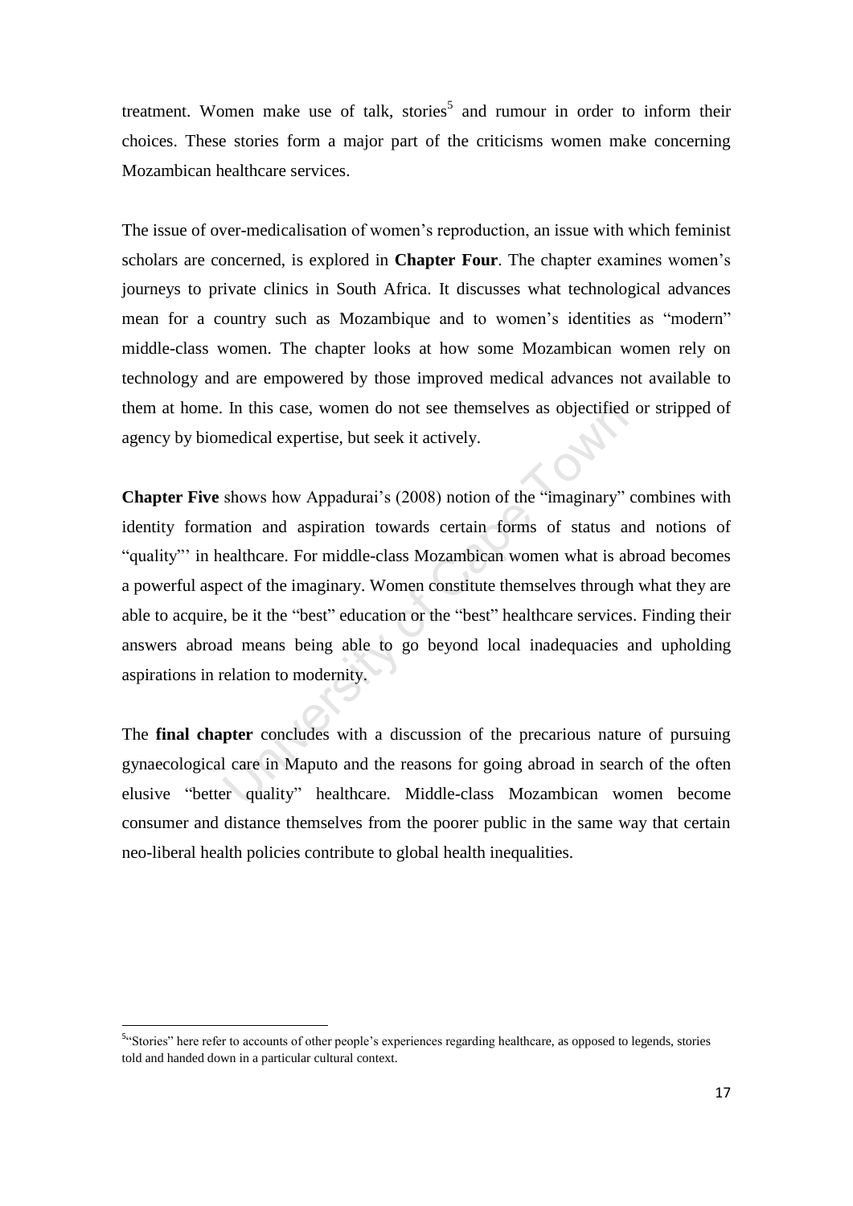treatment. Women make use of talk, stories[5] and rumour in order to inform their choices. These stories form a major part of the criticisms women make concerning Mozambican healthcare services.

The issue of over-medicalisation of women's reproduction, an issue with which feminist scholars are concerned, is explored in **Chapter Four**. The chapter examines women's journeys to private clinics in South Africa. It discusses what technological advances mean for a country such as Mozambique and to women's identities as "modern" middle-class women. The chapter looks at how some Mozambican women rely on technology and are empowered by those improved medical advances not available to them at home. In this case, women do not see themselves as objectified or stripped of agency by biomedical expertise, but seek it actively.

**Chapter Five** shows how Appadurai's (2008) notion of the "imaginary" combines with identity formation and aspiration towards certain forms of status and notions of "quality"' in healthcare. For middle-class Mozambican women what is abroad becomes a powerful aspect of the imaginary. Women constitute themselves through what they are able to acquire, be it the "best" education or the "best" healthcare services. Finding their answers abroad means being able to go beyond local inadequacies and upholding aspirations in relation to modernity.

The **final chapter** concludes with a discussion of the precarious nature of pursuing gynaecological care in Maputo and the reasons for going abroad in search of the often elusive "better quality" healthcare. Middle-class Mozambican women become consumer and distance themselves from the poorer public in the same way that certain neo-liberal health policies contribute to global health inequalities.

---

[5]"Stories" here refer to accounts of other people's experiences regarding healthcare, as opposed to legends, stories told and handed down in a particular cultural context.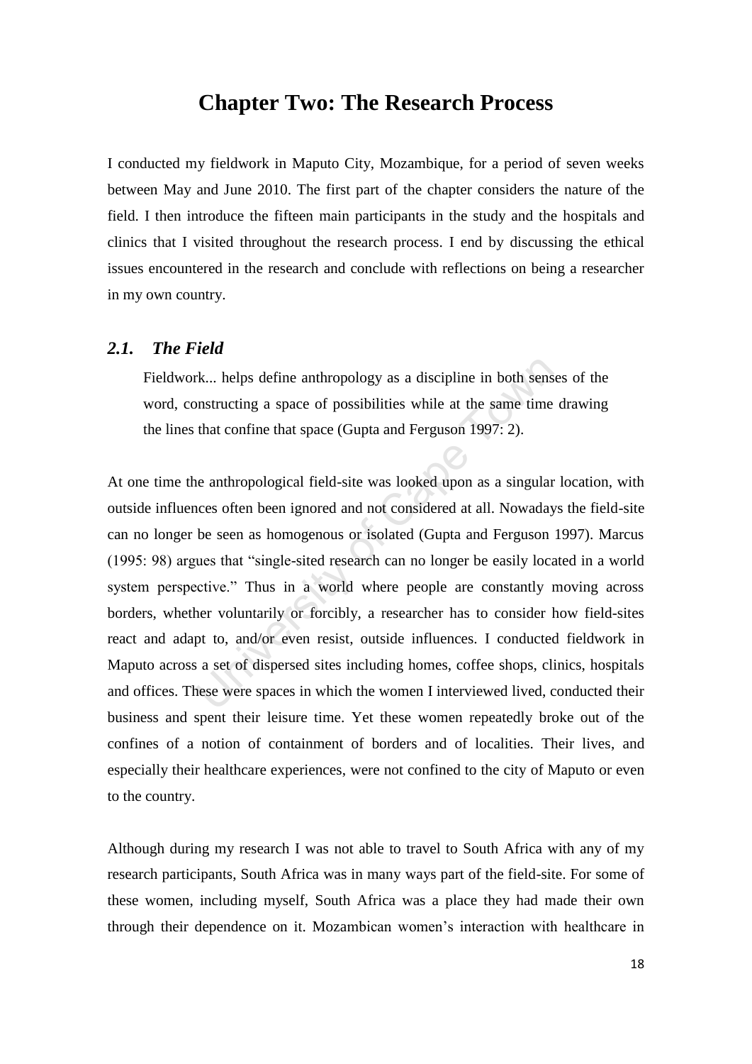# Chapter Two: The Research Process

I conducted my fieldwork in Maputo City, Mozambique, for a period of seven weeks between May and June 2010. The first part of the chapter considers the nature of the field. I then introduce the fifteen main participants in the study and the hospitals and clinics that I visited throughout the research process. I end by discussing the ethical issues encountered in the research and conclude with reflections on being a researcher in my own country.

## *2.1. The Field*

> Fieldwork... helps define anthropology as a discipline in both senses of the word, constructing a space of possibilities while at the same time drawing the lines that confine that space (Gupta and Ferguson 1997: 2).

At one time the anthropological field-site was looked upon as a singular location, with outside influences often been ignored and not considered at all. Nowadays the field-site can no longer be seen as homogenous or isolated (Gupta and Ferguson 1997). Marcus (1995: 98) argues that "single-sited research can no longer be easily located in a world system perspective." Thus in a world where people are constantly moving across borders, whether voluntarily or forcibly, a researcher has to consider how field-sites react and adapt to, and/or even resist, outside influences. I conducted fieldwork in Maputo across a set of dispersed sites including homes, coffee shops, clinics, hospitals and offices. These were spaces in which the women I interviewed lived, conducted their business and spent their leisure time. Yet these women repeatedly broke out of the confines of a notion of containment of borders and of localities. Their lives, and especially their healthcare experiences, were not confined to the city of Maputo or even to the country.

Although during my research I was not able to travel to South Africa with any of my research participants, South Africa was in many ways part of the field-site. For some of these women, including myself, South Africa was a place they had made their own through their dependence on it. Mozambican women's interaction with healthcare in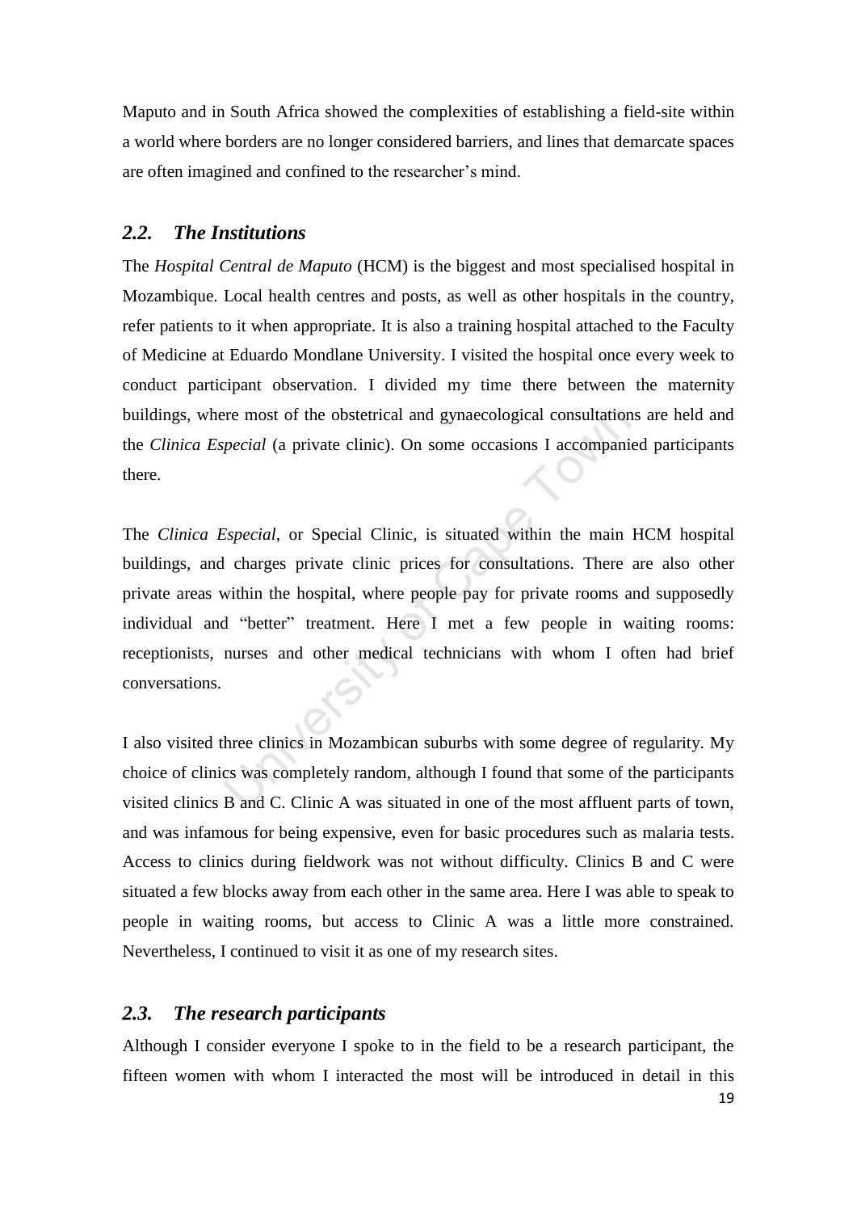Maputo and in South Africa showed the complexities of establishing a field-site within a world where borders are no longer considered barriers, and lines that demarcate spaces are often imagined and confined to the researcher's mind.

## *2.2. The Institutions*

The *Hospital Central de Maputo* (HCM) is the biggest and most specialised hospital in Mozambique. Local health centres and posts, as well as other hospitals in the country, refer patients to it when appropriate. It is also a training hospital attached to the Faculty of Medicine at Eduardo Mondlane University. I visited the hospital once every week to conduct participant observation. I divided my time there between the maternity buildings, where most of the obstetrical and gynaecological consultations are held and the *Clinica Especial* (a private clinic). On some occasions I accompanied participants there.

The *Clinica Especial*, or Special Clinic, is situated within the main HCM hospital buildings, and charges private clinic prices for consultations. There are also other private areas within the hospital, where people pay for private rooms and supposedly individual and "better" treatment. Here I met a few people in waiting rooms: receptionists, nurses and other medical technicians with whom I often had brief conversations.

I also visited three clinics in Mozambican suburbs with some degree of regularity. My choice of clinics was completely random, although I found that some of the participants visited clinics B and C. Clinic A was situated in one of the most affluent parts of town, and was infamous for being expensive, even for basic procedures such as malaria tests. Access to clinics during fieldwork was not without difficulty. Clinics B and C were situated a few blocks away from each other in the same area. Here I was able to speak to people in waiting rooms, but access to Clinic A was a little more constrained. Nevertheless, I continued to visit it as one of my research sites.

## *2.3. The research participants*

Although I consider everyone I spoke to in the field to be a research participant, the fifteen women with whom I interacted the most will be introduced in detail in this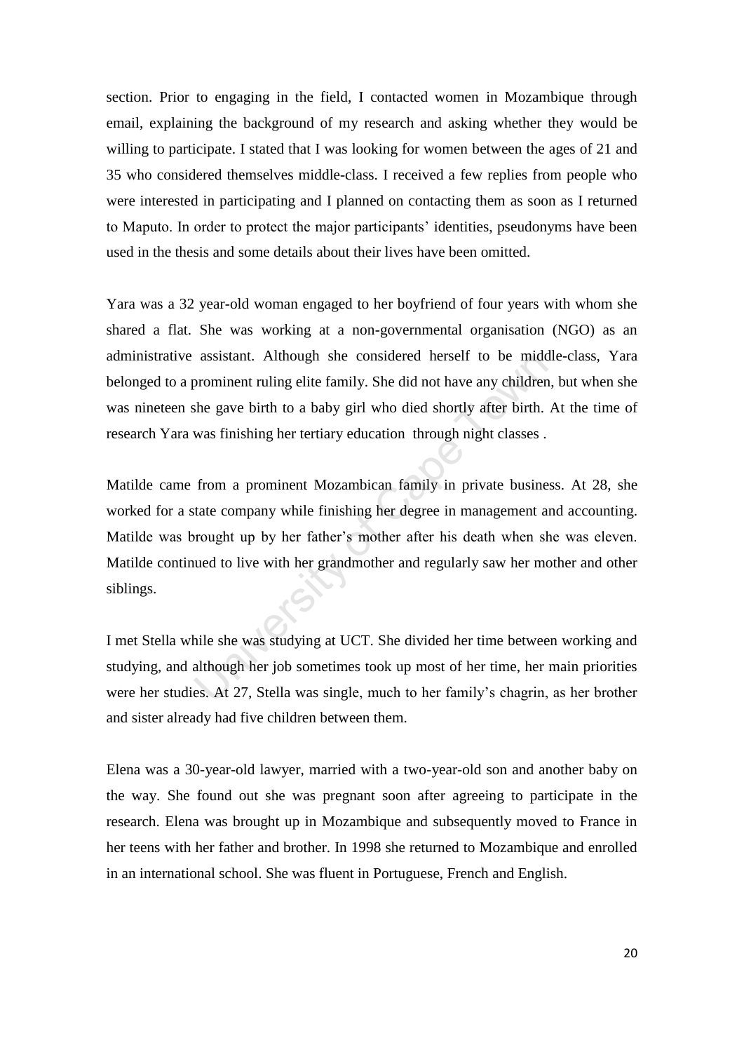section. Prior to engaging in the field, I contacted women in Mozambique through email, explaining the background of my research and asking whether they would be willing to participate. I stated that I was looking for women between the ages of 21 and 35 who considered themselves middle-class. I received a few replies from people who were interested in participating and I planned on contacting them as soon as I returned to Maputo. In order to protect the major participants' identities, pseudonyms have been used in the thesis and some details about their lives have been omitted.

Yara was a 32 year-old woman engaged to her boyfriend of four years with whom she shared a flat. She was working at a non-governmental organisation (NGO) as an administrative assistant. Although she considered herself to be middle-class, Yara belonged to a prominent ruling elite family. She did not have any children, but when she was nineteen she gave birth to a baby girl who died shortly after birth. At the time of research Yara was finishing her tertiary education through night classes .

Matilde came from a prominent Mozambican family in private business. At 28, she worked for a state company while finishing her degree in management and accounting. Matilde was brought up by her father's mother after his death when she was eleven. Matilde continued to live with her grandmother and regularly saw her mother and other siblings.

I met Stella while she was studying at UCT. She divided her time between working and studying, and although her job sometimes took up most of her time, her main priorities were her studies. At 27, Stella was single, much to her family's chagrin, as her brother and sister already had five children between them.

Elena was a 30-year-old lawyer, married with a two-year-old son and another baby on the way. She found out she was pregnant soon after agreeing to participate in the research. Elena was brought up in Mozambique and subsequently moved to France in her teens with her father and brother. In 1998 she returned to Mozambique and enrolled in an international school. She was fluent in Portuguese, French and English.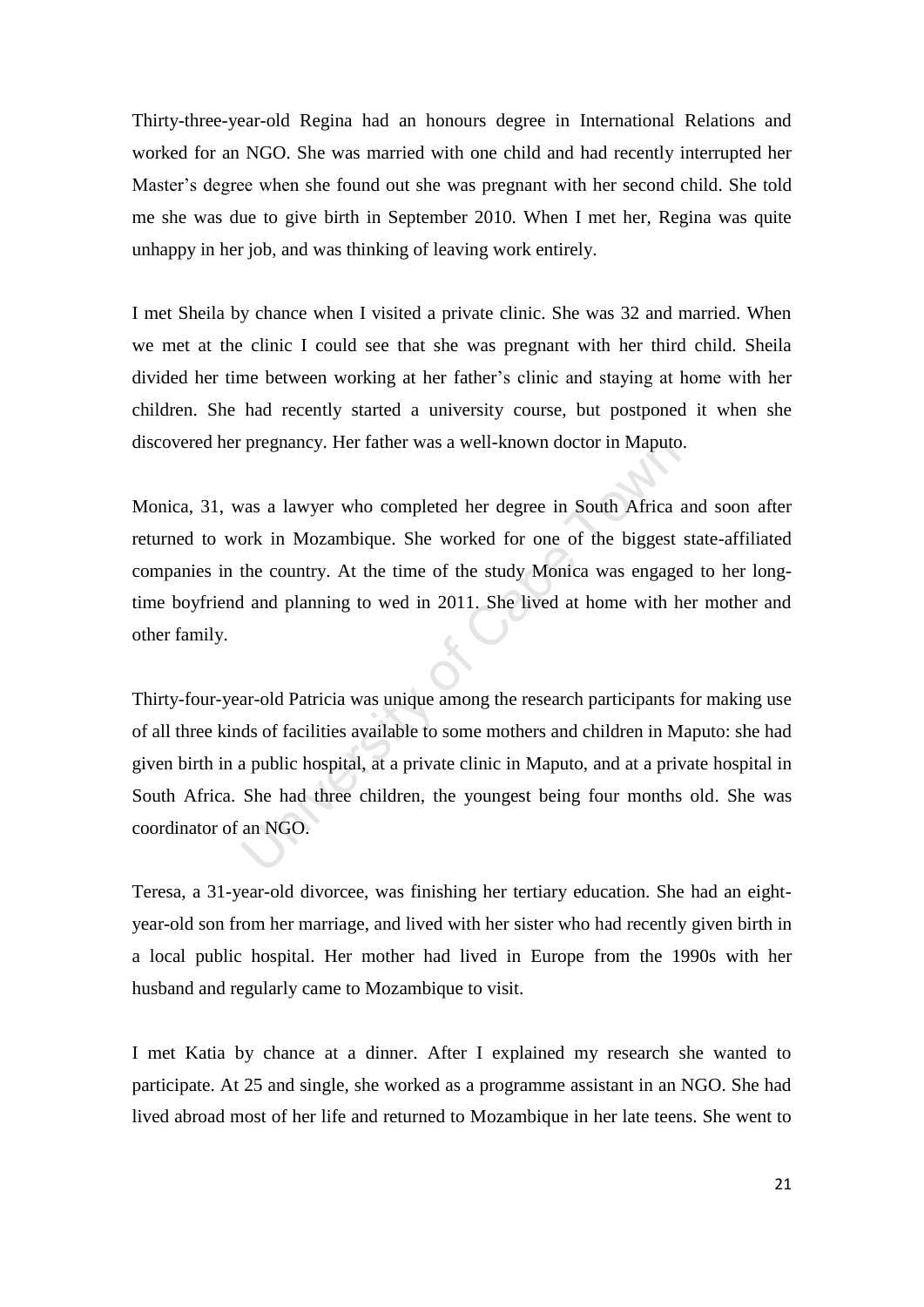Thirty-three-year-old Regina had an honours degree in International Relations and worked for an NGO. She was married with one child and had recently interrupted her Master's degree when she found out she was pregnant with her second child. She told me she was due to give birth in September 2010. When I met her, Regina was quite unhappy in her job, and was thinking of leaving work entirely.

I met Sheila by chance when I visited a private clinic. She was 32 and married. When we met at the clinic I could see that she was pregnant with her third child. Sheila divided her time between working at her father's clinic and staying at home with her children. She had recently started a university course, but postponed it when she discovered her pregnancy. Her father was a well-known doctor in Maputo.

Monica, 31, was a lawyer who completed her degree in South Africa and soon after returned to work in Mozambique. She worked for one of the biggest state-affiliated companies in the country. At the time of the study Monica was engaged to her long-time boyfriend and planning to wed in 2011. She lived at home with her mother and other family.

Thirty-four-year-old Patricia was unique among the research participants for making use of all three kinds of facilities available to some mothers and children in Maputo: she had given birth in a public hospital, at a private clinic in Maputo, and at a private hospital in South Africa. She had three children, the youngest being four months old. She was coordinator of an NGO.

Teresa, a 31-year-old divorcee, was finishing her tertiary education. She had an eight-year-old son from her marriage, and lived with her sister who had recently given birth in a local public hospital. Her mother had lived in Europe from the 1990s with her husband and regularly came to Mozambique to visit.

I met Katia by chance at a dinner. After I explained my research she wanted to participate. At 25 and single, she worked as a programme assistant in an NGO. She had lived abroad most of her life and returned to Mozambique in her late teens. She went to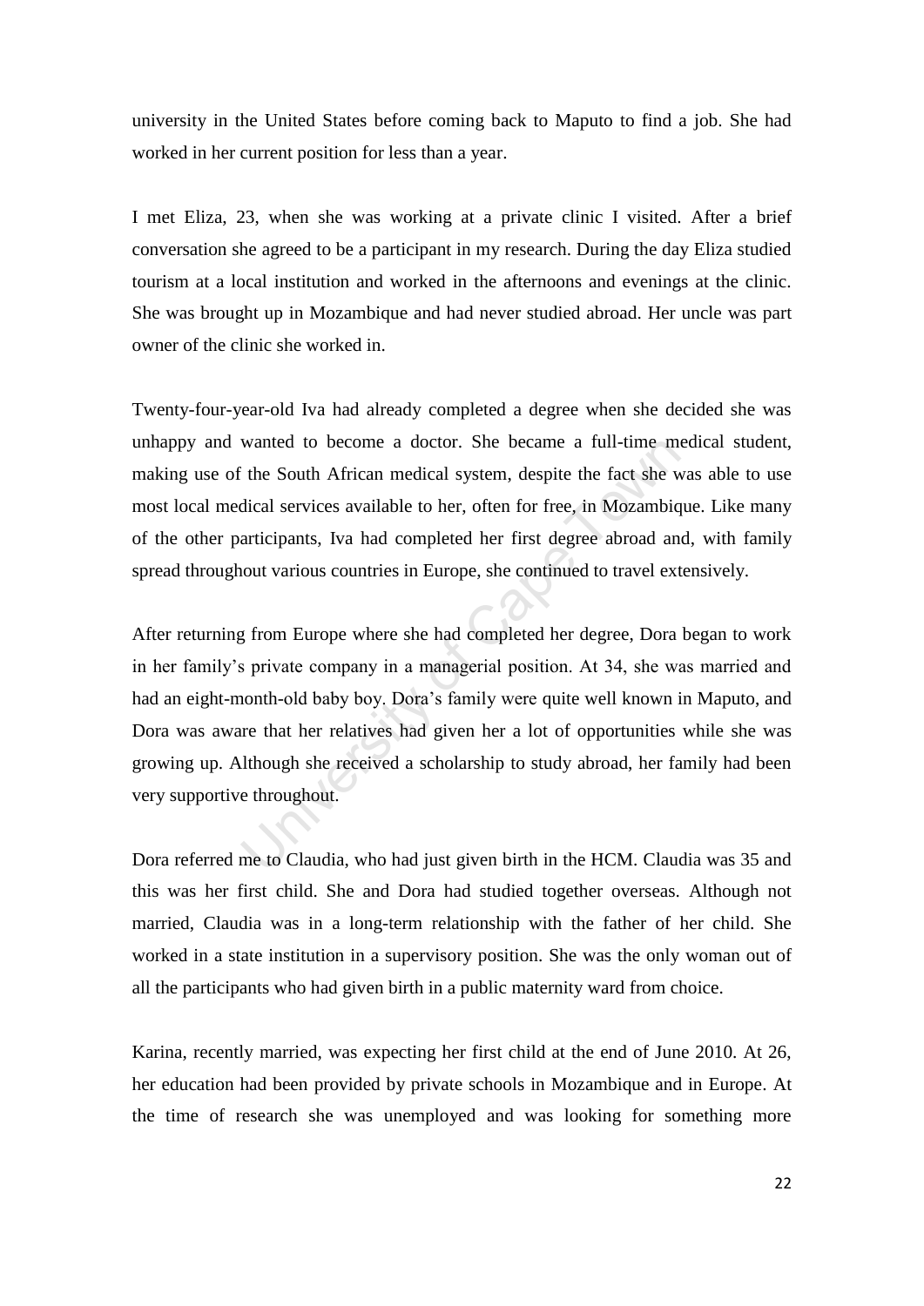university in the United States before coming back to Maputo to find a job. She had worked in her current position for less than a year.

I met Eliza, 23, when she was working at a private clinic I visited. After a brief conversation she agreed to be a participant in my research. During the day Eliza studied tourism at a local institution and worked in the afternoons and evenings at the clinic. She was brought up in Mozambique and had never studied abroad. Her uncle was part owner of the clinic she worked in.

Twenty-four-year-old Iva had already completed a degree when she decided she was unhappy and wanted to become a doctor. She became a full-time medical student, making use of the South African medical system, despite the fact she was able to use most local medical services available to her, often for free, in Mozambique. Like many of the other participants, Iva had completed her first degree abroad and, with family spread throughout various countries in Europe, she continued to travel extensively.

After returning from Europe where she had completed her degree, Dora began to work in her family's private company in a managerial position. At 34, she was married and had an eight-month-old baby boy. Dora's family were quite well known in Maputo, and Dora was aware that her relatives had given her a lot of opportunities while she was growing up. Although she received a scholarship to study abroad, her family had been very supportive throughout.

Dora referred me to Claudia, who had just given birth in the HCM. Claudia was 35 and this was her first child. She and Dora had studied together overseas. Although not married, Claudia was in a long-term relationship with the father of her child. She worked in a state institution in a supervisory position. She was the only woman out of all the participants who had given birth in a public maternity ward from choice.

Karina, recently married, was expecting her first child at the end of June 2010. At 26, her education had been provided by private schools in Mozambique and in Europe. At the time of research she was unemployed and was looking for something more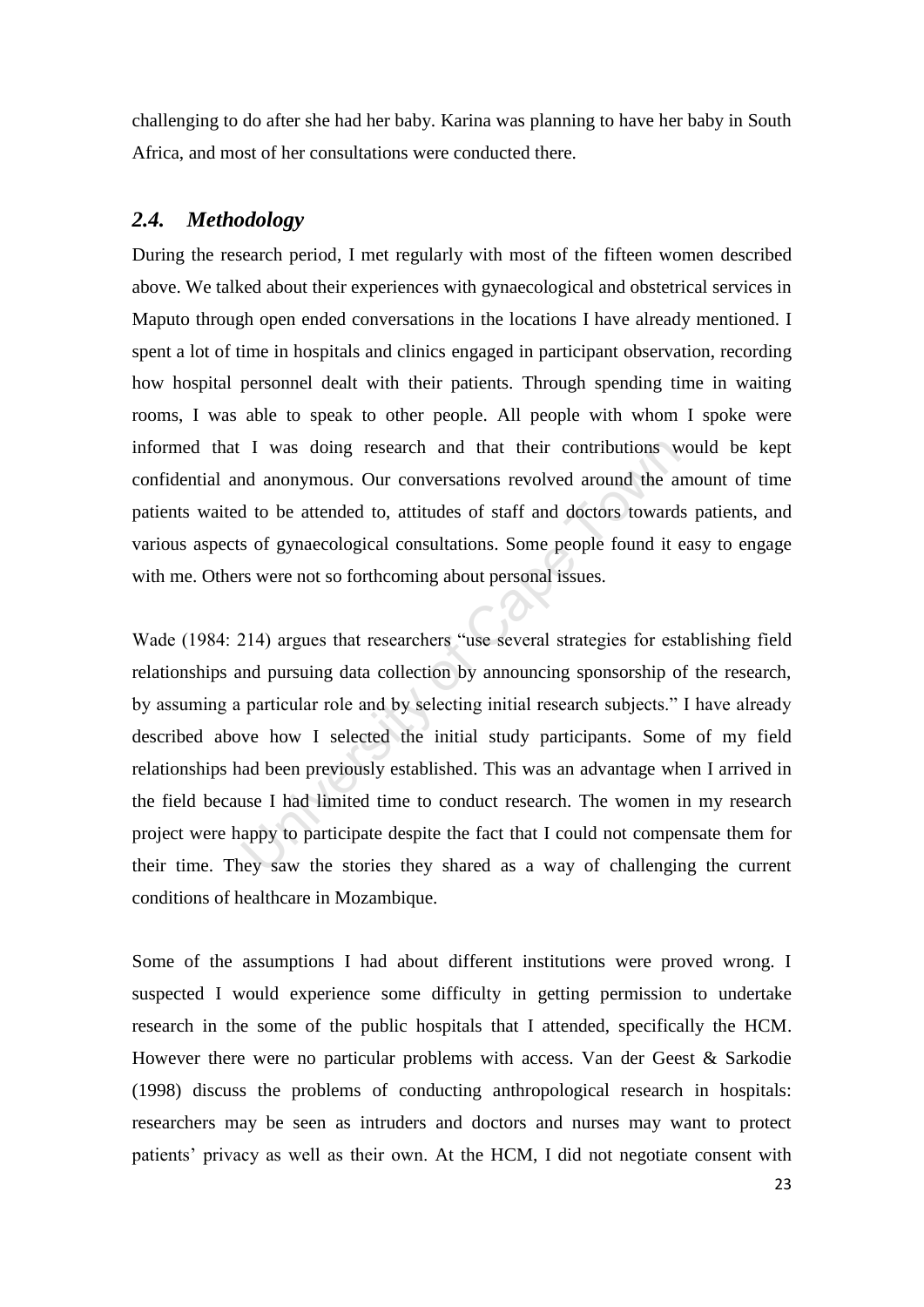challenging to do after she had her baby. Karina was planning to have her baby in South Africa, and most of her consultations were conducted there.

## *2.4. Methodology*

During the research period, I met regularly with most of the fifteen women described above. We talked about their experiences with gynaecological and obstetrical services in Maputo through open ended conversations in the locations I have already mentioned. I spent a lot of time in hospitals and clinics engaged in participant observation, recording how hospital personnel dealt with their patients. Through spending time in waiting rooms, I was able to speak to other people. All people with whom I spoke were informed that I was doing research and that their contributions would be kept confidential and anonymous. Our conversations revolved around the amount of time patients waited to be attended to, attitudes of staff and doctors towards patients, and various aspects of gynaecological consultations. Some people found it easy to engage with me. Others were not so forthcoming about personal issues.

Wade (1984: 214) argues that researchers "use several strategies for establishing field relationships and pursuing data collection by announcing sponsorship of the research, by assuming a particular role and by selecting initial research subjects." I have already described above how I selected the initial study participants. Some of my field relationships had been previously established. This was an advantage when I arrived in the field because I had limited time to conduct research. The women in my research project were happy to participate despite the fact that I could not compensate them for their time. They saw the stories they shared as a way of challenging the current conditions of healthcare in Mozambique.

Some of the assumptions I had about different institutions were proved wrong. I suspected I would experience some difficulty in getting permission to undertake research in the some of the public hospitals that I attended, specifically the HCM. However there were no particular problems with access. Van der Geest & Sarkodie (1998) discuss the problems of conducting anthropological research in hospitals: researchers may be seen as intruders and doctors and nurses may want to protect patients' privacy as well as their own. At the HCM, I did not negotiate consent with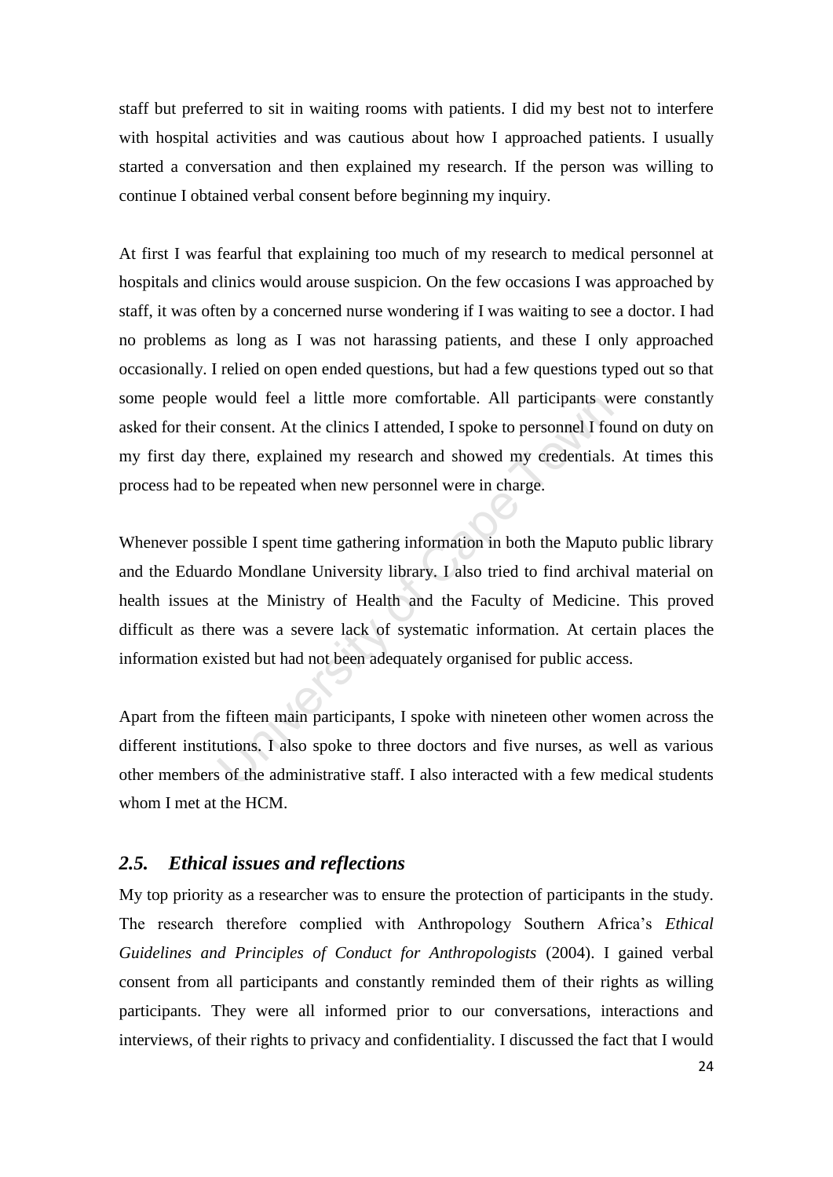staff but preferred to sit in waiting rooms with patients. I did my best not to interfere with hospital activities and was cautious about how I approached patients. I usually started a conversation and then explained my research. If the person was willing to continue I obtained verbal consent before beginning my inquiry.

At first I was fearful that explaining too much of my research to medical personnel at hospitals and clinics would arouse suspicion. On the few occasions I was approached by staff, it was often by a concerned nurse wondering if I was waiting to see a doctor. I had no problems as long as I was not harassing patients, and these I only approached occasionally. I relied on open ended questions, but had a few questions typed out so that some people would feel a little more comfortable. All participants were constantly asked for their consent. At the clinics I attended, I spoke to personnel I found on duty on my first day there, explained my research and showed my credentials. At times this process had to be repeated when new personnel were in charge.

Whenever possible I spent time gathering information in both the Maputo public library and the Eduardo Mondlane University library. I also tried to find archival material on health issues at the Ministry of Health and the Faculty of Medicine. This proved difficult as there was a severe lack of systematic information. At certain places the information existed but had not been adequately organised for public access.

Apart from the fifteen main participants, I spoke with nineteen other women across the different institutions. I also spoke to three doctors and five nurses, as well as various other members of the administrative staff. I also interacted with a few medical students whom I met at the HCM.

## *2.5. Ethical issues and reflections*

My top priority as a researcher was to ensure the protection of participants in the study. The research therefore complied with Anthropology Southern Africa's *Ethical Guidelines and Principles of Conduct for Anthropologists* (2004). I gained verbal consent from all participants and constantly reminded them of their rights as willing participants. They were all informed prior to our conversations, interactions and interviews, of their rights to privacy and confidentiality. I discussed the fact that I would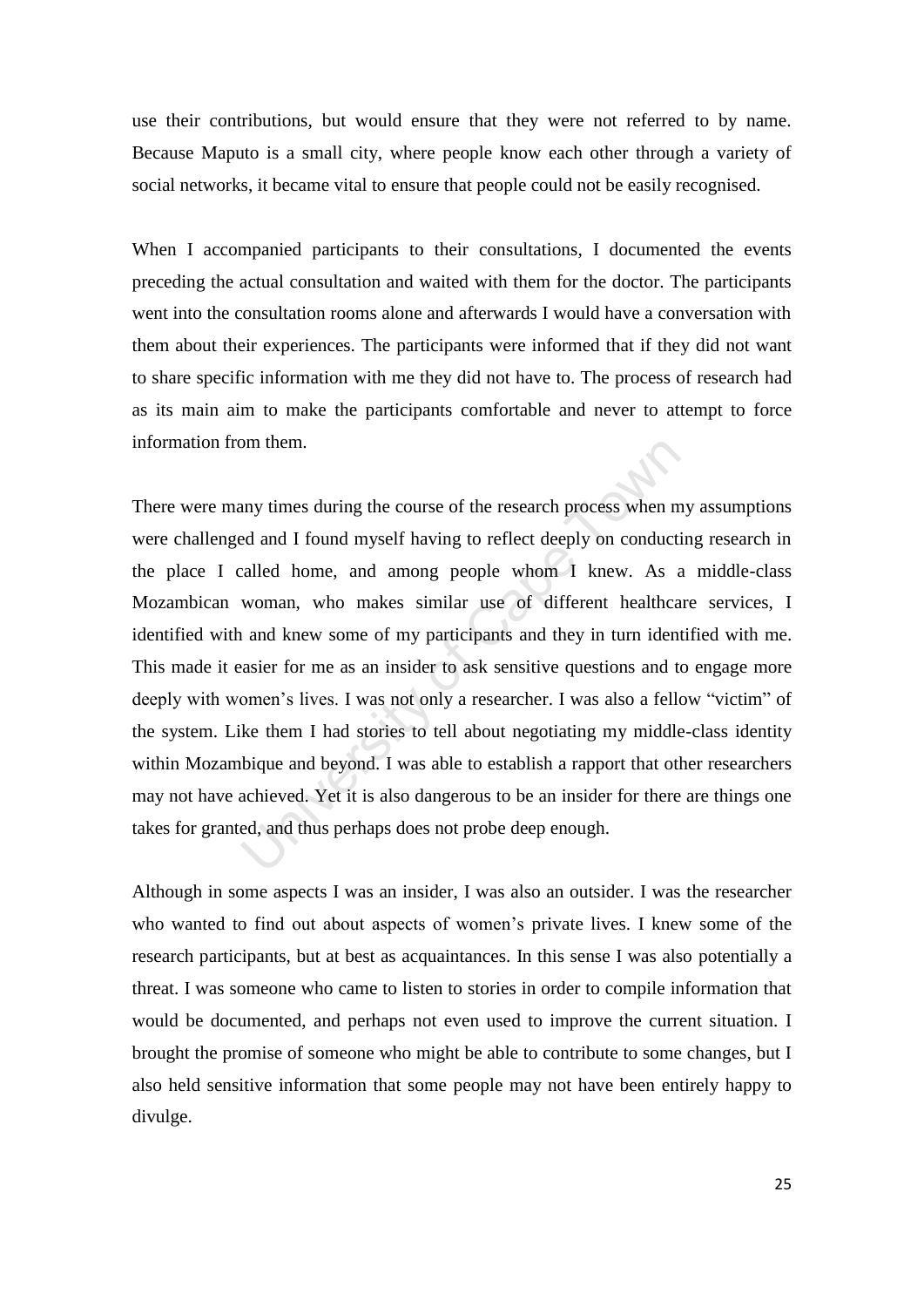use their contributions, but would ensure that they were not referred to by name. Because Maputo is a small city, where people know each other through a variety of social networks, it became vital to ensure that people could not be easily recognised.

When I accompanied participants to their consultations, I documented the events preceding the actual consultation and waited with them for the doctor. The participants went into the consultation rooms alone and afterwards I would have a conversation with them about their experiences. The participants were informed that if they did not want to share specific information with me they did not have to. The process of research had as its main aim to make the participants comfortable and never to attempt to force information from them.

There were many times during the course of the research process when my assumptions were challenged and I found myself having to reflect deeply on conducting research in the place I called home, and among people whom I knew. As a middle-class Mozambican woman, who makes similar use of different healthcare services, I identified with and knew some of my participants and they in turn identified with me. This made it easier for me as an insider to ask sensitive questions and to engage more deeply with women's lives. I was not only a researcher. I was also a fellow "victim" of the system. Like them I had stories to tell about negotiating my middle-class identity within Mozambique and beyond. I was able to establish a rapport that other researchers may not have achieved. Yet it is also dangerous to be an insider for there are things one takes for granted, and thus perhaps does not probe deep enough.

Although in some aspects I was an insider, I was also an outsider. I was the researcher who wanted to find out about aspects of women's private lives. I knew some of the research participants, but at best as acquaintances. In this sense I was also potentially a threat. I was someone who came to listen to stories in order to compile information that would be documented, and perhaps not even used to improve the current situation. I brought the promise of someone who might be able to contribute to some changes, but I also held sensitive information that some people may not have been entirely happy to divulge.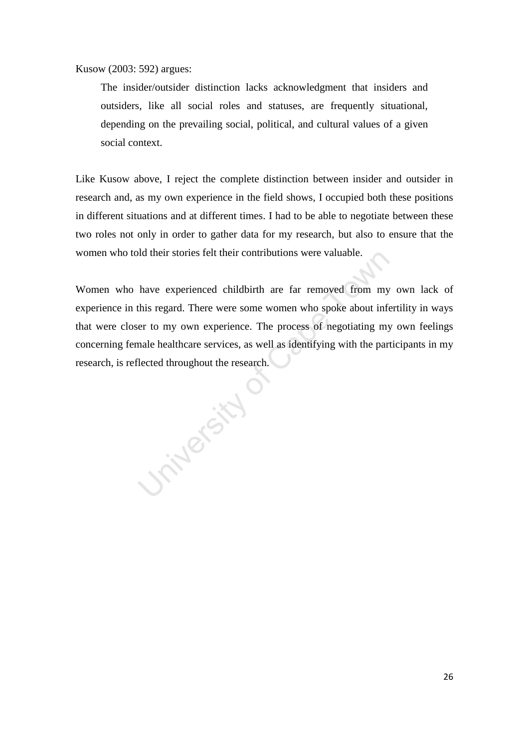Kusow (2003: 592) argues:

> The insider/outsider distinction lacks acknowledgment that insiders and outsiders, like all social roles and statuses, are frequently situational, depending on the prevailing social, political, and cultural values of a given social context.

Like Kusow above, I reject the complete distinction between insider and outsider in research and, as my own experience in the field shows, I occupied both these positions in different situations and at different times. I had to be able to negotiate between these two roles not only in order to gather data for my research, but also to ensure that the women who told their stories felt their contributions were valuable.

Women who have experienced childbirth are far removed from my own lack of experience in this regard. There were some women who spoke about infertility in ways that were closer to my own experience. The process of negotiating my own feelings concerning female healthcare services, as well as identifying with the participants in my research, is reflected throughout the research.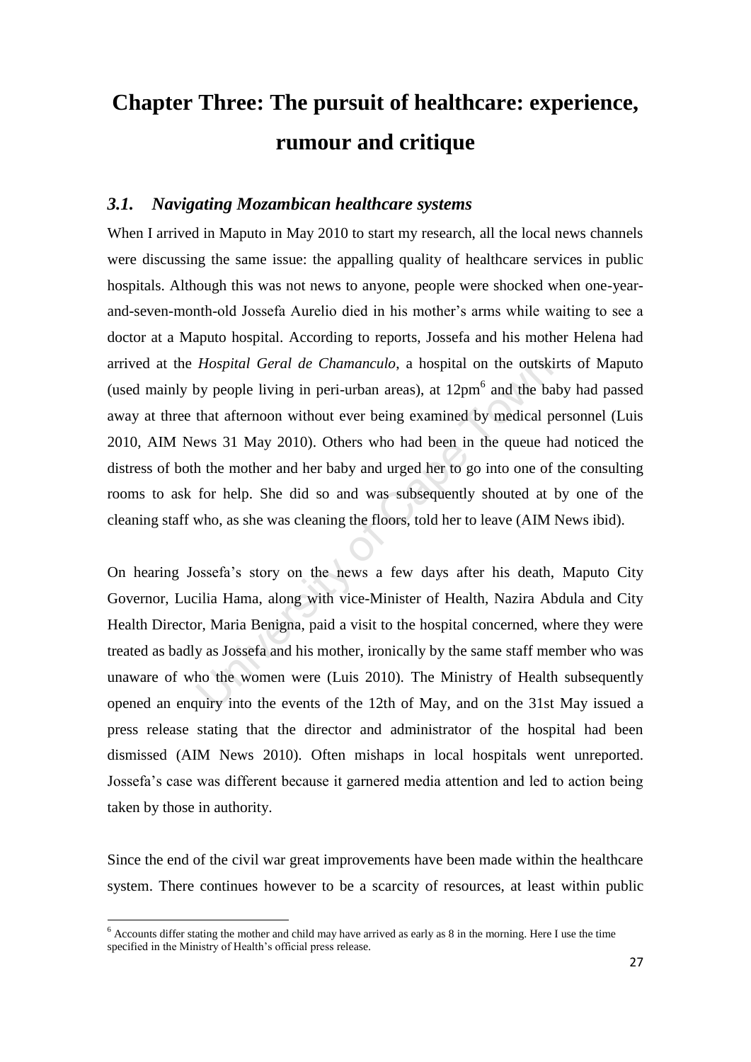# Chapter Three: The pursuit of healthcare: experience, rumour and critique

## *3.1. Navigating Mozambican healthcare systems*

When I arrived in Maputo in May 2010 to start my research, all the local news channels were discussing the same issue: the appalling quality of healthcare services in public hospitals. Although this was not news to anyone, people were shocked when one-year-and-seven-month-old Jossefa Aurelio died in his mother's arms while waiting to see a doctor at a Maputo hospital. According to reports, Jossefa and his mother Helena had arrived at the *Hospital Geral de Chamanculo*, a hospital on the outskirts of Maputo (used mainly by people living in peri-urban areas), at 12pm[6] and the baby had passed away at three that afternoon without ever being examined by medical personnel (Luis 2010, AIM News 31 May 2010). Others who had been in the queue had noticed the distress of both the mother and her baby and urged her to go into one of the consulting rooms to ask for help. She did so and was subsequently shouted at by one of the cleaning staff who, as she was cleaning the floors, told her to leave (AIM News ibid).

On hearing Jossefa's story on the news a few days after his death, Maputo City Governor, Lucilia Hama, along with vice-Minister of Health, Nazira Abdula and City Health Director, Maria Benigna, paid a visit to the hospital concerned, where they were treated as badly as Jossefa and his mother, ironically by the same staff member who was unaware of who the women were (Luis 2010). The Ministry of Health subsequently opened an enquiry into the events of the 12th of May, and on the 31st May issued a press release stating that the director and administrator of the hospital had been dismissed (AIM News 2010). Often mishaps in local hospitals went unreported. Jossefa's case was different because it garnered media attention and led to action being taken by those in authority.

Since the end of the civil war great improvements have been made within the healthcare system. There continues however to be a scarcity of resources, at least within public

[6] Accounts differ stating the mother and child may have arrived as early as 8 in the morning. Here I use the time specified in the Ministry of Health's official press release.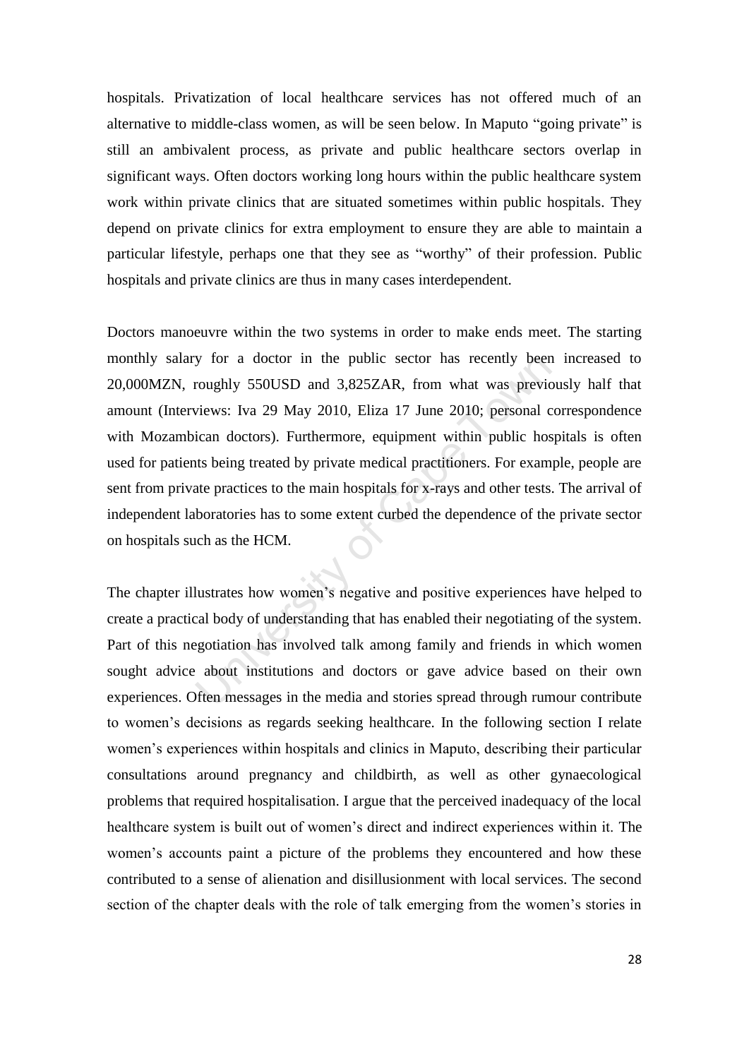hospitals. Privatization of local healthcare services has not offered much of an alternative to middle-class women, as will be seen below. In Maputo "going private" is still an ambivalent process, as private and public healthcare sectors overlap in significant ways. Often doctors working long hours within the public healthcare system work within private clinics that are situated sometimes within public hospitals. They depend on private clinics for extra employment to ensure they are able to maintain a particular lifestyle, perhaps one that they see as "worthy" of their profession. Public hospitals and private clinics are thus in many cases interdependent.

Doctors manoeuvre within the two systems in order to make ends meet. The starting monthly salary for a doctor in the public sector has recently been increased to 20,000MZN, roughly 550USD and 3,825ZAR, from what was previously half that amount (Interviews: Iva 29 May 2010, Eliza 17 June 2010; personal correspondence with Mozambican doctors). Furthermore, equipment within public hospitals is often used for patients being treated by private medical practitioners. For example, people are sent from private practices to the main hospitals for x-rays and other tests. The arrival of independent laboratories has to some extent curbed the dependence of the private sector on hospitals such as the HCM.

The chapter illustrates how women's negative and positive experiences have helped to create a practical body of understanding that has enabled their negotiating of the system. Part of this negotiation has involved talk among family and friends in which women sought advice about institutions and doctors or gave advice based on their own experiences. Often messages in the media and stories spread through rumour contribute to women's decisions as regards seeking healthcare. In the following section I relate women's experiences within hospitals and clinics in Maputo, describing their particular consultations around pregnancy and childbirth, as well as other gynaecological problems that required hospitalisation. I argue that the perceived inadequacy of the local healthcare system is built out of women's direct and indirect experiences within it. The women's accounts paint a picture of the problems they encountered and how these contributed to a sense of alienation and disillusionment with local services. The second section of the chapter deals with the role of talk emerging from the women's stories in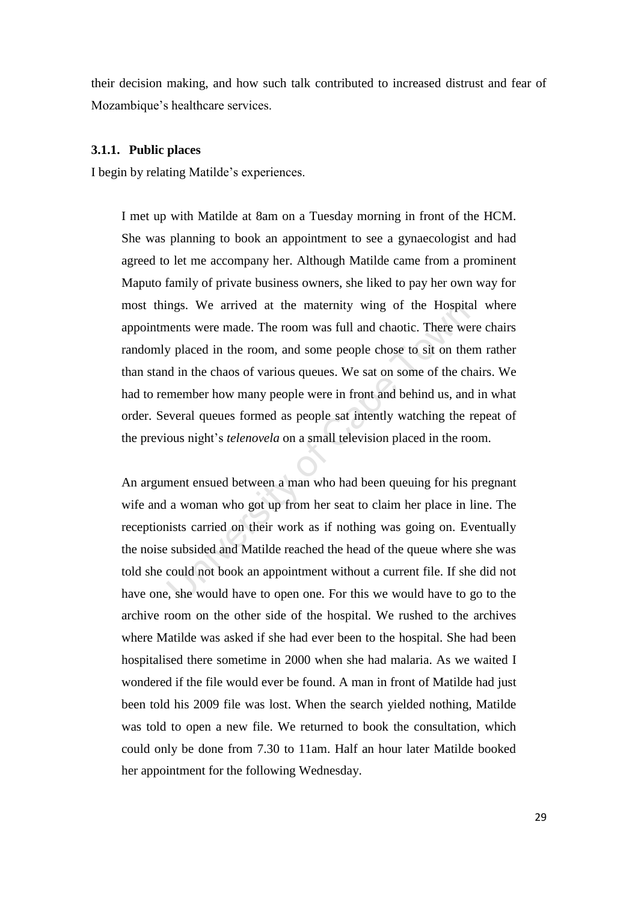their decision making, and how such talk contributed to increased distrust and fear of Mozambique's healthcare services.

### 3.1.1. Public places

I begin by relating Matilde's experiences.

> I met up with Matilde at 8am on a Tuesday morning in front of the HCM. She was planning to book an appointment to see a gynaecologist and had agreed to let me accompany her. Although Matilde came from a prominent Maputo family of private business owners, she liked to pay her own way for most things. We arrived at the maternity wing of the Hospital where appointments were made. The room was full and chaotic. There were chairs randomly placed in the room, and some people chose to sit on them rather than stand in the chaos of various queues. We sat on some of the chairs. We had to remember how many people were in front and behind us, and in what order. Several queues formed as people sat intently watching the repeat of the previous night's *telenovela* on a small television placed in the room.
>
> An argument ensued between a man who had been queuing for his pregnant wife and a woman who got up from her seat to claim her place in line. The receptionists carried on their work as if nothing was going on. Eventually the noise subsided and Matilde reached the head of the queue where she was told she could not book an appointment without a current file. If she did not have one, she would have to open one. For this we would have to go to the archive room on the other side of the hospital. We rushed to the archives where Matilde was asked if she had ever been to the hospital. She had been hospitalised there sometime in 2000 when she had malaria. As we waited I wondered if the file would ever be found. A man in front of Matilde had just been told his 2009 file was lost. When the search yielded nothing, Matilde was told to open a new file. We returned to book the consultation, which could only be done from 7.30 to 11am. Half an hour later Matilde booked her appointment for the following Wednesday.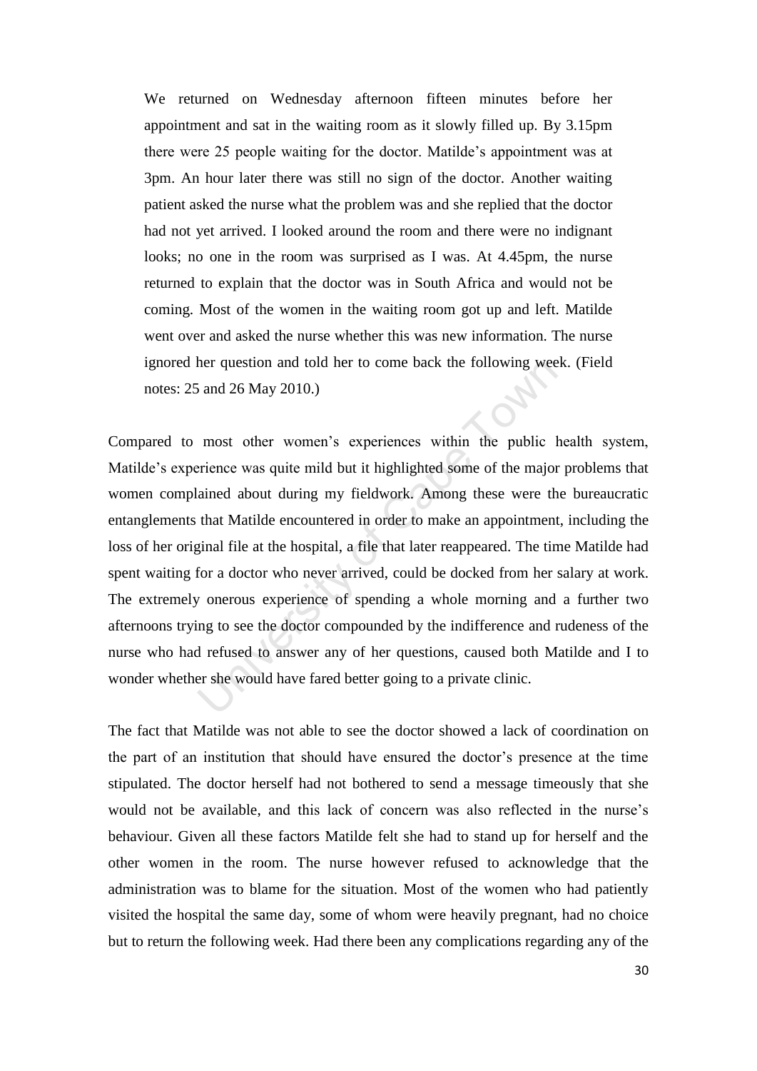> We returned on Wednesday afternoon fifteen minutes before her appointment and sat in the waiting room as it slowly filled up. By 3.15pm there were 25 people waiting for the doctor. Matilde's appointment was at 3pm. An hour later there was still no sign of the doctor. Another waiting patient asked the nurse what the problem was and she replied that the doctor had not yet arrived. I looked around the room and there were no indignant looks; no one in the room was surprised as I was. At 4.45pm, the nurse returned to explain that the doctor was in South Africa and would not be coming. Most of the women in the waiting room got up and left. Matilde went over and asked the nurse whether this was new information. The nurse ignored her question and told her to come back the following week. (Field notes: 25 and 26 May 2010.)

Compared to most other women's experiences within the public health system, Matilde's experience was quite mild but it highlighted some of the major problems that women complained about during my fieldwork. Among these were the bureaucratic entanglements that Matilde encountered in order to make an appointment, including the loss of her original file at the hospital, a file that later reappeared. The time Matilde had spent waiting for a doctor who never arrived, could be docked from her salary at work. The extremely onerous experience of spending a whole morning and a further two afternoons trying to see the doctor compounded by the indifference and rudeness of the nurse who had refused to answer any of her questions, caused both Matilde and I to wonder whether she would have fared better going to a private clinic.

The fact that Matilde was not able to see the doctor showed a lack of coordination on the part of an institution that should have ensured the doctor's presence at the time stipulated. The doctor herself had not bothered to send a message timeously that she would not be available, and this lack of concern was also reflected in the nurse's behaviour. Given all these factors Matilde felt she had to stand up for herself and the other women in the room. The nurse however refused to acknowledge that the administration was to blame for the situation. Most of the women who had patiently visited the hospital the same day, some of whom were heavily pregnant, had no choice but to return the following week. Had there been any complications regarding any of the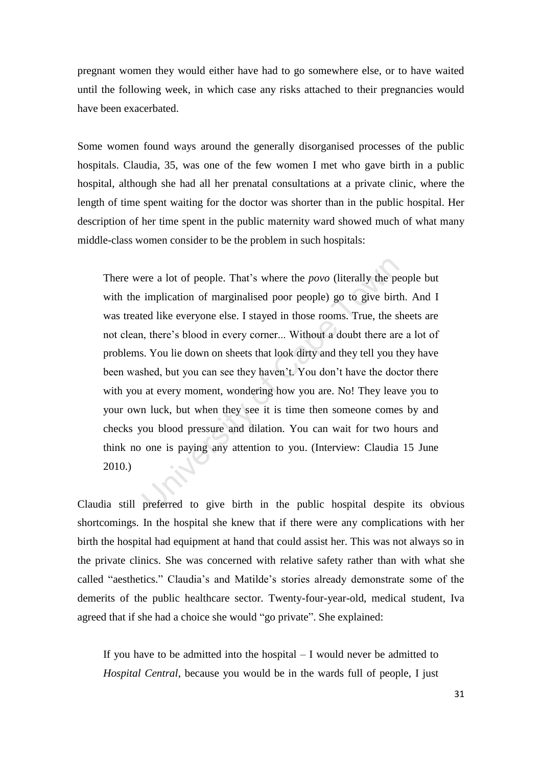pregnant women they would either have had to go somewhere else, or to have waited until the following week, in which case any risks attached to their pregnancies would have been exacerbated.

Some women found ways around the generally disorganised processes of the public hospitals. Claudia, 35, was one of the few women I met who gave birth in a public hospital, although she had all her prenatal consultations at a private clinic, where the length of time spent waiting for the doctor was shorter than in the public hospital. Her description of her time spent in the public maternity ward showed much of what many middle-class women consider to be the problem in such hospitals:

> There were a lot of people. That's where the *povo* (literally the people but with the implication of marginalised poor people) go to give birth. And I was treated like everyone else. I stayed in those rooms. True, the sheets are not clean, there's blood in every corner... Without a doubt there are a lot of problems. You lie down on sheets that look dirty and they tell you they have been washed, but you can see they haven't. You don't have the doctor there with you at every moment, wondering how you are. No! They leave you to your own luck, but when they see it is time then someone comes by and checks you blood pressure and dilation. You can wait for two hours and think no one is paying any attention to you. (Interview: Claudia 15 June 2010.)

Claudia still preferred to give birth in the public hospital despite its obvious shortcomings. In the hospital she knew that if there were any complications with her birth the hospital had equipment at hand that could assist her. This was not always so in the private clinics. She was concerned with relative safety rather than with what she called "aesthetics." Claudia's and Matilde's stories already demonstrate some of the demerits of the public healthcare sector. Twenty-four-year-old, medical student, Iva agreed that if she had a choice she would "go private". She explained:

> If you have to be admitted into the hospital – I would never be admitted to *Hospital Central*, because you would be in the wards full of people, I just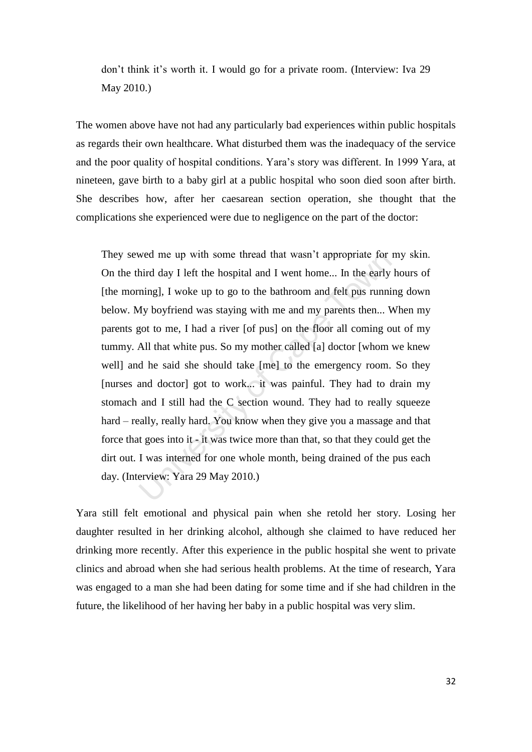> don't think it's worth it. I would go for a private room. (Interview: Iva 29 May 2010.)

The women above have not had any particularly bad experiences within public hospitals as regards their own healthcare. What disturbed them was the inadequacy of the service and the poor quality of hospital conditions. Yara's story was different. In 1999 Yara, at nineteen, gave birth to a baby girl at a public hospital who soon died soon after birth. She describes how, after her caesarean section operation, she thought that the complications she experienced were due to negligence on the part of the doctor:

> They sewed me up with some thread that wasn't appropriate for my skin. On the third day I left the hospital and I went home... In the early hours of [the morning], I woke up to go to the bathroom and felt pus running down below. My boyfriend was staying with me and my parents then... When my parents got to me, I had a river [of pus] on the floor all coming out of my tummy. All that white pus. So my mother called [a] doctor [whom we knew well] and he said she should take [me] to the emergency room. So they [nurses and doctor] got to work... it was painful. They had to drain my stomach and I still had the C section wound. They had to really squeeze hard – really, really hard. You know when they give you a massage and that force that goes into it - it was twice more than that, so that they could get the dirt out. I was interned for one whole month, being drained of the pus each day. (Interview: Yara 29 May 2010.)

Yara still felt emotional and physical pain when she retold her story. Losing her daughter resulted in her drinking alcohol, although she claimed to have reduced her drinking more recently. After this experience in the public hospital she went to private clinics and abroad when she had serious health problems. At the time of research, Yara was engaged to a man she had been dating for some time and if she had children in the future, the likelihood of her having her baby in a public hospital was very slim.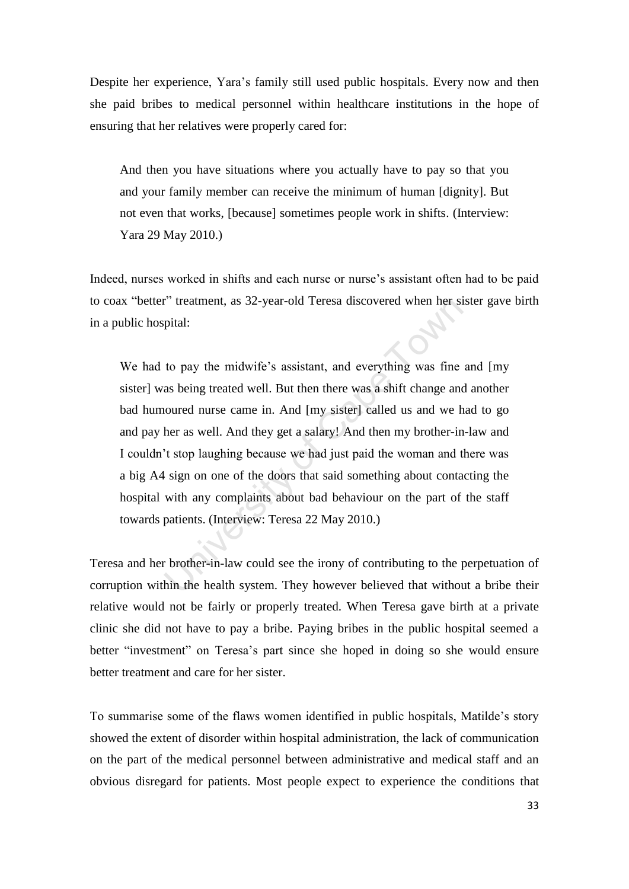Despite her experience, Yara's family still used public hospitals. Every now and then she paid bribes to medical personnel within healthcare institutions in the hope of ensuring that her relatives were properly cared for:

> And then you have situations where you actually have to pay so that you and your family member can receive the minimum of human [dignity]. But not even that works, [because] sometimes people work in shifts. (Interview: Yara 29 May 2010.)

Indeed, nurses worked in shifts and each nurse or nurse's assistant often had to be paid to coax "better" treatment, as 32-year-old Teresa discovered when her sister gave birth in a public hospital:

> We had to pay the midwife's assistant, and everything was fine and [my sister] was being treated well. But then there was a shift change and another bad humoured nurse came in. And [my sister] called us and we had to go and pay her as well. And they get a salary! And then my brother-in-law and I couldn't stop laughing because we had just paid the woman and there was a big A4 sign on one of the doors that said something about contacting the hospital with any complaints about bad behaviour on the part of the staff towards patients. (Interview: Teresa 22 May 2010.)

Teresa and her brother-in-law could see the irony of contributing to the perpetuation of corruption within the health system. They however believed that without a bribe their relative would not be fairly or properly treated. When Teresa gave birth at a private clinic she did not have to pay a bribe. Paying bribes in the public hospital seemed a better "investment" on Teresa's part since she hoped in doing so she would ensure better treatment and care for her sister.

To summarise some of the flaws women identified in public hospitals, Matilde's story showed the extent of disorder within hospital administration, the lack of communication on the part of the medical personnel between administrative and medical staff and an obvious disregard for patients. Most people expect to experience the conditions that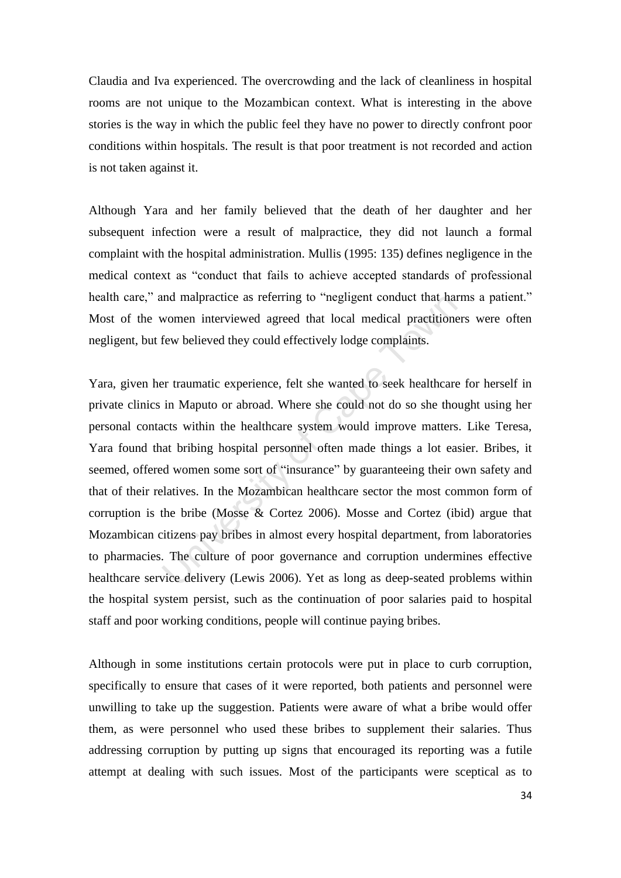Claudia and Iva experienced. The overcrowding and the lack of cleanliness in hospital rooms are not unique to the Mozambican context. What is interesting in the above stories is the way in which the public feel they have no power to directly confront poor conditions within hospitals. The result is that poor treatment is not recorded and action is not taken against it.

Although Yara and her family believed that the death of her daughter and her subsequent infection were a result of malpractice, they did not launch a formal complaint with the hospital administration. Mullis (1995: 135) defines negligence in the medical context as "conduct that fails to achieve accepted standards of professional health care," and malpractice as referring to "negligent conduct that harms a patient." Most of the women interviewed agreed that local medical practitioners were often negligent, but few believed they could effectively lodge complaints.

Yara, given her traumatic experience, felt she wanted to seek healthcare for herself in private clinics in Maputo or abroad. Where she could not do so she thought using her personal contacts within the healthcare system would improve matters. Like Teresa, Yara found that bribing hospital personnel often made things a lot easier. Bribes, it seemed, offered women some sort of "insurance" by guaranteeing their own safety and that of their relatives. In the Mozambican healthcare sector the most common form of corruption is the bribe (Mosse & Cortez 2006). Mosse and Cortez (ibid) argue that Mozambican citizens pay bribes in almost every hospital department, from laboratories to pharmacies. The culture of poor governance and corruption undermines effective healthcare service delivery (Lewis 2006). Yet as long as deep-seated problems within the hospital system persist, such as the continuation of poor salaries paid to hospital staff and poor working conditions, people will continue paying bribes.

Although in some institutions certain protocols were put in place to curb corruption, specifically to ensure that cases of it were reported, both patients and personnel were unwilling to take up the suggestion. Patients were aware of what a bribe would offer them, as were personnel who used these bribes to supplement their salaries. Thus addressing corruption by putting up signs that encouraged its reporting was a futile attempt at dealing with such issues. Most of the participants were sceptical as to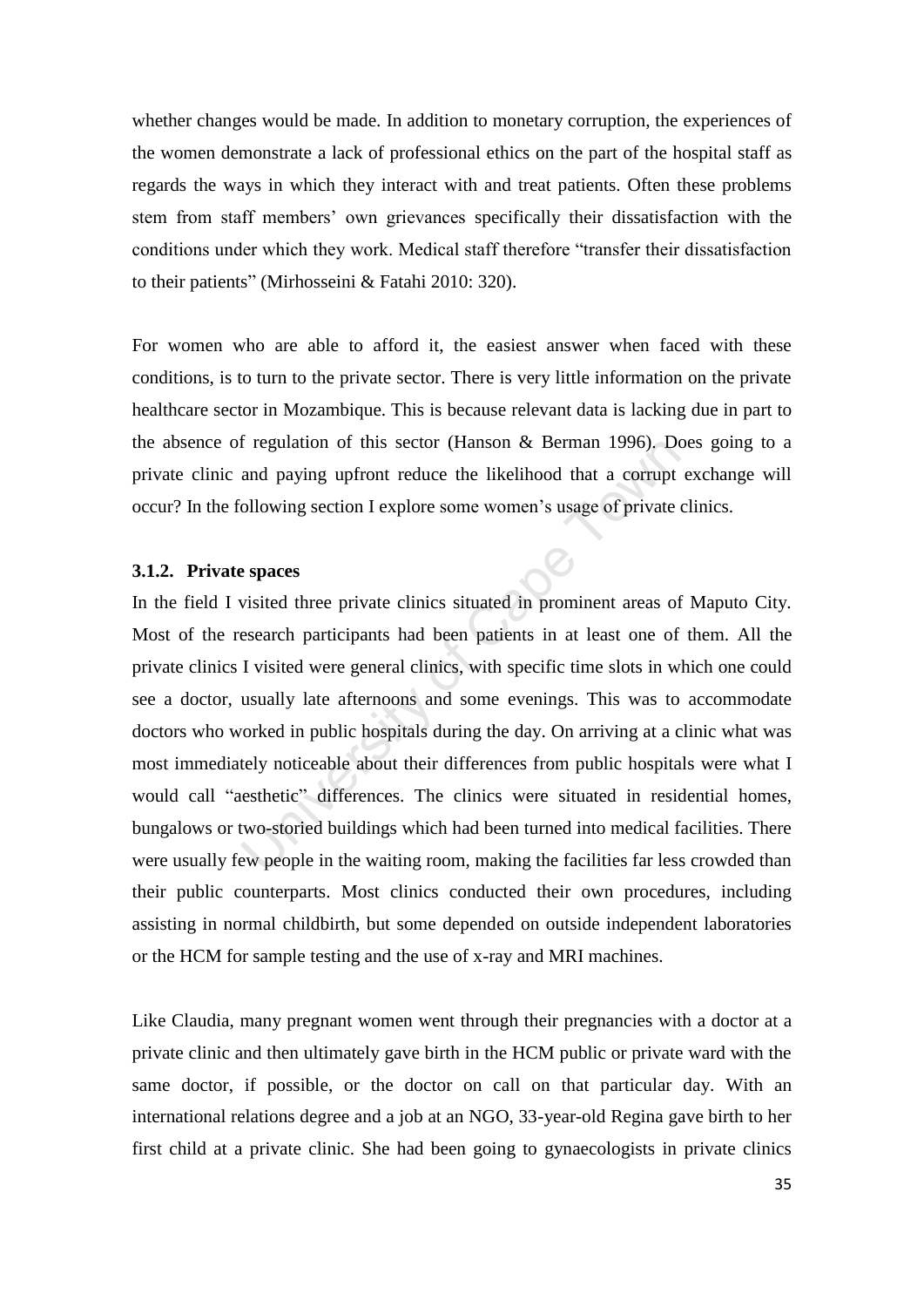whether changes would be made. In addition to monetary corruption, the experiences of the women demonstrate a lack of professional ethics on the part of the hospital staff as regards the ways in which they interact with and treat patients. Often these problems stem from staff members' own grievances specifically their dissatisfaction with the conditions under which they work. Medical staff therefore "transfer their dissatisfaction to their patients" (Mirhosseini & Fatahi 2010: 320).

For women who are able to afford it, the easiest answer when faced with these conditions, is to turn to the private sector. There is very little information on the private healthcare sector in Mozambique. This is because relevant data is lacking due in part to the absence of regulation of this sector (Hanson & Berman 1996). Does going to a private clinic and paying upfront reduce the likelihood that a corrupt exchange will occur? In the following section I explore some women's usage of private clinics.

### 3.1.2. Private spaces

In the field I visited three private clinics situated in prominent areas of Maputo City. Most of the research participants had been patients in at least one of them. All the private clinics I visited were general clinics, with specific time slots in which one could see a doctor, usually late afternoons and some evenings. This was to accommodate doctors who worked in public hospitals during the day. On arriving at a clinic what was most immediately noticeable about their differences from public hospitals were what I would call "aesthetic" differences. The clinics were situated in residential homes, bungalows or two-storied buildings which had been turned into medical facilities. There were usually few people in the waiting room, making the facilities far less crowded than their public counterparts. Most clinics conducted their own procedures, including assisting in normal childbirth, but some depended on outside independent laboratories or the HCM for sample testing and the use of x-ray and MRI machines.

Like Claudia, many pregnant women went through their pregnancies with a doctor at a private clinic and then ultimately gave birth in the HCM public or private ward with the same doctor, if possible, or the doctor on call on that particular day. With an international relations degree and a job at an NGO, 33-year-old Regina gave birth to her first child at a private clinic. She had been going to gynaecologists in private clinics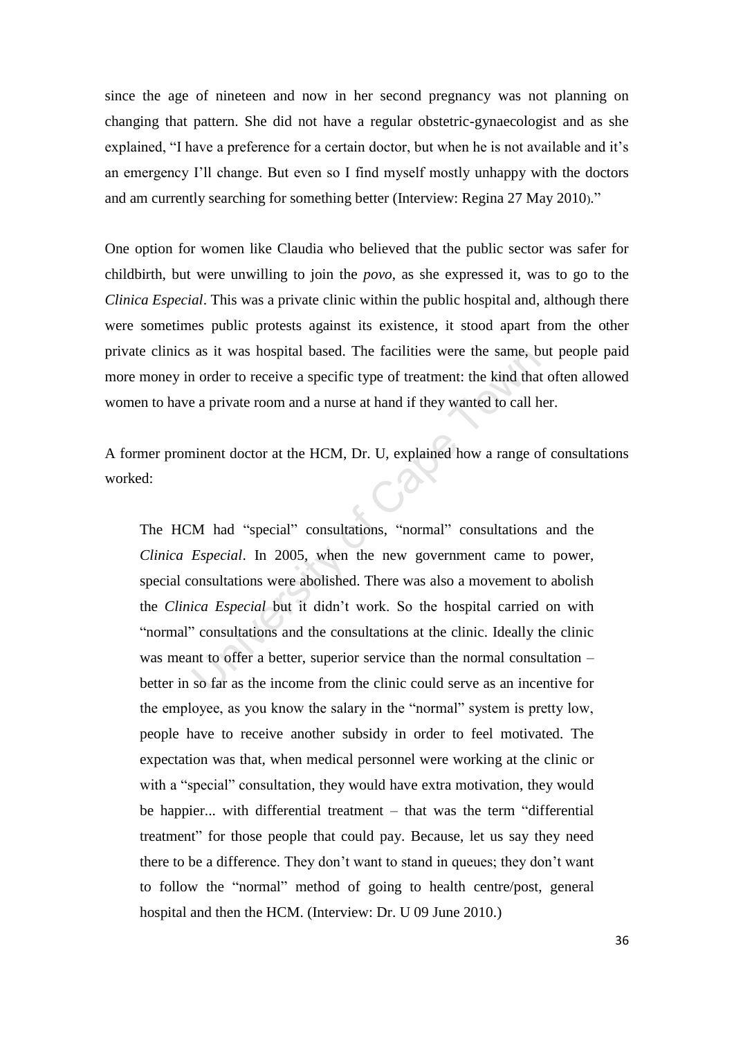since the age of nineteen and now in her second pregnancy was not planning on changing that pattern. She did not have a regular obstetric-gynaecologist and as she explained, "I have a preference for a certain doctor, but when he is not available and it's an emergency I'll change. But even so I find myself mostly unhappy with the doctors and am currently searching for something better (Interview: Regina 27 May 2010)."

One option for women like Claudia who believed that the public sector was safer for childbirth, but were unwilling to join the *povo*, as she expressed it, was to go to the *Clinica Especial*. This was a private clinic within the public hospital and, although there were sometimes public protests against its existence, it stood apart from the other private clinics as it was hospital based. The facilities were the same, but people paid more money in order to receive a specific type of treatment: the kind that often allowed women to have a private room and a nurse at hand if they wanted to call her.

A former prominent doctor at the HCM, Dr. U, explained how a range of consultations worked:

> The HCM had "special" consultations, "normal" consultations and the *Clinica Especial*. In 2005, when the new government came to power, special consultations were abolished. There was also a movement to abolish the *Clinica Especial* but it didn't work. So the hospital carried on with "normal" consultations and the consultations at the clinic. Ideally the clinic was meant to offer a better, superior service than the normal consultation – better in so far as the income from the clinic could serve as an incentive for the employee, as you know the salary in the "normal" system is pretty low, people have to receive another subsidy in order to feel motivated. The expectation was that, when medical personnel were working at the clinic or with a "special" consultation, they would have extra motivation, they would be happier... with differential treatment – that was the term "differential treatment" for those people that could pay. Because, let us say they need there to be a difference. They don't want to stand in queues; they don't want to follow the "normal" method of going to health centre/post, general hospital and then the HCM. (Interview: Dr. U 09 June 2010.)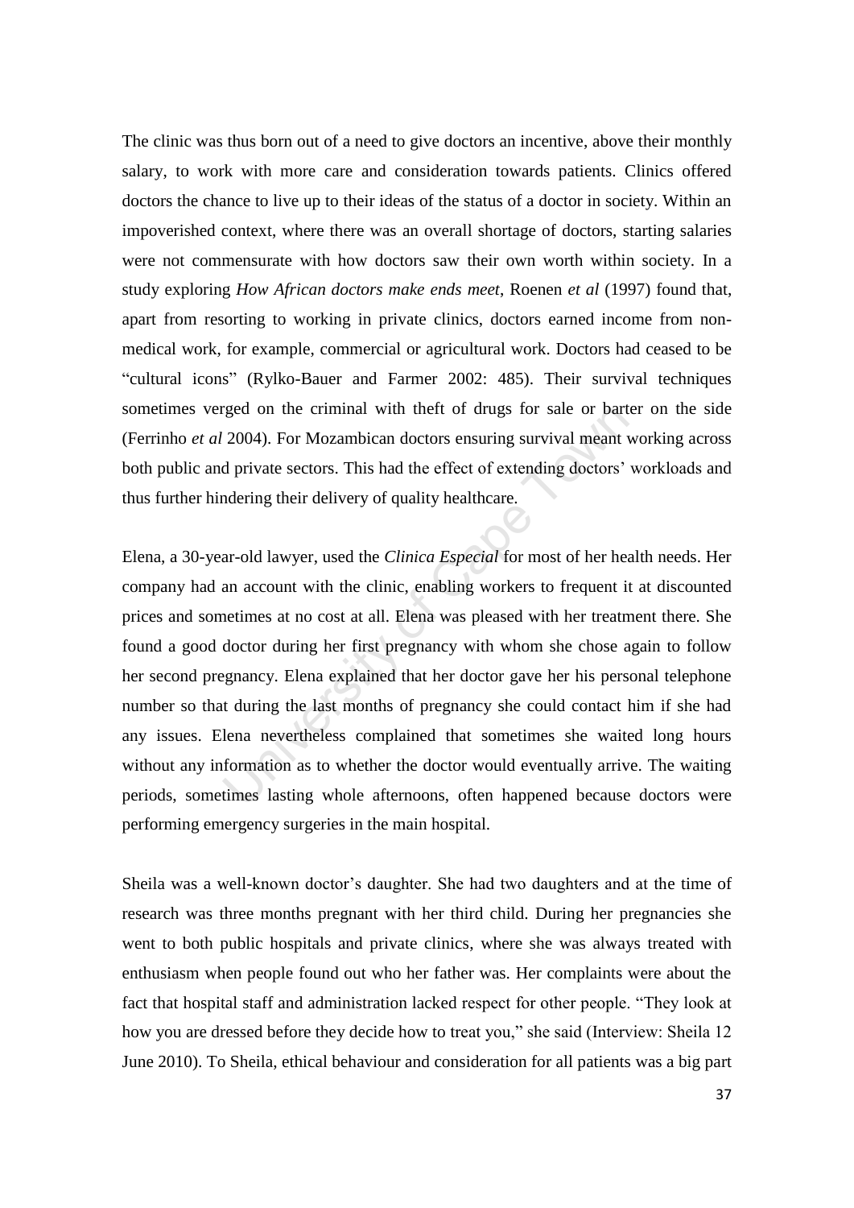The clinic was thus born out of a need to give doctors an incentive, above their monthly salary, to work with more care and consideration towards patients. Clinics offered doctors the chance to live up to their ideas of the status of a doctor in society. Within an impoverished context, where there was an overall shortage of doctors, starting salaries were not commensurate with how doctors saw their own worth within society. In a study exploring *How African doctors make ends meet*, Roenen *et al* (1997) found that, apart from resorting to working in private clinics, doctors earned income from non-medical work, for example, commercial or agricultural work. Doctors had ceased to be "cultural icons" (Rylko-Bauer and Farmer 2002: 485). Their survival techniques sometimes verged on the criminal with theft of drugs for sale or barter on the side (Ferrinho *et al* 2004). For Mozambican doctors ensuring survival meant working across both public and private sectors. This had the effect of extending doctors' workloads and thus further hindering their delivery of quality healthcare.

Elena, a 30-year-old lawyer, used the *Clinica Especial* for most of her health needs. Her company had an account with the clinic, enabling workers to frequent it at discounted prices and sometimes at no cost at all. Elena was pleased with her treatment there. She found a good doctor during her first pregnancy with whom she chose again to follow her second pregnancy. Elena explained that her doctor gave her his personal telephone number so that during the last months of pregnancy she could contact him if she had any issues. Elena nevertheless complained that sometimes she waited long hours without any information as to whether the doctor would eventually arrive. The waiting periods, sometimes lasting whole afternoons, often happened because doctors were performing emergency surgeries in the main hospital.

Sheila was a well-known doctor's daughter. She had two daughters and at the time of research was three months pregnant with her third child. During her pregnancies she went to both public hospitals and private clinics, where she was always treated with enthusiasm when people found out who her father was. Her complaints were about the fact that hospital staff and administration lacked respect for other people. "They look at how you are dressed before they decide how to treat you," she said (Interview: Sheila 12 June 2010). To Sheila, ethical behaviour and consideration for all patients was a big part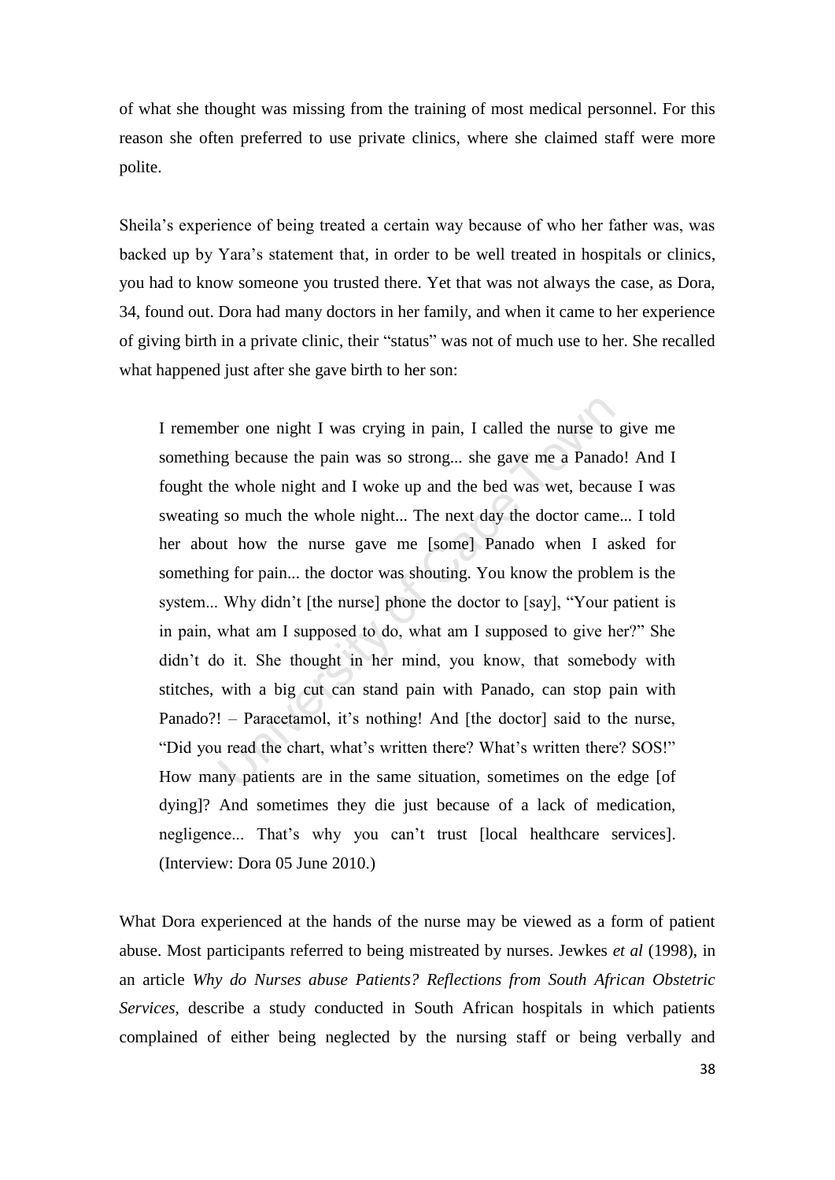of what she thought was missing from the training of most medical personnel. For this reason she often preferred to use private clinics, where she claimed staff were more polite.

Sheila's experience of being treated a certain way because of who her father was, was backed up by Yara's statement that, in order to be well treated in hospitals or clinics, you had to know someone you trusted there. Yet that was not always the case, as Dora, 34, found out. Dora had many doctors in her family, and when it came to her experience of giving birth in a private clinic, their "status" was not of much use to her. She recalled what happened just after she gave birth to her son:

> I remember one night I was crying in pain, I called the nurse to give me something because the pain was so strong... she gave me a Panado! And I fought the whole night and I woke up and the bed was wet, because I was sweating so much the whole night... The next day the doctor came... I told her about how the nurse gave me [some] Panado when I asked for something for pain... the doctor was shouting. You know the problem is the system... Why didn't [the nurse] phone the doctor to [say], "Your patient is in pain, what am I supposed to do, what am I supposed to give her?" She didn't do it. She thought in her mind, you know, that somebody with stitches, with a big cut can stand pain with Panado, can stop pain with Panado?! – Paracetamol, it's nothing! And [the doctor] said to the nurse, "Did you read the chart, what's written there? What's written there? SOS!" How many patients are in the same situation, sometimes on the edge [of dying]? And sometimes they die just because of a lack of medication, negligence... That's why you can't trust [local healthcare services]. (Interview: Dora 05 June 2010.)

What Dora experienced at the hands of the nurse may be viewed as a form of patient abuse. Most participants referred to being mistreated by nurses. Jewkes *et al* (1998), in an article *Why do Nurses abuse Patients? Reflections from South African Obstetric Services*, describe a study conducted in South African hospitals in which patients complained of either being neglected by the nursing staff or being verbally and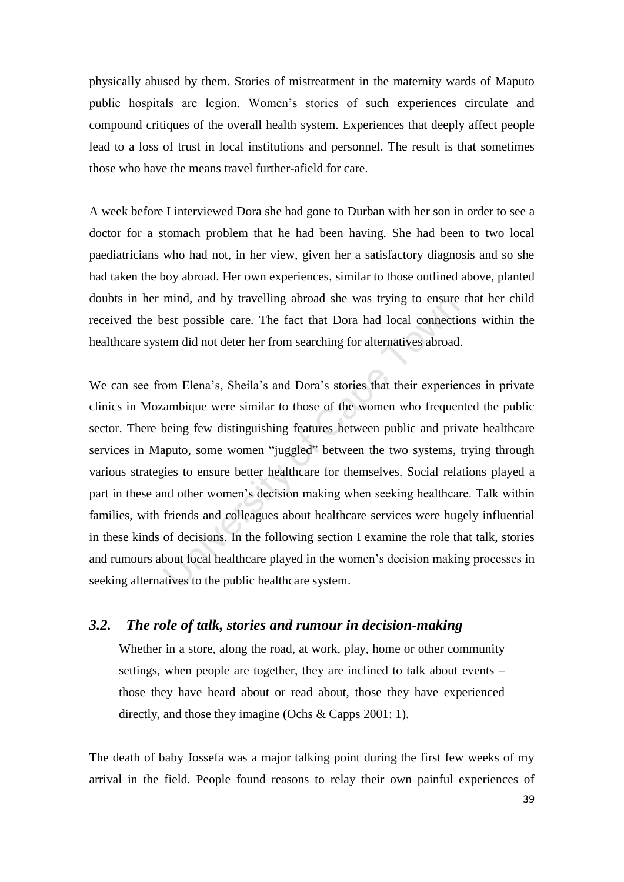physically abused by them. Stories of mistreatment in the maternity wards of Maputo public hospitals are legion. Women's stories of such experiences circulate and compound critiques of the overall health system. Experiences that deeply affect people lead to a loss of trust in local institutions and personnel. The result is that sometimes those who have the means travel further-afield for care.

A week before I interviewed Dora she had gone to Durban with her son in order to see a doctor for a stomach problem that he had been having. She had been to two local paediatricians who had not, in her view, given her a satisfactory diagnosis and so she had taken the boy abroad. Her own experiences, similar to those outlined above, planted doubts in her mind, and by travelling abroad she was trying to ensure that her child received the best possible care. The fact that Dora had local connections within the healthcare system did not deter her from searching for alternatives abroad.

We can see from Elena's, Sheila's and Dora's stories that their experiences in private clinics in Mozambique were similar to those of the women who frequented the public sector. There being few distinguishing features between public and private healthcare services in Maputo, some women "juggled" between the two systems, trying through various strategies to ensure better healthcare for themselves. Social relations played a part in these and other women's decision making when seeking healthcare. Talk within families, with friends and colleagues about healthcare services were hugely influential in these kinds of decisions. In the following section I examine the role that talk, stories and rumours about local healthcare played in the women's decision making processes in seeking alternatives to the public healthcare system.

## 3.2. *The role of talk, stories and rumour in decision-making*

> Whether in a store, along the road, at work, play, home or other community settings, when people are together, they are inclined to talk about events – those they have heard about or read about, those they have experienced directly, and those they imagine (Ochs & Capps 2001: 1).

The death of baby Jossefa was a major talking point during the first few weeks of my arrival in the field. People found reasons to relay their own painful experiences of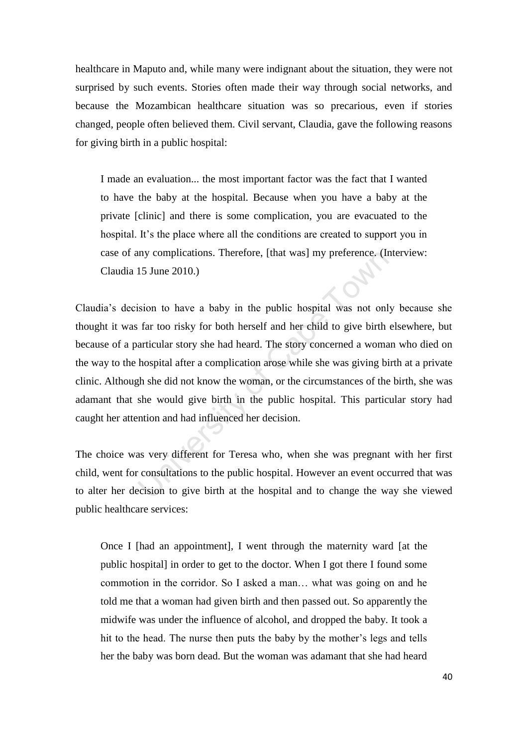healthcare in Maputo and, while many were indignant about the situation, they were not surprised by such events. Stories often made their way through social networks, and because the Mozambican healthcare situation was so precarious, even if stories changed, people often believed them. Civil servant, Claudia, gave the following reasons for giving birth in a public hospital:

> I made an evaluation... the most important factor was the fact that I wanted to have the baby at the hospital. Because when you have a baby at the private [clinic] and there is some complication, you are evacuated to the hospital. It's the place where all the conditions are created to support you in case of any complications. Therefore, [that was] my preference. (Interview: Claudia 15 June 2010.)

Claudia's decision to have a baby in the public hospital was not only because she thought it was far too risky for both herself and her child to give birth elsewhere, but because of a particular story she had heard. The story concerned a woman who died on the way to the hospital after a complication arose while she was giving birth at a private clinic. Although she did not know the woman, or the circumstances of the birth, she was adamant that she would give birth in the public hospital. This particular story had caught her attention and had influenced her decision.

The choice was very different for Teresa who, when she was pregnant with her first child, went for consultations to the public hospital. However an event occurred that was to alter her decision to give birth at the hospital and to change the way she viewed public healthcare services:

> Once I [had an appointment], I went through the maternity ward [at the public hospital] in order to get to the doctor. When I got there I found some commotion in the corridor. So I asked a man… what was going on and he told me that a woman had given birth and then passed out. So apparently the midwife was under the influence of alcohol, and dropped the baby. It took a hit to the head. The nurse then puts the baby by the mother's legs and tells her the baby was born dead. But the woman was adamant that she had heard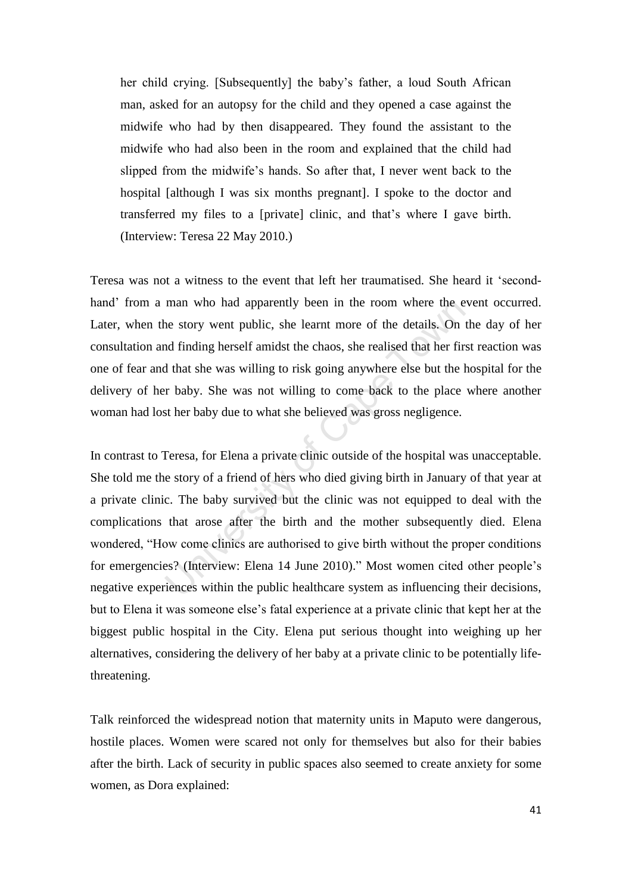> her child crying. [Subsequently] the baby's father, a loud South African man, asked for an autopsy for the child and they opened a case against the midwife who had by then disappeared. They found the assistant to the midwife who had also been in the room and explained that the child had slipped from the midwife's hands. So after that, I never went back to the hospital [although I was six months pregnant]. I spoke to the doctor and transferred my files to a [private] clinic, and that's where I gave birth. (Interview: Teresa 22 May 2010.)

Teresa was not a witness to the event that left her traumatised. She heard it 'second-hand' from a man who had apparently been in the room where the event occurred. Later, when the story went public, she learnt more of the details. On the day of her consultation and finding herself amidst the chaos, she realised that her first reaction was one of fear and that she was willing to risk going anywhere else but the hospital for the delivery of her baby. She was not willing to come back to the place where another woman had lost her baby due to what she believed was gross negligence.

In contrast to Teresa, for Elena a private clinic outside of the hospital was unacceptable. She told me the story of a friend of hers who died giving birth in January of that year at a private clinic. The baby survived but the clinic was not equipped to deal with the complications that arose after the birth and the mother subsequently died. Elena wondered, "How come clinics are authorised to give birth without the proper conditions for emergencies? (Interview: Elena 14 June 2010)." Most women cited other people's negative experiences within the public healthcare system as influencing their decisions, but to Elena it was someone else's fatal experience at a private clinic that kept her at the biggest public hospital in the City. Elena put serious thought into weighing up her alternatives, considering the delivery of her baby at a private clinic to be potentially life-threatening.

Talk reinforced the widespread notion that maternity units in Maputo were dangerous, hostile places. Women were scared not only for themselves but also for their babies after the birth. Lack of security in public spaces also seemed to create anxiety for some women, as Dora explained: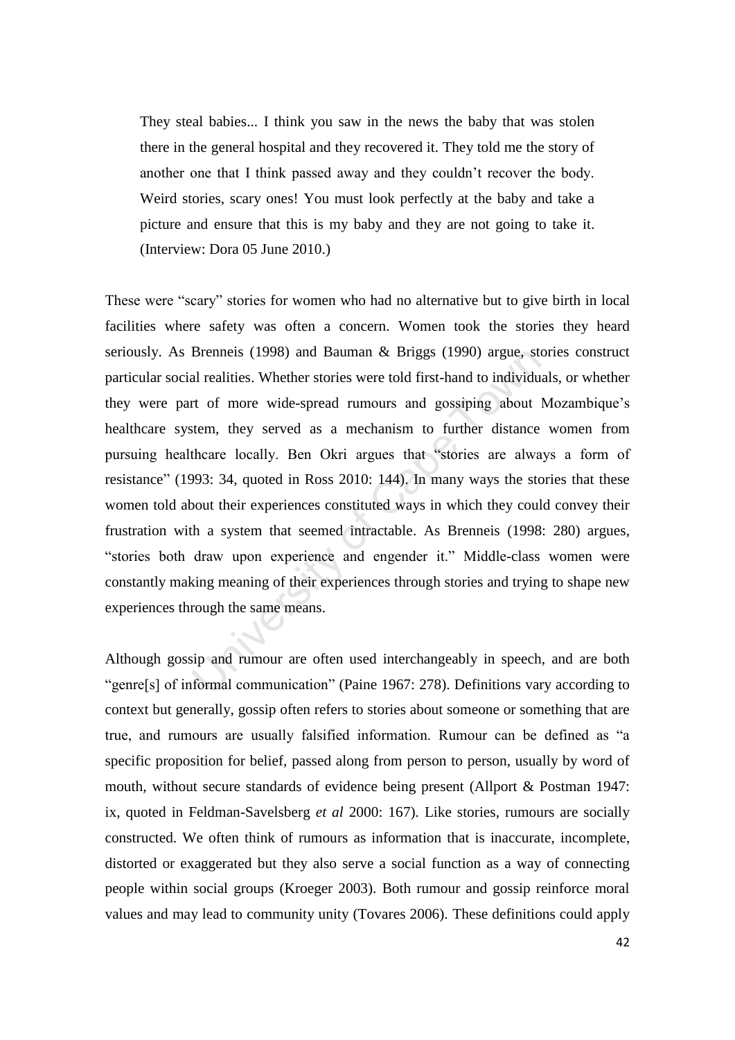> They steal babies... I think you saw in the news the baby that was stolen there in the general hospital and they recovered it. They told me the story of another one that I think passed away and they couldn't recover the body. Weird stories, scary ones! You must look perfectly at the baby and take a picture and ensure that this is my baby and they are not going to take it. (Interview: Dora 05 June 2010.)

These were "scary" stories for women who had no alternative but to give birth in local facilities where safety was often a concern. Women took the stories they heard seriously. As Brenneis (1998) and Bauman & Briggs (1990) argue, stories construct particular social realities. Whether stories were told first-hand to individuals, or whether they were part of more wide-spread rumours and gossiping about Mozambique's healthcare system, they served as a mechanism to further distance women from pursuing healthcare locally. Ben Okri argues that "stories are always a form of resistance" (1993: 34, quoted in Ross 2010: 144). In many ways the stories that these women told about their experiences constituted ways in which they could convey their frustration with a system that seemed intractable. As Brenneis (1998: 280) argues, "stories both draw upon experience and engender it." Middle-class women were constantly making meaning of their experiences through stories and trying to shape new experiences through the same means.

Although gossip and rumour are often used interchangeably in speech, and are both "genre[s] of informal communication" (Paine 1967: 278). Definitions vary according to context but generally, gossip often refers to stories about someone or something that are true, and rumours are usually falsified information. Rumour can be defined as "a specific proposition for belief, passed along from person to person, usually by word of mouth, without secure standards of evidence being present (Allport & Postman 1947: ix, quoted in Feldman-Savelsberg *et al* 2000: 167). Like stories, rumours are socially constructed. We often think of rumours as information that is inaccurate, incomplete, distorted or exaggerated but they also serve a social function as a way of connecting people within social groups (Kroeger 2003). Both rumour and gossip reinforce moral values and may lead to community unity (Tovares 2006). These definitions could apply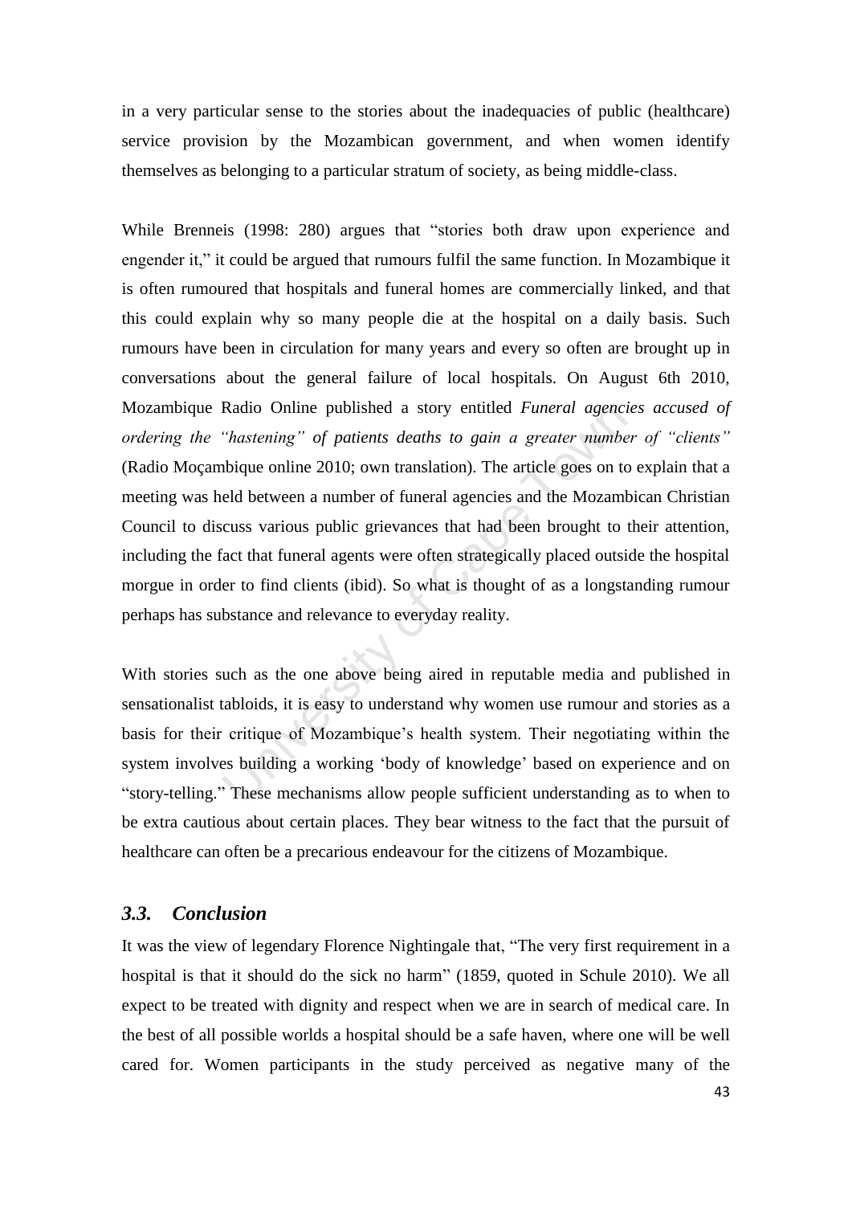in a very particular sense to the stories about the inadequacies of public (healthcare) service provision by the Mozambican government, and when women identify themselves as belonging to a particular stratum of society, as being middle-class.

While Brenneis (1998: 280) argues that "stories both draw upon experience and engender it," it could be argued that rumours fulfil the same function. In Mozambique it is often rumoured that hospitals and funeral homes are commercially linked, and that this could explain why so many people die at the hospital on a daily basis. Such rumours have been in circulation for many years and every so often are brought up in conversations about the general failure of local hospitals. On August 6th 2010, Mozambique Radio Online published a story entitled *Funeral agencies accused of ordering the "hastening" of patients deaths to gain a greater number of "clients"* (Radio Moçambique online 2010; own translation). The article goes on to explain that a meeting was held between a number of funeral agencies and the Mozambican Christian Council to discuss various public grievances that had been brought to their attention, including the fact that funeral agents were often strategically placed outside the hospital morgue in order to find clients (ibid). So what is thought of as a longstanding rumour perhaps has substance and relevance to everyday reality.

With stories such as the one above being aired in reputable media and published in sensationalist tabloids, it is easy to understand why women use rumour and stories as a basis for their critique of Mozambique's health system. Their negotiating within the system involves building a working 'body of knowledge' based on experience and on "story-telling." These mechanisms allow people sufficient understanding as to when to be extra cautious about certain places. They bear witness to the fact that the pursuit of healthcare can often be a precarious endeavour for the citizens of Mozambique.

### *3.3. Conclusion*

It was the view of legendary Florence Nightingale that, "The very first requirement in a hospital is that it should do the sick no harm" (1859, quoted in Schule 2010). We all expect to be treated with dignity and respect when we are in search of medical care. In the best of all possible worlds a hospital should be a safe haven, where one will be well cared for. Women participants in the study perceived as negative many of the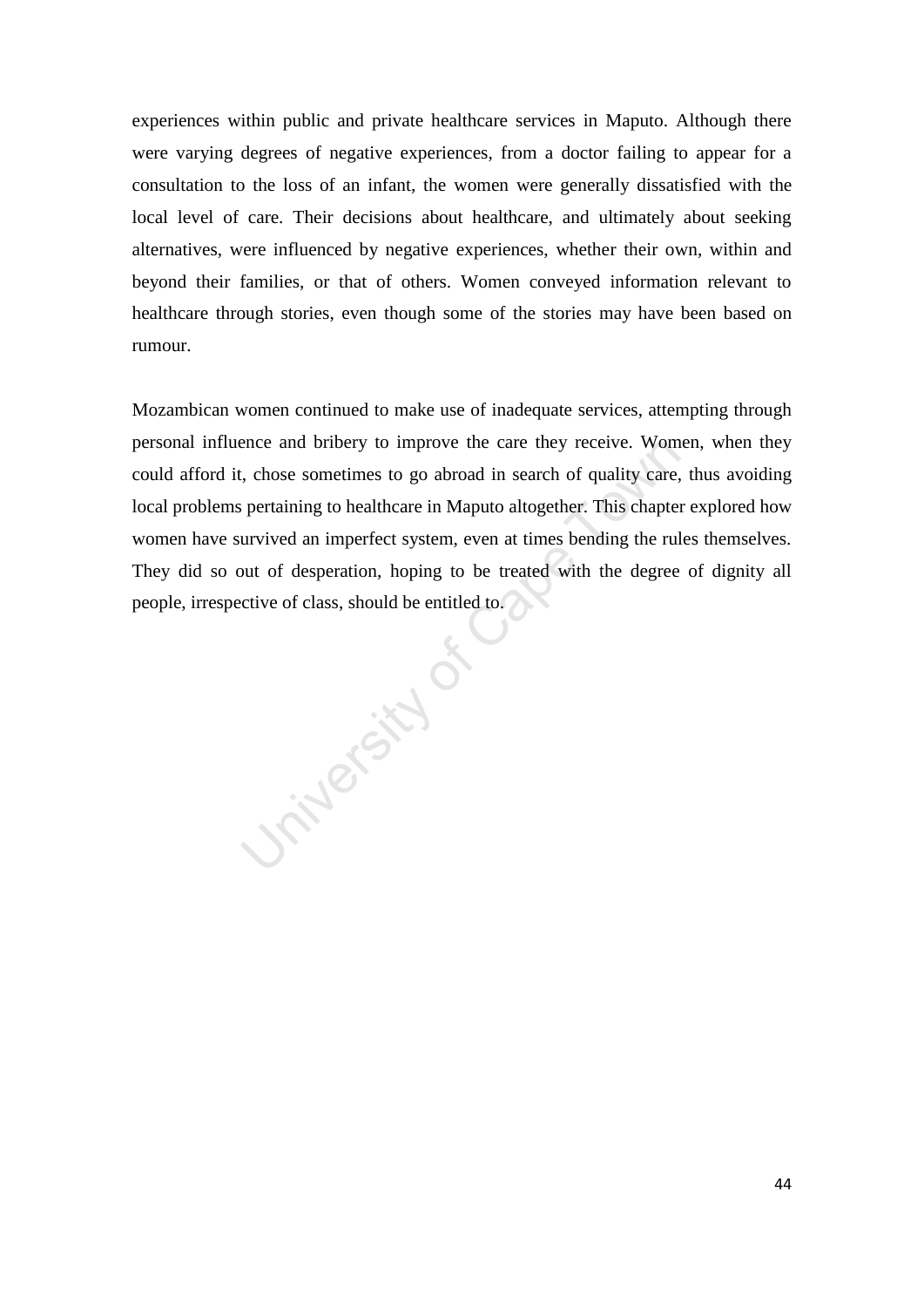experiences within public and private healthcare services in Maputo. Although there were varying degrees of negative experiences, from a doctor failing to appear for a consultation to the loss of an infant, the women were generally dissatisfied with the local level of care. Their decisions about healthcare, and ultimately about seeking alternatives, were influenced by negative experiences, whether their own, within and beyond their families, or that of others. Women conveyed information relevant to healthcare through stories, even though some of the stories may have been based on rumour.

Mozambican women continued to make use of inadequate services, attempting through personal influence and bribery to improve the care they receive. Women, when they could afford it, chose sometimes to go abroad in search of quality care, thus avoiding local problems pertaining to healthcare in Maputo altogether. This chapter explored how women have survived an imperfect system, even at times bending the rules themselves. They did so out of desperation, hoping to be treated with the degree of dignity all people, irrespective of class, should be entitled to.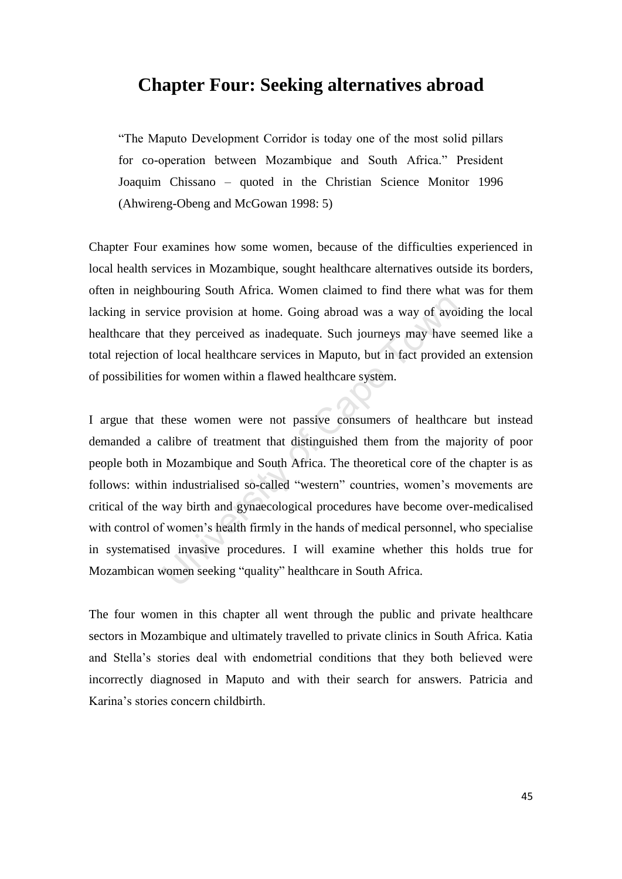# Chapter Four: Seeking alternatives abroad

> "The Maputo Development Corridor is today one of the most solid pillars for co-operation between Mozambique and South Africa." President Joaquim Chissano – quoted in the Christian Science Monitor 1996 (Ahwireng-Obeng and McGowan 1998: 5)

Chapter Four examines how some women, because of the difficulties experienced in local health services in Mozambique, sought healthcare alternatives outside its borders, often in neighbouring South Africa. Women claimed to find there what was for them lacking in service provision at home. Going abroad was a way of avoiding the local healthcare that they perceived as inadequate. Such journeys may have seemed like a total rejection of local healthcare services in Maputo, but in fact provided an extension of possibilities for women within a flawed healthcare system.

I argue that these women were not passive consumers of healthcare but instead demanded a calibre of treatment that distinguished them from the majority of poor people both in Mozambique and South Africa. The theoretical core of the chapter is as follows: within industrialised so-called "western" countries, women's movements are critical of the way birth and gynaecological procedures have become over-medicalised with control of women's health firmly in the hands of medical personnel, who specialise in systematised invasive procedures. I will examine whether this holds true for Mozambican women seeking "quality" healthcare in South Africa.

The four women in this chapter all went through the public and private healthcare sectors in Mozambique and ultimately travelled to private clinics in South Africa. Katia and Stella's stories deal with endometrial conditions that they both believed were incorrectly diagnosed in Maputo and with their search for answers. Patricia and Karina's stories concern childbirth.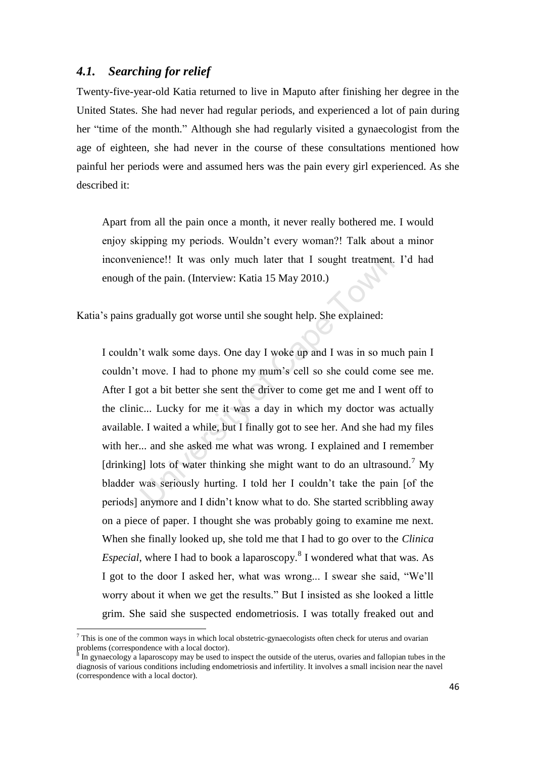### *4.1. Searching for relief*

Twenty-five-year-old Katia returned to live in Maputo after finishing her degree in the United States. She had never had regular periods, and experienced a lot of pain during her "time of the month." Although she had regularly visited a gynaecologist from the age of eighteen, she had never in the course of these consultations mentioned how painful her periods were and assumed hers was the pain every girl experienced. As she described it:

> Apart from all the pain once a month, it never really bothered me. I would enjoy skipping my periods. Wouldn't every woman?! Talk about a minor inconvenience!! It was only much later that I sought treatment. I'd had enough of the pain. (Interview: Katia 15 May 2010.)

Katia's pains gradually got worse until she sought help. She explained:

> I couldn't walk some days. One day I woke up and I was in so much pain I couldn't move. I had to phone my mum's cell so she could come see me. After I got a bit better she sent the driver to come get me and I went off to the clinic... Lucky for me it was a day in which my doctor was actually available. I waited a while, but I finally got to see her. And she had my files with her... and she asked me what was wrong. I explained and I remember [drinking] lots of water thinking she might want to do an ultrasound.[7] My bladder was seriously hurting. I told her I couldn't take the pain [of the periods] anymore and I didn't know what to do. She started scribbling away on a piece of paper. I thought she was probably going to examine me next. When she finally looked up, she told me that I had to go over to the *Clinica Especial*, where I had to book a laparoscopy.[8] I wondered what that was. As I got to the door I asked her, what was wrong... I swear she said, "We'll worry about it when we get the results." But I insisted as she looked a little grim. She said she suspected endometriosis. I was totally freaked out and

[7] This is one of the common ways in which local obstetric-gynaecologists often check for uterus and ovarian problems (correspondence with a local doctor).

[8] In gynaecology a laparoscopy may be used to inspect the outside of the uterus, ovaries and fallopian tubes in the diagnosis of various conditions including endometriosis and infertility. It involves a small incision near the navel (correspondence with a local doctor).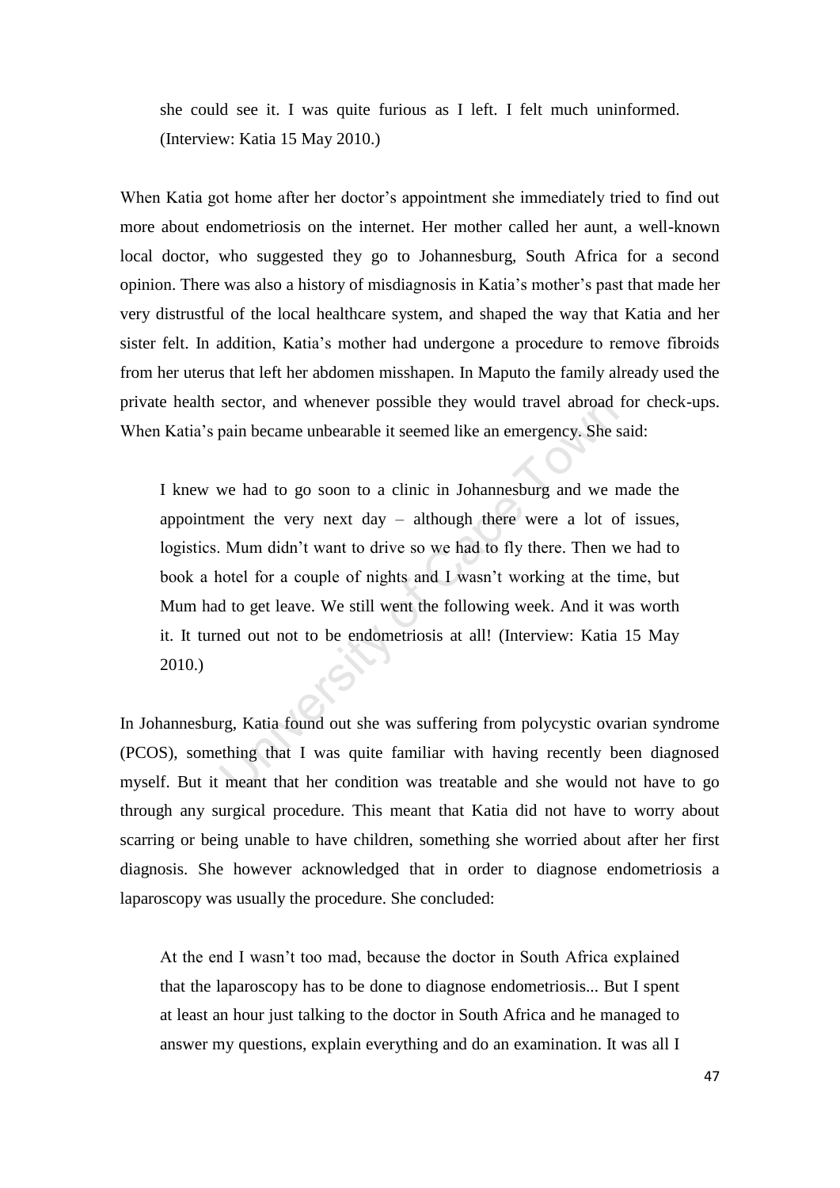> she could see it. I was quite furious as I left. I felt much uninformed. (Interview: Katia 15 May 2010.)

When Katia got home after her doctor's appointment she immediately tried to find out more about endometriosis on the internet. Her mother called her aunt, a well-known local doctor, who suggested they go to Johannesburg, South Africa for a second opinion. There was also a history of misdiagnosis in Katia's mother's past that made her very distrustful of the local healthcare system, and shaped the way that Katia and her sister felt. In addition, Katia's mother had undergone a procedure to remove fibroids from her uterus that left her abdomen misshapen. In Maputo the family already used the private health sector, and whenever possible they would travel abroad for check-ups. When Katia's pain became unbearable it seemed like an emergency. She said:

> I knew we had to go soon to a clinic in Johannesburg and we made the appointment the very next day – although there were a lot of issues, logistics. Mum didn't want to drive so we had to fly there. Then we had to book a hotel for a couple of nights and I wasn't working at the time, but Mum had to get leave. We still went the following week. And it was worth it. It turned out not to be endometriosis at all! (Interview: Katia 15 May 2010.)

In Johannesburg, Katia found out she was suffering from polycystic ovarian syndrome (PCOS), something that I was quite familiar with having recently been diagnosed myself. But it meant that her condition was treatable and she would not have to go through any surgical procedure. This meant that Katia did not have to worry about scarring or being unable to have children, something she worried about after her first diagnosis. She however acknowledged that in order to diagnose endometriosis a laparoscopy was usually the procedure. She concluded:

> At the end I wasn't too mad, because the doctor in South Africa explained that the laparoscopy has to be done to diagnose endometriosis... But I spent at least an hour just talking to the doctor in South Africa and he managed to answer my questions, explain everything and do an examination. It was all I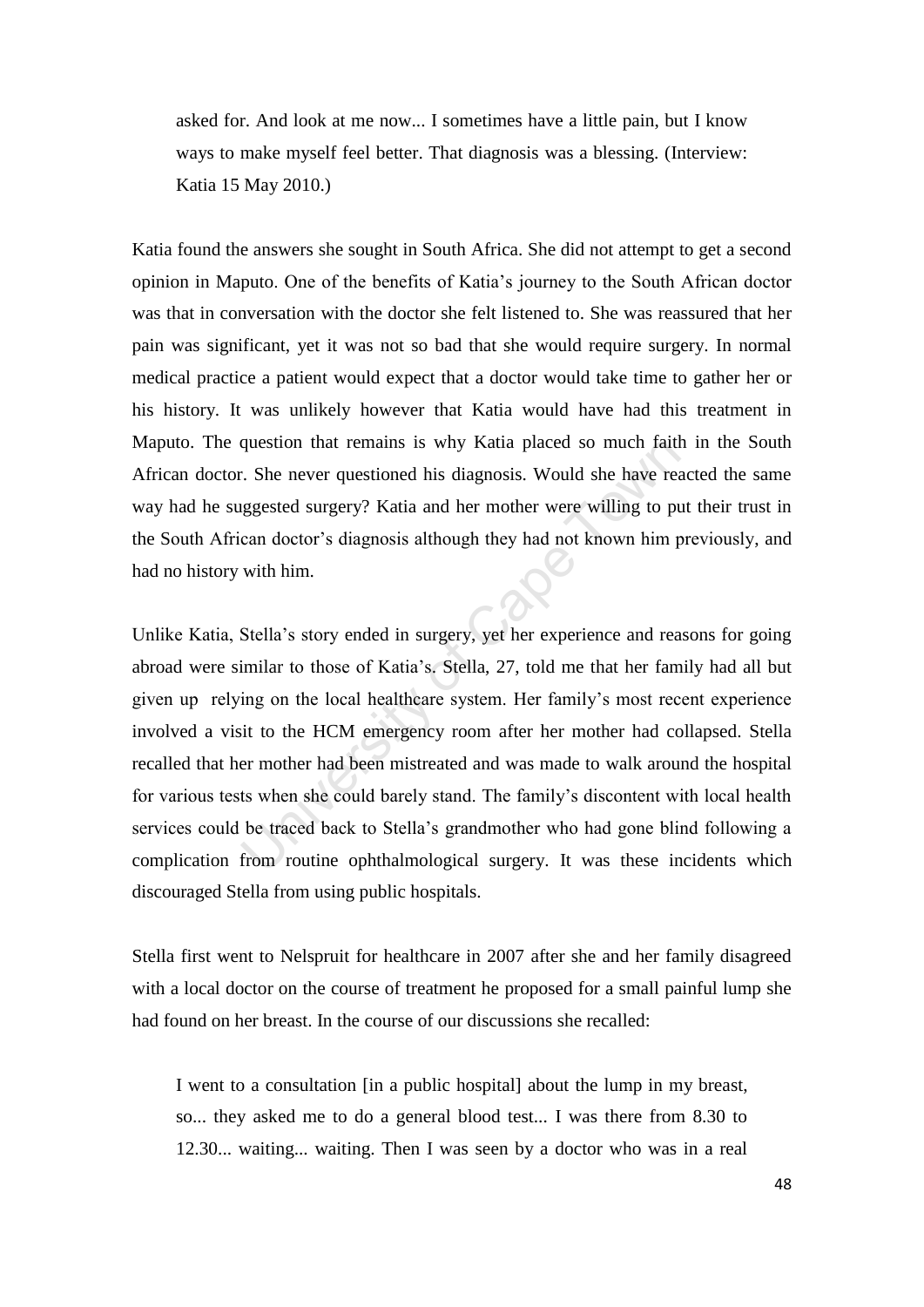> asked for. And look at me now... I sometimes have a little pain, but I know ways to make myself feel better. That diagnosis was a blessing. (Interview: Katia 15 May 2010.)

Katia found the answers she sought in South Africa. She did not attempt to get a second opinion in Maputo. One of the benefits of Katia's journey to the South African doctor was that in conversation with the doctor she felt listened to. She was reassured that her pain was significant, yet it was not so bad that she would require surgery. In normal medical practice a patient would expect that a doctor would take time to gather her or his history. It was unlikely however that Katia would have had this treatment in Maputo. The question that remains is why Katia placed so much faith in the South African doctor. She never questioned his diagnosis. Would she have reacted the same way had he suggested surgery? Katia and her mother were willing to put their trust in the South African doctor's diagnosis although they had not known him previously, and had no history with him.

Unlike Katia, Stella's story ended in surgery, yet her experience and reasons for going abroad were similar to those of Katia's. Stella, 27, told me that her family had all but given up relying on the local healthcare system. Her family's most recent experience involved a visit to the HCM emergency room after her mother had collapsed. Stella recalled that her mother had been mistreated and was made to walk around the hospital for various tests when she could barely stand. The family's discontent with local health services could be traced back to Stella's grandmother who had gone blind following a complication from routine ophthalmological surgery. It was these incidents which discouraged Stella from using public hospitals.

Stella first went to Nelspruit for healthcare in 2007 after she and her family disagreed with a local doctor on the course of treatment he proposed for a small painful lump she had found on her breast. In the course of our discussions she recalled:

> I went to a consultation [in a public hospital] about the lump in my breast, so... they asked me to do a general blood test... I was there from 8.30 to 12.30... waiting... waiting. Then I was seen by a doctor who was in a real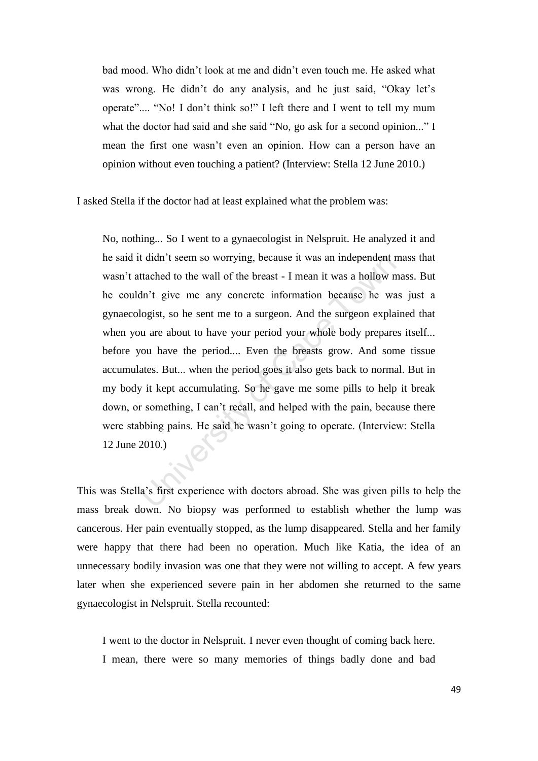> bad mood. Who didn't look at me and didn't even touch me. He asked what was wrong. He didn't do any analysis, and he just said, "Okay let's operate".... "No! I don't think so!" I left there and I went to tell my mum what the doctor had said and she said "No, go ask for a second opinion..." I mean the first one wasn't even an opinion. How can a person have an opinion without even touching a patient? (Interview: Stella 12 June 2010.)

I asked Stella if the doctor had at least explained what the problem was:

> No, nothing... So I went to a gynaecologist in Nelspruit. He analyzed it and he said it didn't seem so worrying, because it was an independent mass that wasn't attached to the wall of the breast - I mean it was a hollow mass. But he couldn't give me any concrete information because he was just a gynaecologist, so he sent me to a surgeon. And the surgeon explained that when you are about to have your period your whole body prepares itself... before you have the period.... Even the breasts grow. And some tissue accumulates. But... when the period goes it also gets back to normal. But in my body it kept accumulating. So he gave me some pills to help it break down, or something, I can't recall, and helped with the pain, because there were stabbing pains. He said he wasn't going to operate. (Interview: Stella 12 June 2010.)

This was Stella's first experience with doctors abroad. She was given pills to help the mass break down. No biopsy was performed to establish whether the lump was cancerous. Her pain eventually stopped, as the lump disappeared. Stella and her family were happy that there had been no operation. Much like Katia, the idea of an unnecessary bodily invasion was one that they were not willing to accept. A few years later when she experienced severe pain in her abdomen she returned to the same gynaecologist in Nelspruit. Stella recounted:

> I went to the doctor in Nelspruit. I never even thought of coming back here. I mean, there were so many memories of things badly done and bad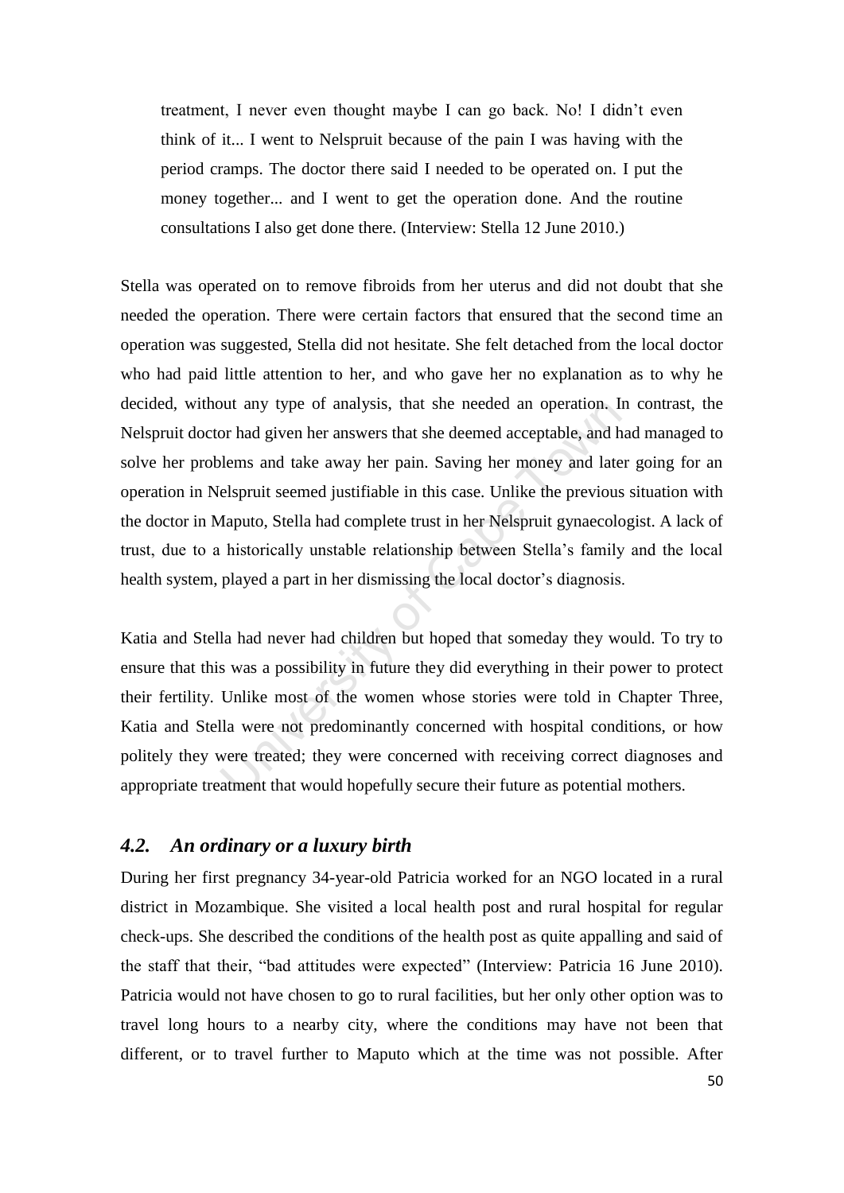> treatment, I never even thought maybe I can go back. No! I didn't even think of it... I went to Nelspruit because of the pain I was having with the period cramps. The doctor there said I needed to be operated on. I put the money together... and I went to get the operation done. And the routine consultations I also get done there. (Interview: Stella 12 June 2010.)

Stella was operated on to remove fibroids from her uterus and did not doubt that she needed the operation. There were certain factors that ensured that the second time an operation was suggested, Stella did not hesitate. She felt detached from the local doctor who had paid little attention to her, and who gave her no explanation as to why he decided, without any type of analysis, that she needed an operation. In contrast, the Nelspruit doctor had given her answers that she deemed acceptable, and had managed to solve her problems and take away her pain. Saving her money and later going for an operation in Nelspruit seemed justifiable in this case. Unlike the previous situation with the doctor in Maputo, Stella had complete trust in her Nelspruit gynaecologist. A lack of trust, due to a historically unstable relationship between Stella's family and the local health system, played a part in her dismissing the local doctor's diagnosis.

Katia and Stella had never had children but hoped that someday they would. To try to ensure that this was a possibility in future they did everything in their power to protect their fertility. Unlike most of the women whose stories were told in Chapter Three, Katia and Stella were not predominantly concerned with hospital conditions, or how politely they were treated; they were concerned with receiving correct diagnoses and appropriate treatment that would hopefully secure their future as potential mothers.

### *4.2. An ordinary or a luxury birth*

During her first pregnancy 34-year-old Patricia worked for an NGO located in a rural district in Mozambique. She visited a local health post and rural hospital for regular check-ups. She described the conditions of the health post as quite appalling and said of the staff that their, "bad attitudes were expected" (Interview: Patricia 16 June 2010). Patricia would not have chosen to go to rural facilities, but her only other option was to travel long hours to a nearby city, where the conditions may have not been that different, or to travel further to Maputo which at the time was not possible. After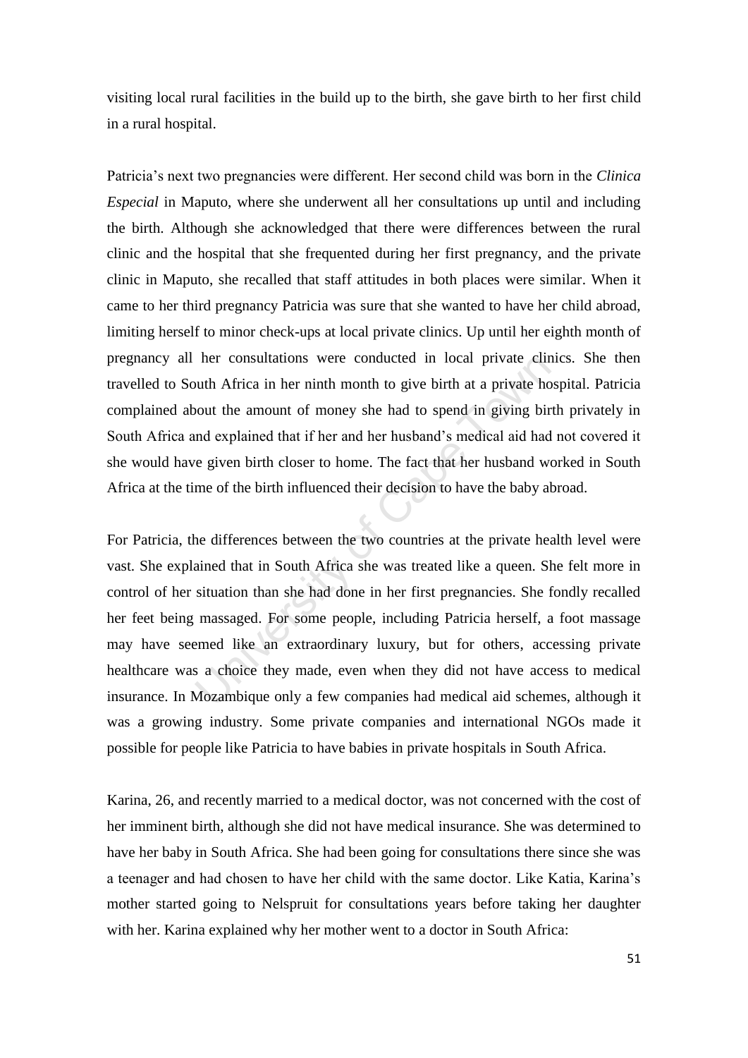visiting local rural facilities in the build up to the birth, she gave birth to her first child in a rural hospital.

Patricia's next two pregnancies were different. Her second child was born in the *Clinica Especial* in Maputo, where she underwent all her consultations up until and including the birth. Although she acknowledged that there were differences between the rural clinic and the hospital that she frequented during her first pregnancy, and the private clinic in Maputo, she recalled that staff attitudes in both places were similar. When it came to her third pregnancy Patricia was sure that she wanted to have her child abroad, limiting herself to minor check-ups at local private clinics. Up until her eighth month of pregnancy all her consultations were conducted in local private clinics. She then travelled to South Africa in her ninth month to give birth at a private hospital. Patricia complained about the amount of money she had to spend in giving birth privately in South Africa and explained that if her and her husband's medical aid had not covered it she would have given birth closer to home. The fact that her husband worked in South Africa at the time of the birth influenced their decision to have the baby abroad.

For Patricia, the differences between the two countries at the private health level were vast. She explained that in South Africa she was treated like a queen. She felt more in control of her situation than she had done in her first pregnancies. She fondly recalled her feet being massaged. For some people, including Patricia herself, a foot massage may have seemed like an extraordinary luxury, but for others, accessing private healthcare was a choice they made, even when they did not have access to medical insurance. In Mozambique only a few companies had medical aid schemes, although it was a growing industry. Some private companies and international NGOs made it possible for people like Patricia to have babies in private hospitals in South Africa.

Karina, 26, and recently married to a medical doctor, was not concerned with the cost of her imminent birth, although she did not have medical insurance. She was determined to have her baby in South Africa. She had been going for consultations there since she was a teenager and had chosen to have her child with the same doctor. Like Katia, Karina's mother started going to Nelspruit for consultations years before taking her daughter with her. Karina explained why her mother went to a doctor in South Africa: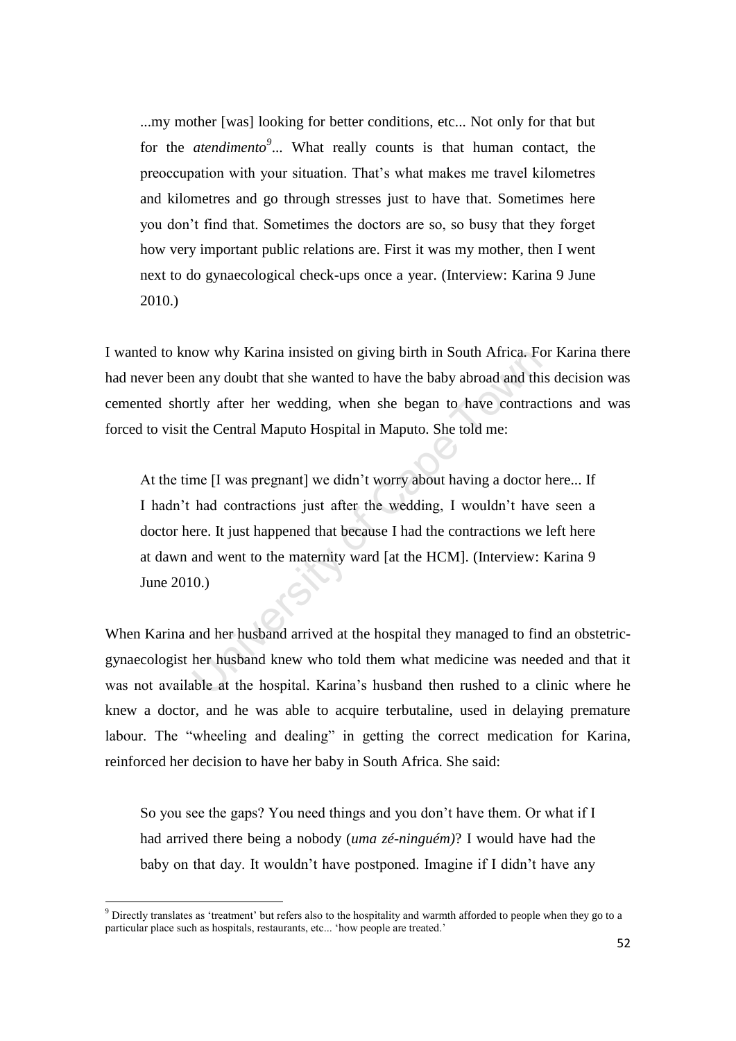> ...my mother [was] looking for better conditions, etc... Not only for that but for the *atendimento*[9]... What really counts is that human contact, the preoccupation with your situation. That's what makes me travel kilometres and kilometres and go through stresses just to have that. Sometimes here you don't find that. Sometimes the doctors are so, so busy that they forget how very important public relations are. First it was my mother, then I went next to do gynaecological check-ups once a year. (Interview: Karina 9 June 2010.)

I wanted to know why Karina insisted on giving birth in South Africa. For Karina there had never been any doubt that she wanted to have the baby abroad and this decision was cemented shortly after her wedding, when she began to have contractions and was forced to visit the Central Maputo Hospital in Maputo. She told me:

> At the time [I was pregnant] we didn't worry about having a doctor here... If I hadn't had contractions just after the wedding, I wouldn't have seen a doctor here. It just happened that because I had the contractions we left here at dawn and went to the maternity ward [at the HCM]. (Interview: Karina 9 June 2010.)

When Karina and her husband arrived at the hospital they managed to find an obstetric-gynaecologist her husband knew who told them what medicine was needed and that it was not available at the hospital. Karina's husband then rushed to a clinic where he knew a doctor, and he was able to acquire terbutaline, used in delaying premature labour. The "wheeling and dealing" in getting the correct medication for Karina, reinforced her decision to have her baby in South Africa. She said:

> So you see the gaps? You need things and you don't have them. Or what if I had arrived there being a nobody (*uma zé-ninguém)*? I would have had the baby on that day. It wouldn't have postponed. Imagine if I didn't have any

[9] Directly translates as 'treatment' but refers also to the hospitality and warmth afforded to people when they go to a particular place such as hospitals, restaurants, etc... 'how people are treated.'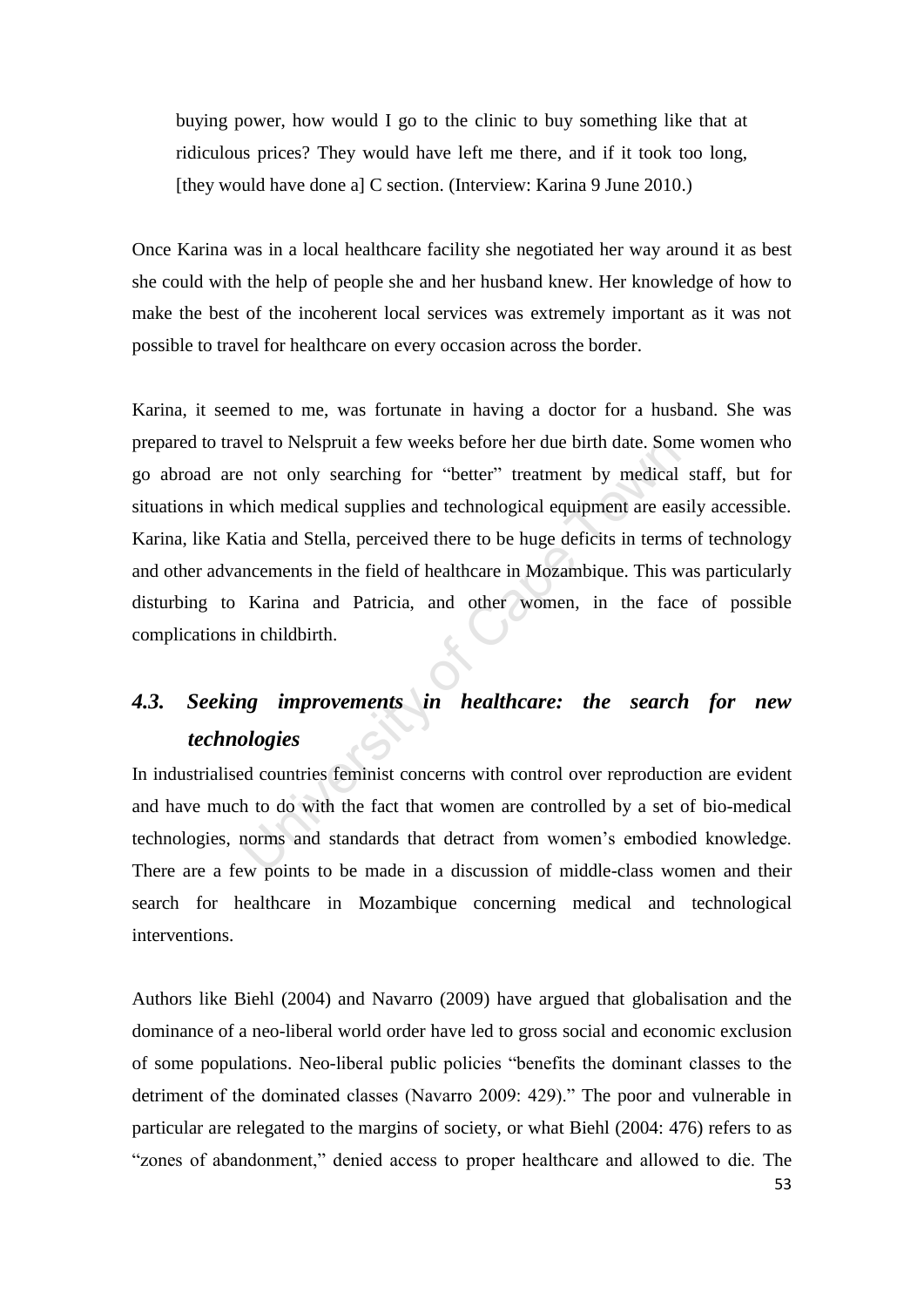buying power, how would I go to the clinic to buy something like that at ridiculous prices? They would have left me there, and if it took too long, [they would have done a] C section. (Interview: Karina 9 June 2010.)

Once Karina was in a local healthcare facility she negotiated her way around it as best she could with the help of people she and her husband knew. Her knowledge of how to make the best of the incoherent local services was extremely important as it was not possible to travel for healthcare on every occasion across the border.

Karina, it seemed to me, was fortunate in having a doctor for a husband. She was prepared to travel to Nelspruit a few weeks before her due birth date. Some women who go abroad are not only searching for "better" treatment by medical staff, but for situations in which medical supplies and technological equipment are easily accessible. Karina, like Katia and Stella, perceived there to be huge deficits in terms of technology and other advancements in the field of healthcare in Mozambique. This was particularly disturbing to Karina and Patricia, and other women, in the face of possible complications in childbirth.

## *4.3. Seeking improvements in healthcare: the search for new technologies*

In industrialised countries feminist concerns with control over reproduction are evident and have much to do with the fact that women are controlled by a set of bio-medical technologies, norms and standards that detract from women's embodied knowledge. There are a few points to be made in a discussion of middle-class women and their search for healthcare in Mozambique concerning medical and technological interventions.

Authors like Biehl (2004) and Navarro (2009) have argued that globalisation and the dominance of a neo-liberal world order have led to gross social and economic exclusion of some populations. Neo-liberal public policies "benefits the dominant classes to the detriment of the dominated classes (Navarro 2009: 429)." The poor and vulnerable in particular are relegated to the margins of society, or what Biehl (2004: 476) refers to as "zones of abandonment," denied access to proper healthcare and allowed to die. The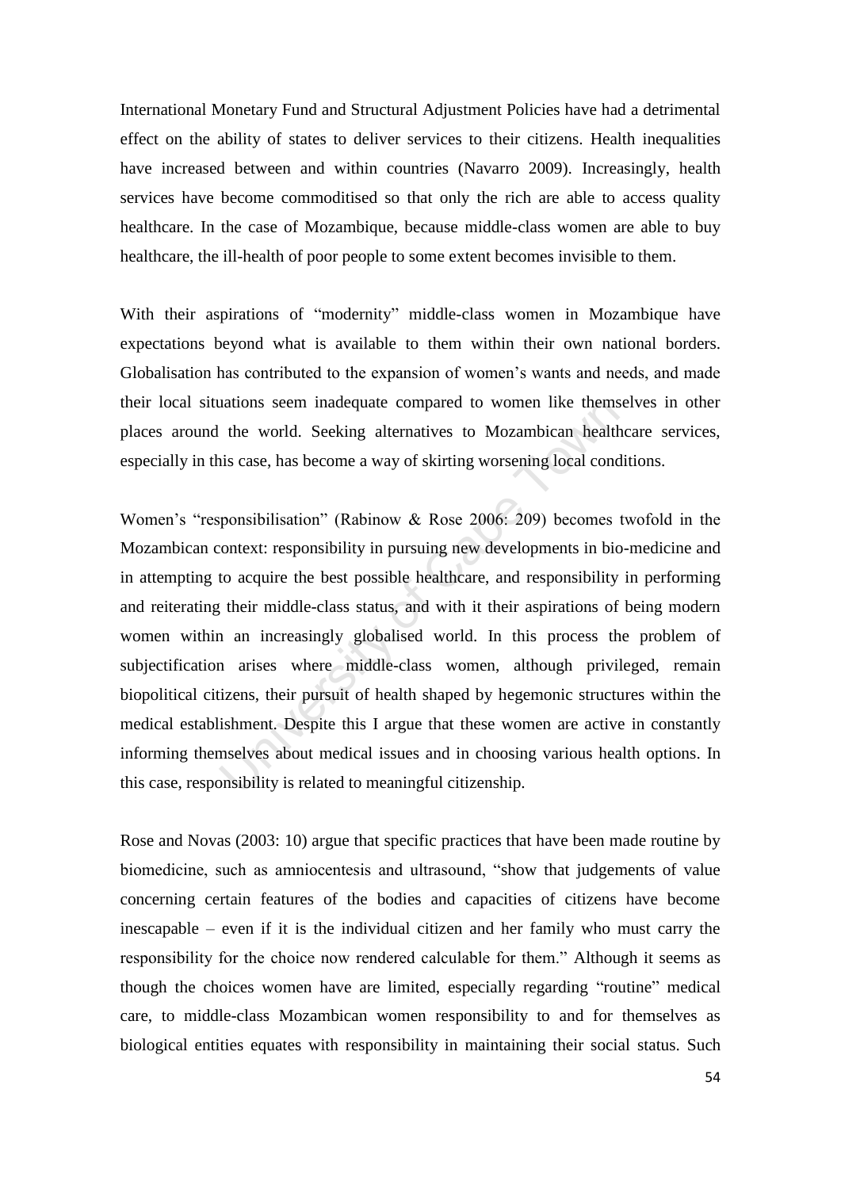International Monetary Fund and Structural Adjustment Policies have had a detrimental effect on the ability of states to deliver services to their citizens. Health inequalities have increased between and within countries (Navarro 2009). Increasingly, health services have become commoditised so that only the rich are able to access quality healthcare. In the case of Mozambique, because middle-class women are able to buy healthcare, the ill-health of poor people to some extent becomes invisible to them.

With their aspirations of "modernity" middle-class women in Mozambique have expectations beyond what is available to them within their own national borders. Globalisation has contributed to the expansion of women's wants and needs, and made their local situations seem inadequate compared to women like themselves in other places around the world. Seeking alternatives to Mozambican healthcare services, especially in this case, has become a way of skirting worsening local conditions.

Women's "responsibilisation" (Rabinow & Rose 2006: 209) becomes twofold in the Mozambican context: responsibility in pursuing new developments in bio-medicine and in attempting to acquire the best possible healthcare, and responsibility in performing and reiterating their middle-class status, and with it their aspirations of being modern women within an increasingly globalised world. In this process the problem of subjectification arises where middle-class women, although privileged, remain biopolitical citizens, their pursuit of health shaped by hegemonic structures within the medical establishment. Despite this I argue that these women are active in constantly informing themselves about medical issues and in choosing various health options. In this case, responsibility is related to meaningful citizenship.

Rose and Novas (2003: 10) argue that specific practices that have been made routine by biomedicine, such as amniocentesis and ultrasound, "show that judgements of value concerning certain features of the bodies and capacities of citizens have become inescapable – even if it is the individual citizen and her family who must carry the responsibility for the choice now rendered calculable for them." Although it seems as though the choices women have are limited, especially regarding "routine" medical care, to middle-class Mozambican women responsibility to and for themselves as biological entities equates with responsibility in maintaining their social status. Such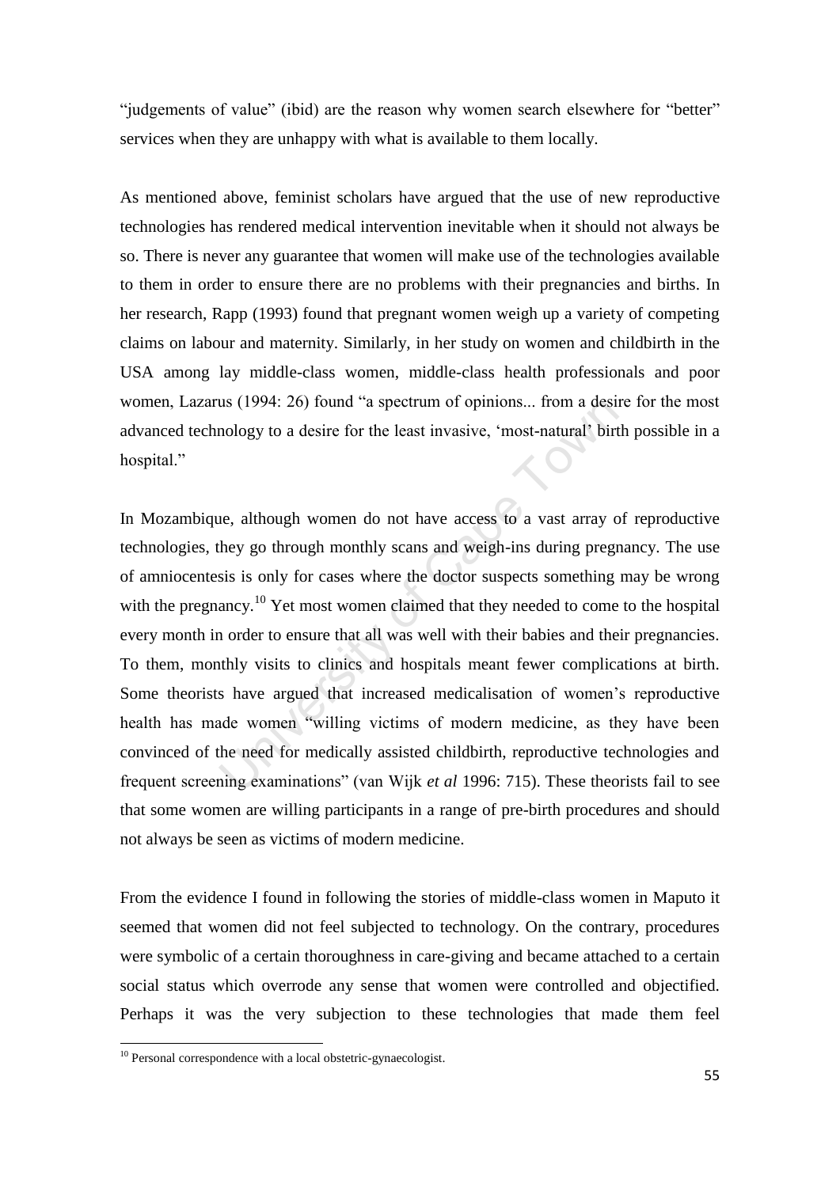"judgements of value" (ibid) are the reason why women search elsewhere for "better" services when they are unhappy with what is available to them locally.

As mentioned above, feminist scholars have argued that the use of new reproductive technologies has rendered medical intervention inevitable when it should not always be so. There is never any guarantee that women will make use of the technologies available to them in order to ensure there are no problems with their pregnancies and births. In her research, Rapp (1993) found that pregnant women weigh up a variety of competing claims on labour and maternity. Similarly, in her study on women and childbirth in the USA among lay middle-class women, middle-class health professionals and poor women, Lazarus (1994: 26) found "a spectrum of opinions... from a desire for the most advanced technology to a desire for the least invasive, 'most-natural' birth possible in a hospital."

In Mozambique, although women do not have access to a vast array of reproductive technologies, they go through monthly scans and weigh-ins during pregnancy. The use of amniocentesis is only for cases where the doctor suspects something may be wrong with the pregnancy.[10] Yet most women claimed that they needed to come to the hospital every month in order to ensure that all was well with their babies and their pregnancies. To them, monthly visits to clinics and hospitals meant fewer complications at birth. Some theorists have argued that increased medicalisation of women's reproductive health has made women "willing victims of modern medicine, as they have been convinced of the need for medically assisted childbirth, reproductive technologies and frequent screening examinations" (van Wijk *et al* 1996: 715). These theorists fail to see that some women are willing participants in a range of pre-birth procedures and should not always be seen as victims of modern medicine.

From the evidence I found in following the stories of middle-class women in Maputo it seemed that women did not feel subjected to technology. On the contrary, procedures were symbolic of a certain thoroughness in care-giving and became attached to a certain social status which overrode any sense that women were controlled and objectified. Perhaps it was the very subjection to these technologies that made them feel

[10] Personal correspondence with a local obstetric-gynaecologist.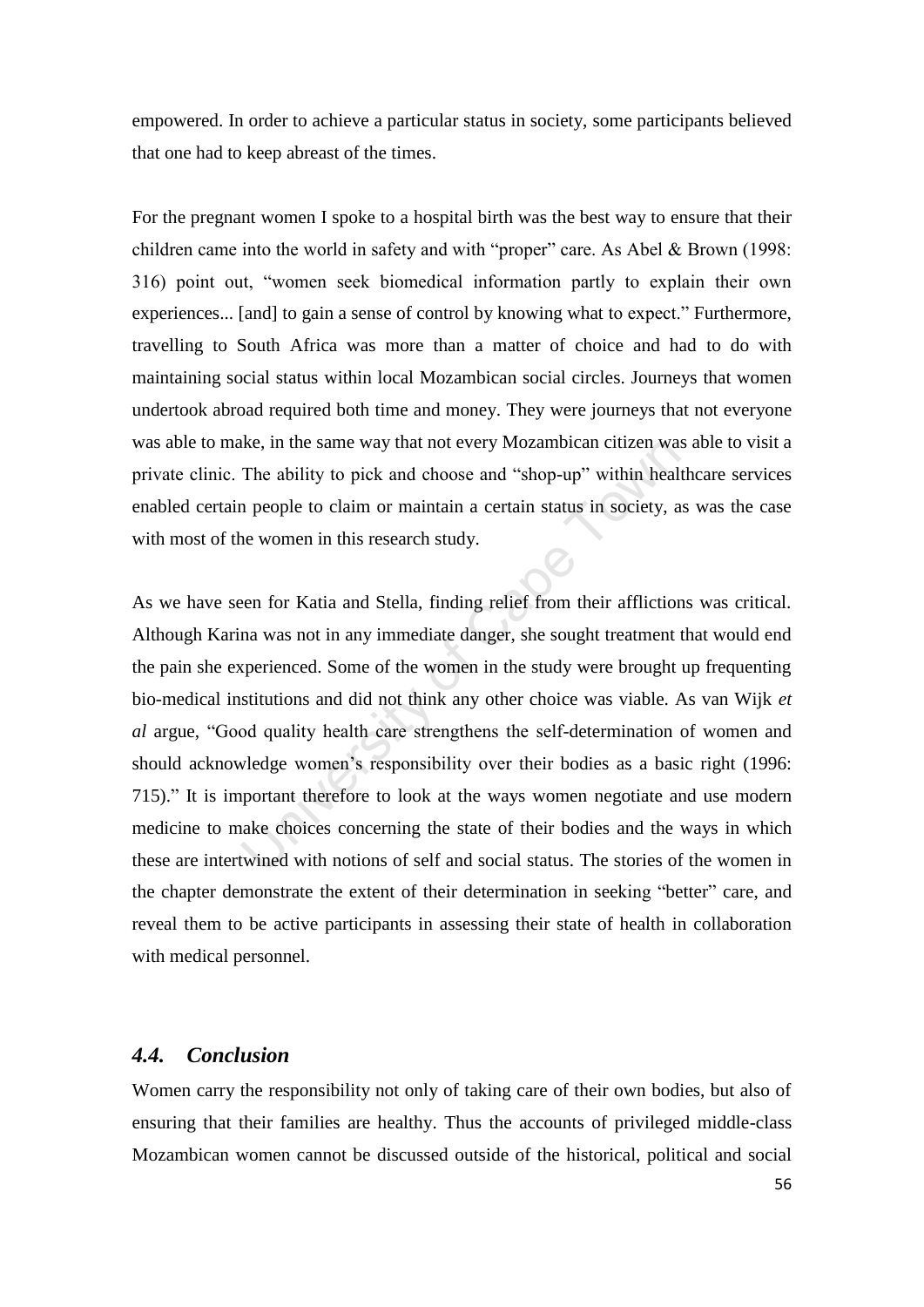empowered. In order to achieve a particular status in society, some participants believed that one had to keep abreast of the times.

For the pregnant women I spoke to a hospital birth was the best way to ensure that their children came into the world in safety and with "proper" care. As Abel & Brown (1998: 316) point out, "women seek biomedical information partly to explain their own experiences... [and] to gain a sense of control by knowing what to expect." Furthermore, travelling to South Africa was more than a matter of choice and had to do with maintaining social status within local Mozambican social circles. Journeys that women undertook abroad required both time and money. They were journeys that not everyone was able to make, in the same way that not every Mozambican citizen was able to visit a private clinic. The ability to pick and choose and "shop-up" within healthcare services enabled certain people to claim or maintain a certain status in society, as was the case with most of the women in this research study.

As we have seen for Katia and Stella, finding relief from their afflictions was critical. Although Karina was not in any immediate danger, she sought treatment that would end the pain she experienced. Some of the women in the study were brought up frequenting bio-medical institutions and did not think any other choice was viable. As van Wijk *et al* argue, "Good quality health care strengthens the self-determination of women and should acknowledge women's responsibility over their bodies as a basic right (1996: 715)." It is important therefore to look at the ways women negotiate and use modern medicine to make choices concerning the state of their bodies and the ways in which these are intertwined with notions of self and social status. The stories of the women in the chapter demonstrate the extent of their determination in seeking "better" care, and reveal them to be active participants in assessing their state of health in collaboration with medical personnel.

## *4.4. Conclusion*

Women carry the responsibility not only of taking care of their own bodies, but also of ensuring that their families are healthy. Thus the accounts of privileged middle-class Mozambican women cannot be discussed outside of the historical, political and social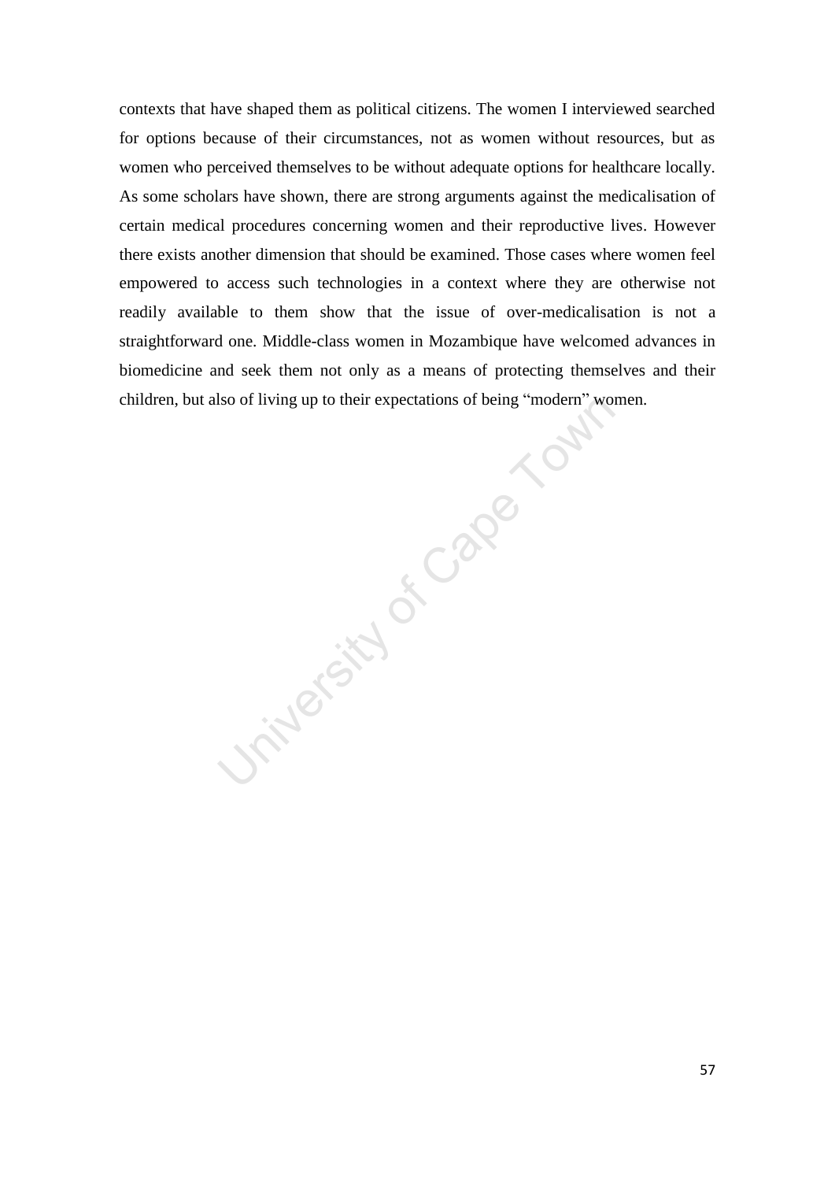contexts that have shaped them as political citizens. The women I interviewed searched for options because of their circumstances, not as women without resources, but as women who perceived themselves to be without adequate options for healthcare locally. As some scholars have shown, there are strong arguments against the medicalisation of certain medical procedures concerning women and their reproductive lives. However there exists another dimension that should be examined. Those cases where women feel empowered to access such technologies in a context where they are otherwise not readily available to them show that the issue of over-medicalisation is not a straightforward one. Middle-class women in Mozambique have welcomed advances in biomedicine and seek them not only as a means of protecting themselves and their children, but also of living up to their expectations of being "modern" women.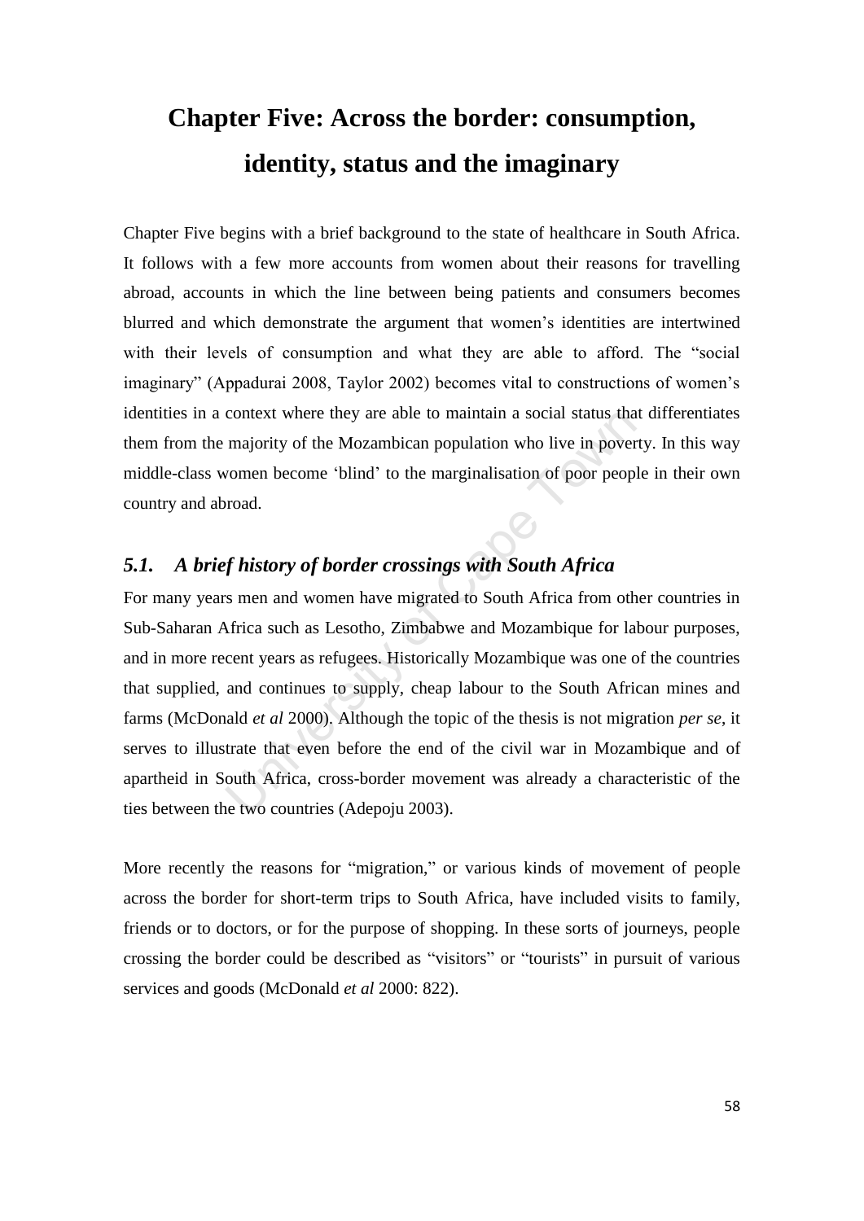# Chapter Five: Across the border: consumption, identity, status and the imaginary

Chapter Five begins with a brief background to the state of healthcare in South Africa. It follows with a few more accounts from women about their reasons for travelling abroad, accounts in which the line between being patients and consumers becomes blurred and which demonstrate the argument that women's identities are intertwined with their levels of consumption and what they are able to afford. The "social imaginary" (Appadurai 2008, Taylor 2002) becomes vital to constructions of women's identities in a context where they are able to maintain a social status that differentiates them from the majority of the Mozambican population who live in poverty. In this way middle-class women become 'blind' to the marginalisation of poor people in their own country and abroad.

## *5.1. A brief history of border crossings with South Africa*

For many years men and women have migrated to South Africa from other countries in Sub-Saharan Africa such as Lesotho, Zimbabwe and Mozambique for labour purposes, and in more recent years as refugees. Historically Mozambique was one of the countries that supplied, and continues to supply, cheap labour to the South African mines and farms (McDonald *et al* 2000). Although the topic of the thesis is not migration *per se*, it serves to illustrate that even before the end of the civil war in Mozambique and of apartheid in South Africa, cross-border movement was already a characteristic of the ties between the two countries (Adepoju 2003).

More recently the reasons for "migration," or various kinds of movement of people across the border for short-term trips to South Africa, have included visits to family, friends or to doctors, or for the purpose of shopping. In these sorts of journeys, people crossing the border could be described as "visitors" or "tourists" in pursuit of various services and goods (McDonald *et al* 2000: 822).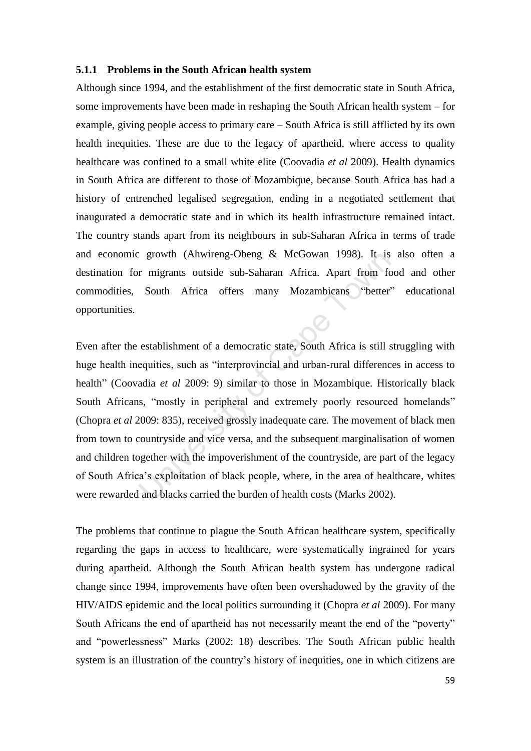### 5.1.1 Problems in the South African health system

Although since 1994, and the establishment of the first democratic state in South Africa, some improvements have been made in reshaping the South African health system – for example, giving people access to primary care – South Africa is still afflicted by its own health inequities. These are due to the legacy of apartheid, where access to quality healthcare was confined to a small white elite (Coovadia *et al* 2009). Health dynamics in South Africa are different to those of Mozambique, because South Africa has had a history of entrenched legalised segregation, ending in a negotiated settlement that inaugurated a democratic state and in which its health infrastructure remained intact. The country stands apart from its neighbours in sub-Saharan Africa in terms of trade and economic growth (Ahwireng-Obeng & McGowan 1998). It is also often a destination for migrants outside sub-Saharan Africa. Apart from food and other commodities, South Africa offers many Mozambicans "better" educational opportunities.

Even after the establishment of a democratic state, South Africa is still struggling with huge health inequities, such as "interprovincial and urban-rural differences in access to health" (Coovadia *et al* 2009: 9) similar to those in Mozambique. Historically black South Africans, "mostly in peripheral and extremely poorly resourced homelands" (Chopra *et al* 2009: 835), received grossly inadequate care. The movement of black men from town to countryside and vice versa, and the subsequent marginalisation of women and children together with the impoverishment of the countryside, are part of the legacy of South Africa's exploitation of black people, where, in the area of healthcare, whites were rewarded and blacks carried the burden of health costs (Marks 2002).

The problems that continue to plague the South African healthcare system, specifically regarding the gaps in access to healthcare, were systematically ingrained for years during apartheid. Although the South African health system has undergone radical change since 1994, improvements have often been overshadowed by the gravity of the HIV/AIDS epidemic and the local politics surrounding it (Chopra *et al* 2009). For many South Africans the end of apartheid has not necessarily meant the end of the "poverty" and "powerlessness" Marks (2002: 18) describes. The South African public health system is an illustration of the country's history of inequities, one in which citizens are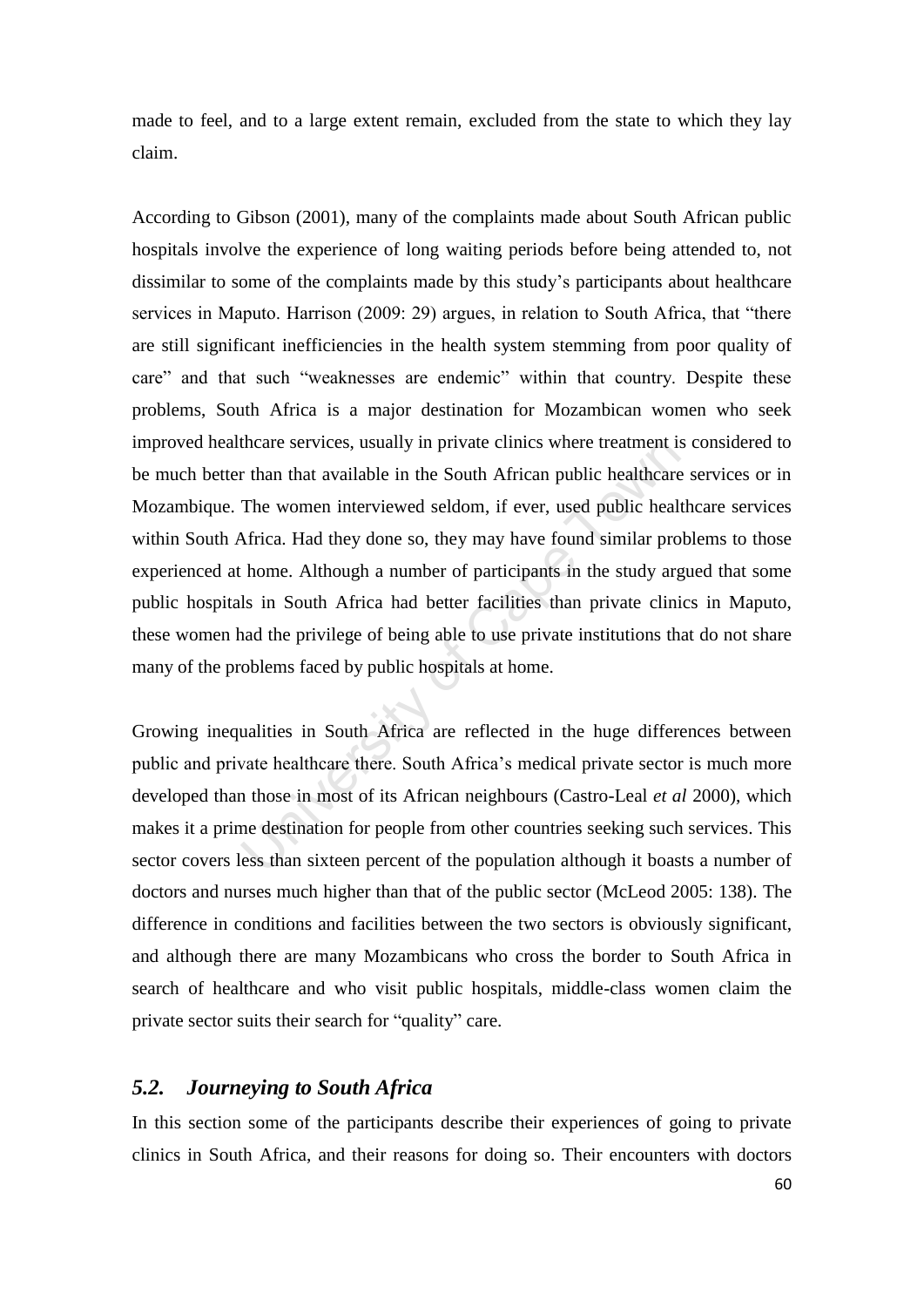made to feel, and to a large extent remain, excluded from the state to which they lay claim.

According to Gibson (2001), many of the complaints made about South African public hospitals involve the experience of long waiting periods before being attended to, not dissimilar to some of the complaints made by this study's participants about healthcare services in Maputo. Harrison (2009: 29) argues, in relation to South Africa, that "there are still significant inefficiencies in the health system stemming from poor quality of care" and that such "weaknesses are endemic" within that country. Despite these problems, South Africa is a major destination for Mozambican women who seek improved healthcare services, usually in private clinics where treatment is considered to be much better than that available in the South African public healthcare services or in Mozambique. The women interviewed seldom, if ever, used public healthcare services within South Africa. Had they done so, they may have found similar problems to those experienced at home. Although a number of participants in the study argued that some public hospitals in South Africa had better facilities than private clinics in Maputo, these women had the privilege of being able to use private institutions that do not share many of the problems faced by public hospitals at home.

Growing inequalities in South Africa are reflected in the huge differences between public and private healthcare there. South Africa's medical private sector is much more developed than those in most of its African neighbours (Castro-Leal *et al* 2000), which makes it a prime destination for people from other countries seeking such services. This sector covers less than sixteen percent of the population although it boasts a number of doctors and nurses much higher than that of the public sector (McLeod 2005: 138). The difference in conditions and facilities between the two sectors is obviously significant, and although there are many Mozambicans who cross the border to South Africa in search of healthcare and who visit public hospitals, middle-class women claim the private sector suits their search for "quality" care.

## *5.2. Journeying to South Africa*

In this section some of the participants describe their experiences of going to private clinics in South Africa, and their reasons for doing so. Their encounters with doctors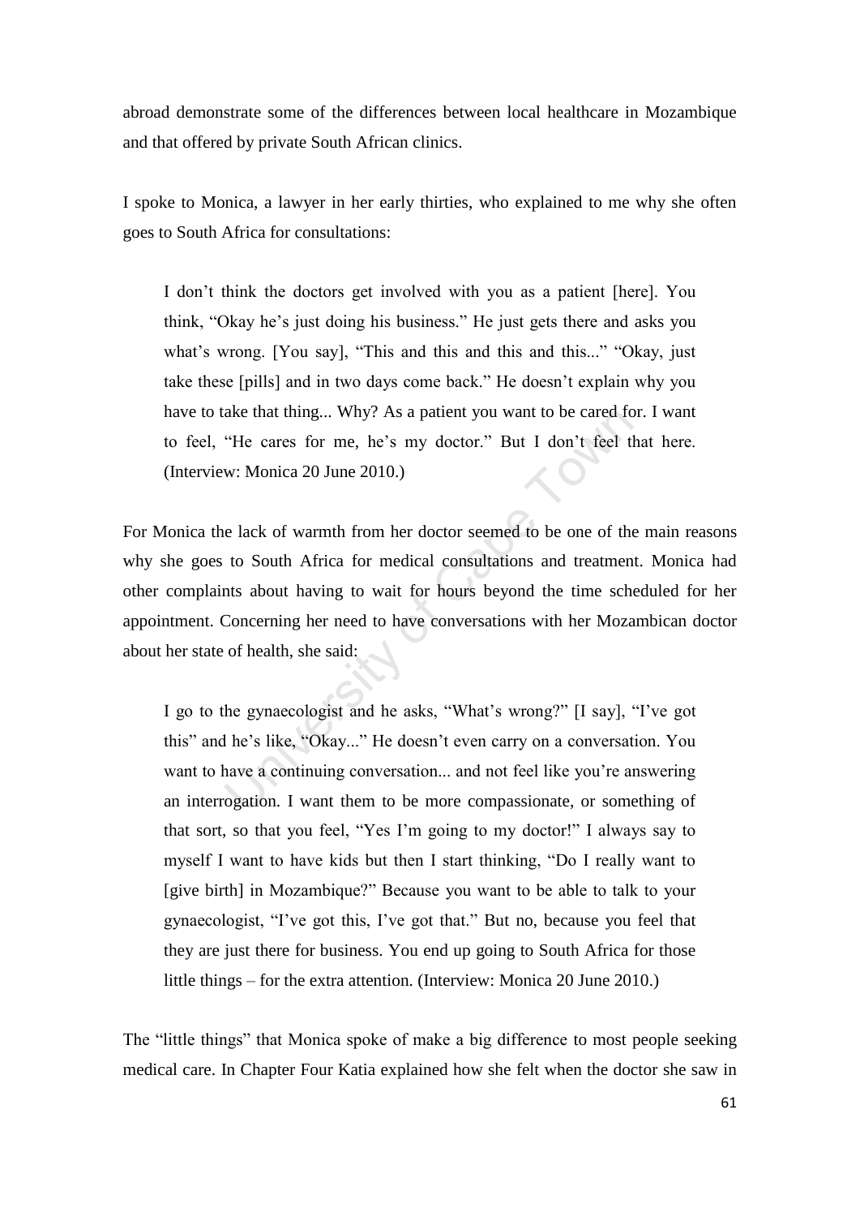abroad demonstrate some of the differences between local healthcare in Mozambique and that offered by private South African clinics.

I spoke to Monica, a lawyer in her early thirties, who explained to me why she often goes to South Africa for consultations:

> I don't think the doctors get involved with you as a patient [here]. You think, "Okay he's just doing his business." He just gets there and asks you what's wrong. [You say], "This and this and this and this..." "Okay, just take these [pills] and in two days come back." He doesn't explain why you have to take that thing... Why? As a patient you want to be cared for. I want to feel, "He cares for me, he's my doctor." But I don't feel that here. (Interview: Monica 20 June 2010.)

For Monica the lack of warmth from her doctor seemed to be one of the main reasons why she goes to South Africa for medical consultations and treatment. Monica had other complaints about having to wait for hours beyond the time scheduled for her appointment. Concerning her need to have conversations with her Mozambican doctor about her state of health, she said:

> I go to the gynaecologist and he asks, "What's wrong?" [I say], "I've got this" and he's like, "Okay..." He doesn't even carry on a conversation. You want to have a continuing conversation... and not feel like you're answering an interrogation. I want them to be more compassionate, or something of that sort, so that you feel, "Yes I'm going to my doctor!" I always say to myself I want to have kids but then I start thinking, "Do I really want to [give birth] in Mozambique?" Because you want to be able to talk to your gynaecologist, "I've got this, I've got that." But no, because you feel that they are just there for business. You end up going to South Africa for those little things – for the extra attention. (Interview: Monica 20 June 2010.)

The "little things" that Monica spoke of make a big difference to most people seeking medical care. In Chapter Four Katia explained how she felt when the doctor she saw in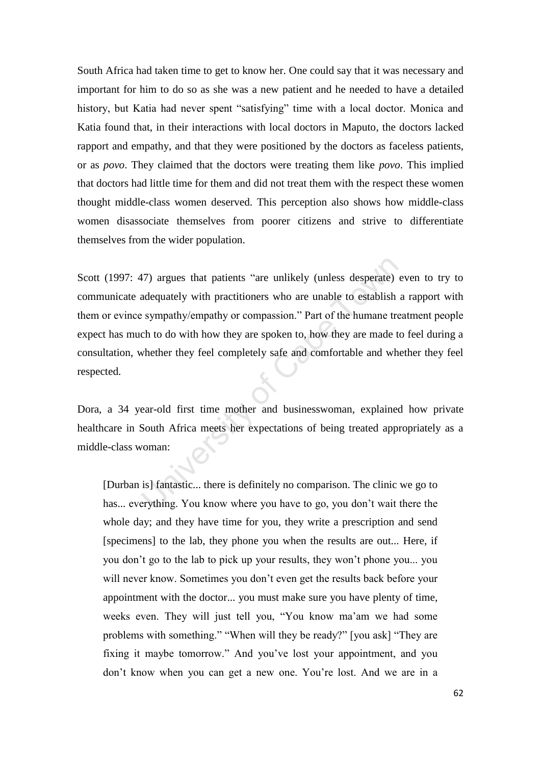South Africa had taken time to get to know her. One could say that it was necessary and important for him to do so as she was a new patient and he needed to have a detailed history, but Katia had never spent "satisfying" time with a local doctor. Monica and Katia found that, in their interactions with local doctors in Maputo, the doctors lacked rapport and empathy, and that they were positioned by the doctors as faceless patients, or as *povo*. They claimed that the doctors were treating them like *povo*. This implied that doctors had little time for them and did not treat them with the respect these women thought middle-class women deserved. This perception also shows how middle-class women disassociate themselves from poorer citizens and strive to differentiate themselves from the wider population.

Scott (1997: 47) argues that patients "are unlikely (unless desperate) even to try to communicate adequately with practitioners who are unable to establish a rapport with them or evince sympathy/empathy or compassion." Part of the humane treatment people expect has much to do with how they are spoken to, how they are made to feel during a consultation, whether they feel completely safe and comfortable and whether they feel respected.

Dora, a 34 year-old first time mother and businesswoman, explained how private healthcare in South Africa meets her expectations of being treated appropriately as a middle-class woman:

> [Durban is] fantastic... there is definitely no comparison. The clinic we go to has... everything. You know where you have to go, you don't wait there the whole day; and they have time for you, they write a prescription and send [specimens] to the lab, they phone you when the results are out... Here, if you don't go to the lab to pick up your results, they won't phone you... you will never know. Sometimes you don't even get the results back before your appointment with the doctor... you must make sure you have plenty of time, weeks even. They will just tell you, "You know ma'am we had some problems with something." "When will they be ready?" [you ask] "They are fixing it maybe tomorrow." And you've lost your appointment, and you don't know when you can get a new one. You're lost. And we are in a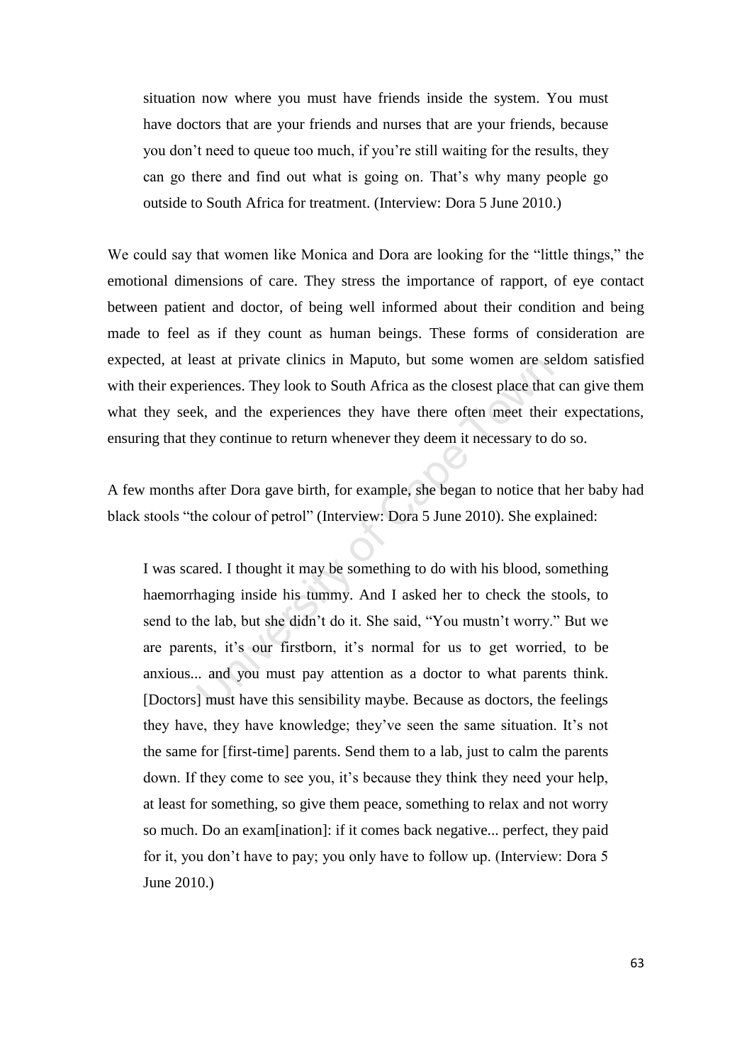> situation now where you must have friends inside the system. You must have doctors that are your friends and nurses that are your friends, because you don't need to queue too much, if you're still waiting for the results, they can go there and find out what is going on. That's why many people go outside to South Africa for treatment. (Interview: Dora 5 June 2010.)

We could say that women like Monica and Dora are looking for the "little things," the emotional dimensions of care. They stress the importance of rapport, of eye contact between patient and doctor, of being well informed about their condition and being made to feel as if they count as human beings. These forms of consideration are expected, at least at private clinics in Maputo, but some women are seldom satisfied with their experiences. They look to South Africa as the closest place that can give them what they seek, and the experiences they have there often meet their expectations, ensuring that they continue to return whenever they deem it necessary to do so.

A few months after Dora gave birth, for example, she began to notice that her baby had black stools "the colour of petrol" (Interview: Dora 5 June 2010). She explained:

> I was scared. I thought it may be something to do with his blood, something haemorrhaging inside his tummy. And I asked her to check the stools, to send to the lab, but she didn't do it. She said, "You mustn't worry." But we are parents, it's our firstborn, it's normal for us to get worried, to be anxious... and you must pay attention as a doctor to what parents think. [Doctors] must have this sensibility maybe. Because as doctors, the feelings they have, they have knowledge; they've seen the same situation. It's not the same for [first-time] parents. Send them to a lab, just to calm the parents down. If they come to see you, it's because they think they need your help, at least for something, so give them peace, something to relax and not worry so much. Do an exam[ination]: if it comes back negative... perfect, they paid for it, you don't have to pay; you only have to follow up. (Interview: Dora 5 June 2010.)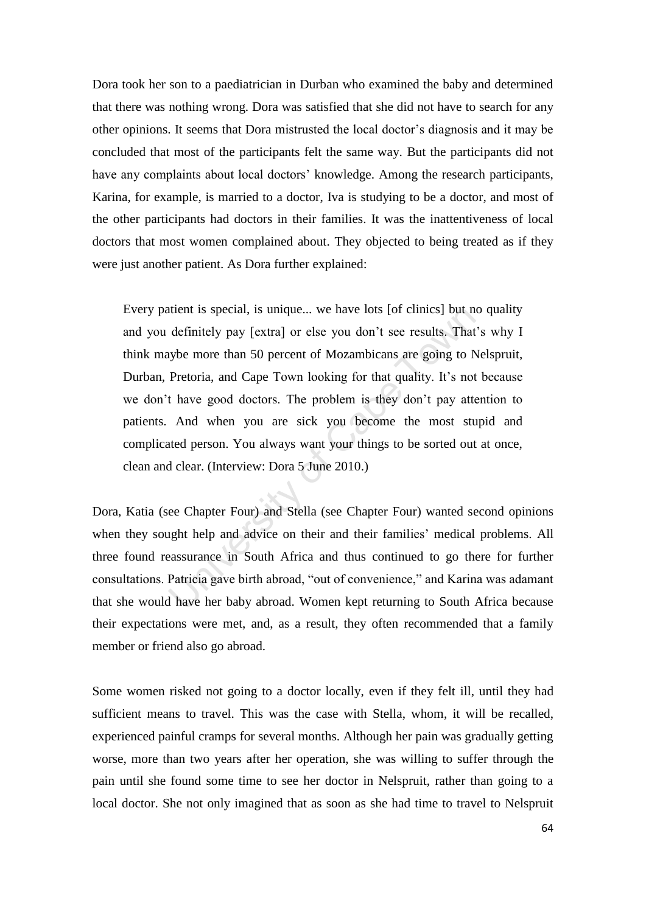Dora took her son to a paediatrician in Durban who examined the baby and determined that there was nothing wrong. Dora was satisfied that she did not have to search for any other opinions. It seems that Dora mistrusted the local doctor's diagnosis and it may be concluded that most of the participants felt the same way. But the participants did not have any complaints about local doctors' knowledge. Among the research participants, Karina, for example, is married to a doctor, Iva is studying to be a doctor, and most of the other participants had doctors in their families. It was the inattentiveness of local doctors that most women complained about. They objected to being treated as if they were just another patient. As Dora further explained:

> Every patient is special, is unique... we have lots [of clinics] but no quality and you definitely pay [extra] or else you don't see results. That's why I think maybe more than 50 percent of Mozambicans are going to Nelspruit, Durban, Pretoria, and Cape Town looking for that quality. It's not because we don't have good doctors. The problem is they don't pay attention to patients. And when you are sick you become the most stupid and complicated person. You always want your things to be sorted out at once, clean and clear. (Interview: Dora 5 June 2010.)

Dora, Katia (see Chapter Four) and Stella (see Chapter Four) wanted second opinions when they sought help and advice on their and their families' medical problems. All three found reassurance in South Africa and thus continued to go there for further consultations. Patricia gave birth abroad, "out of convenience," and Karina was adamant that she would have her baby abroad. Women kept returning to South Africa because their expectations were met, and, as a result, they often recommended that a family member or friend also go abroad.

Some women risked not going to a doctor locally, even if they felt ill, until they had sufficient means to travel. This was the case with Stella, whom, it will be recalled, experienced painful cramps for several months. Although her pain was gradually getting worse, more than two years after her operation, she was willing to suffer through the pain until she found some time to see her doctor in Nelspruit, rather than going to a local doctor. She not only imagined that as soon as she had time to travel to Nelspruit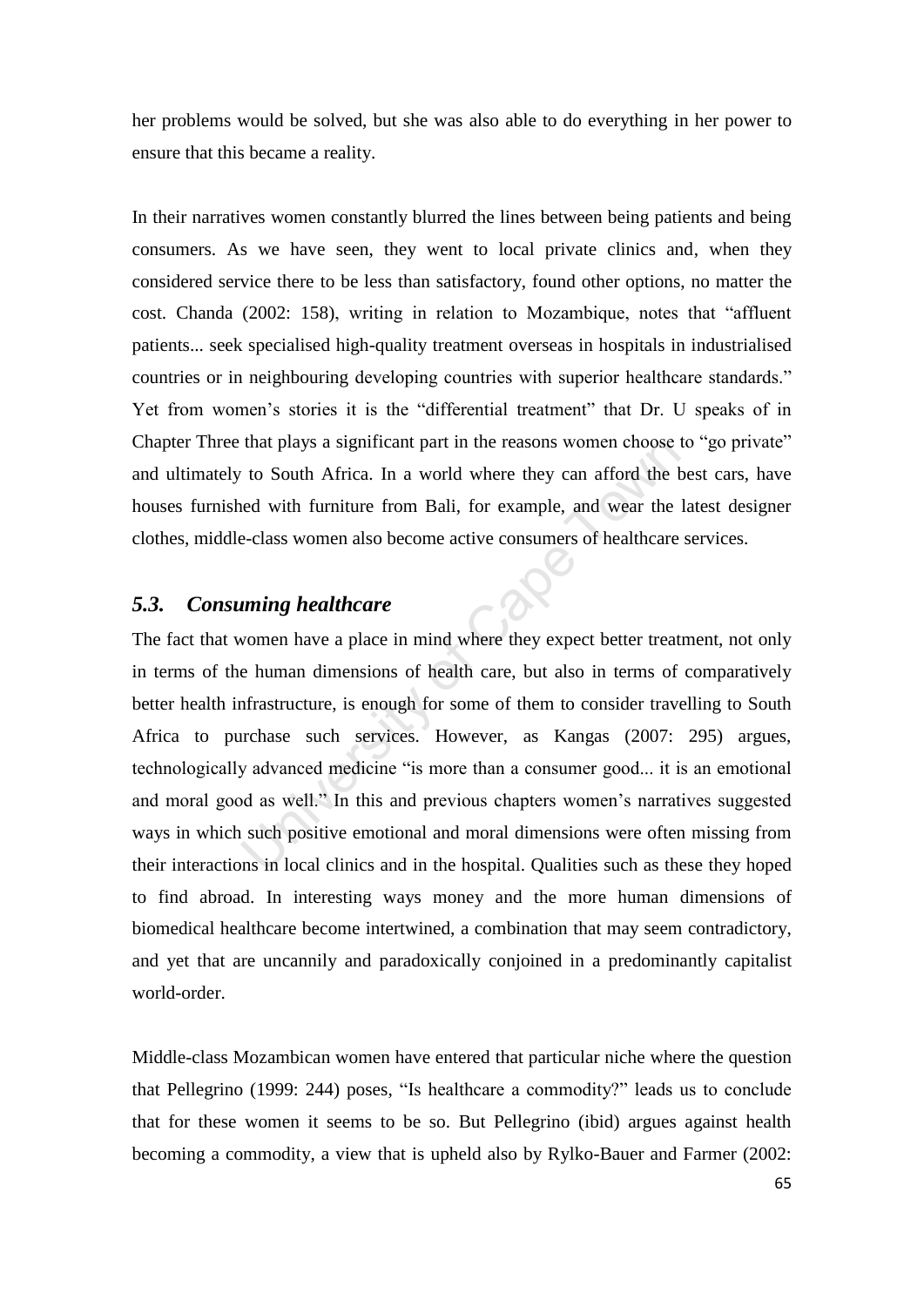her problems would be solved, but she was also able to do everything in her power to ensure that this became a reality.

In their narratives women constantly blurred the lines between being patients and being consumers. As we have seen, they went to local private clinics and, when they considered service there to be less than satisfactory, found other options, no matter the cost. Chanda (2002: 158), writing in relation to Mozambique, notes that "affluent patients... seek specialised high-quality treatment overseas in hospitals in industrialised countries or in neighbouring developing countries with superior healthcare standards." Yet from women's stories it is the "differential treatment" that Dr. U speaks of in Chapter Three that plays a significant part in the reasons women choose to "go private" and ultimately to South Africa. In a world where they can afford the best cars, have houses furnished with furniture from Bali, for example, and wear the latest designer clothes, middle-class women also become active consumers of healthcare services.

### *5.3. Consuming healthcare*

The fact that women have a place in mind where they expect better treatment, not only in terms of the human dimensions of health care, but also in terms of comparatively better health infrastructure, is enough for some of them to consider travelling to South Africa to purchase such services. However, as Kangas (2007: 295) argues, technologically advanced medicine "is more than a consumer good... it is an emotional and moral good as well." In this and previous chapters women's narratives suggested ways in which such positive emotional and moral dimensions were often missing from their interactions in local clinics and in the hospital. Qualities such as these they hoped to find abroad. In interesting ways money and the more human dimensions of biomedical healthcare become intertwined, a combination that may seem contradictory, and yet that are uncannily and paradoxically conjoined in a predominantly capitalist world-order.

Middle-class Mozambican women have entered that particular niche where the question that Pellegrino (1999: 244) poses, "Is healthcare a commodity?" leads us to conclude that for these women it seems to be so. But Pellegrino (ibid) argues against health becoming a commodity, a view that is upheld also by Rylko-Bauer and Farmer (2002: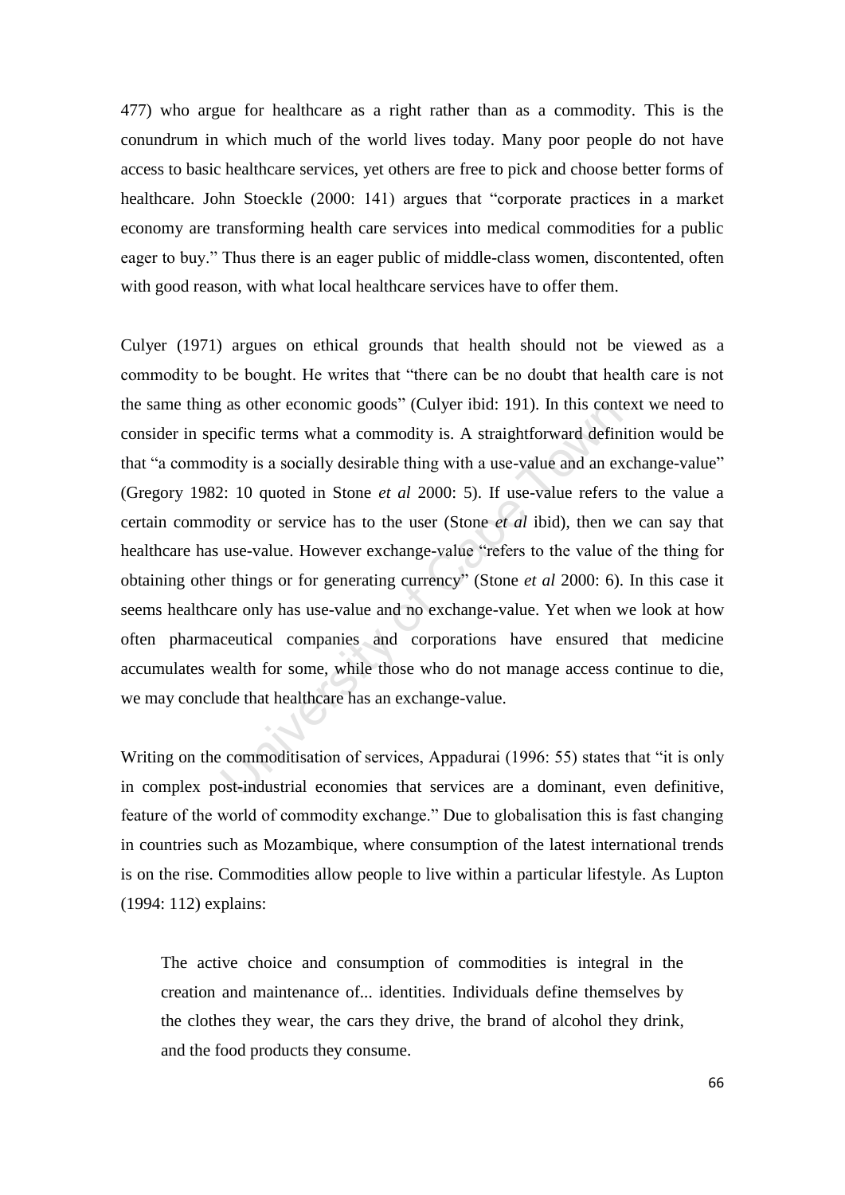477) who argue for healthcare as a right rather than as a commodity. This is the conundrum in which much of the world lives today. Many poor people do not have access to basic healthcare services, yet others are free to pick and choose better forms of healthcare. John Stoeckle (2000: 141) argues that "corporate practices in a market economy are transforming health care services into medical commodities for a public eager to buy." Thus there is an eager public of middle-class women, discontented, often with good reason, with what local healthcare services have to offer them.

Culyer (1971) argues on ethical grounds that health should not be viewed as a commodity to be bought. He writes that "there can be no doubt that health care is not the same thing as other economic goods" (Culyer ibid: 191). In this context we need to consider in specific terms what a commodity is. A straightforward definition would be that "a commodity is a socially desirable thing with a use-value and an exchange-value" (Gregory 1982: 10 quoted in Stone *et al* 2000: 5). If use-value refers to the value a certain commodity or service has to the user (Stone *et al* ibid), then we can say that healthcare has use-value. However exchange-value "refers to the value of the thing for obtaining other things or for generating currency" (Stone *et al* 2000: 6). In this case it seems healthcare only has use-value and no exchange-value. Yet when we look at how often pharmaceutical companies and corporations have ensured that medicine accumulates wealth for some, while those who do not manage access continue to die, we may conclude that healthcare has an exchange-value.

Writing on the commoditisation of services, Appadurai (1996: 55) states that "it is only in complex post-industrial economies that services are a dominant, even definitive, feature of the world of commodity exchange." Due to globalisation this is fast changing in countries such as Mozambique, where consumption of the latest international trends is on the rise. Commodities allow people to live within a particular lifestyle. As Lupton (1994: 112) explains:

> The active choice and consumption of commodities is integral in the creation and maintenance of... identities. Individuals define themselves by the clothes they wear, the cars they drive, the brand of alcohol they drink, and the food products they consume.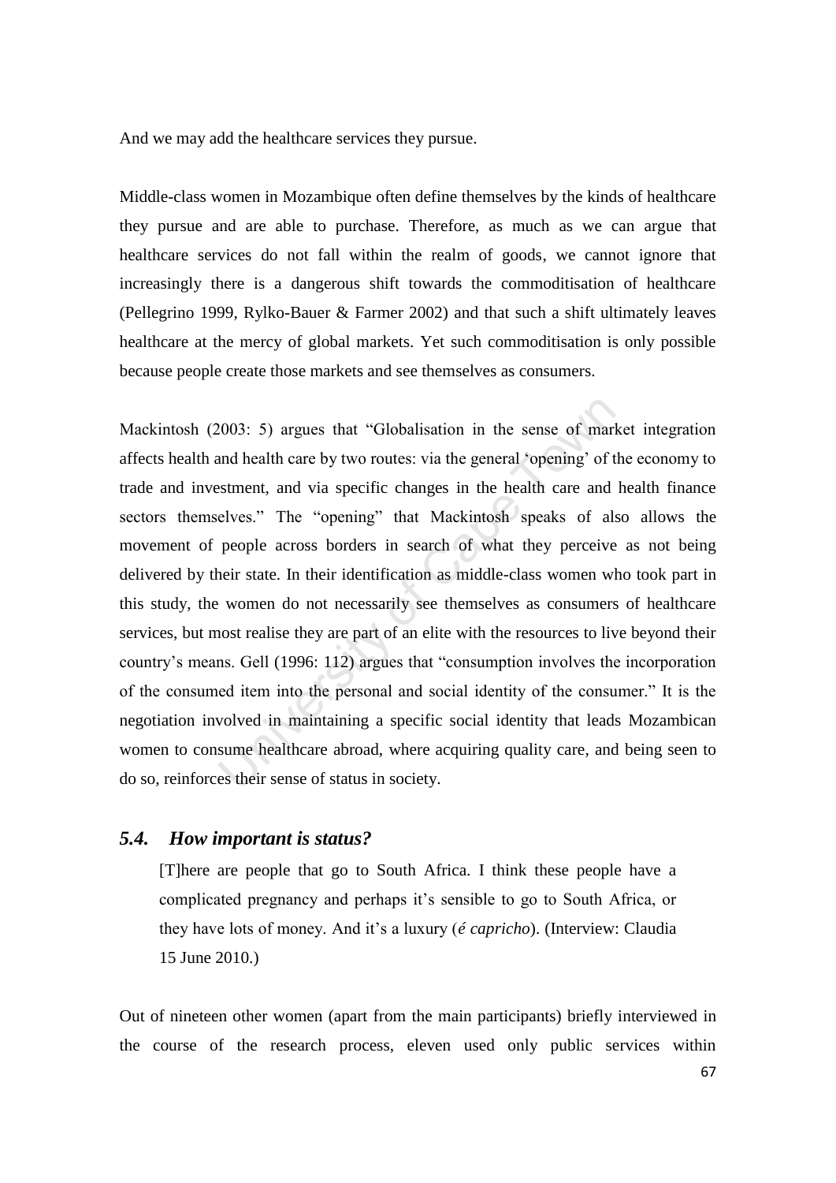And we may add the healthcare services they pursue.

Middle-class women in Mozambique often define themselves by the kinds of healthcare they pursue and are able to purchase. Therefore, as much as we can argue that healthcare services do not fall within the realm of goods, we cannot ignore that increasingly there is a dangerous shift towards the commoditisation of healthcare (Pellegrino 1999, Rylko-Bauer & Farmer 2002) and that such a shift ultimately leaves healthcare at the mercy of global markets. Yet such commoditisation is only possible because people create those markets and see themselves as consumers.

Mackintosh (2003: 5) argues that "Globalisation in the sense of market integration affects health and health care by two routes: via the general 'opening' of the economy to trade and investment, and via specific changes in the health care and health finance sectors themselves." The "opening" that Mackintosh speaks of also allows the movement of people across borders in search of what they perceive as not being delivered by their state. In their identification as middle-class women who took part in this study, the women do not necessarily see themselves as consumers of healthcare services, but most realise they are part of an elite with the resources to live beyond their country's means. Gell (1996: 112) argues that "consumption involves the incorporation of the consumed item into the personal and social identity of the consumer." It is the negotiation involved in maintaining a specific social identity that leads Mozambican women to consume healthcare abroad, where acquiring quality care, and being seen to do so, reinforces their sense of status in society.

## *5.4. How important is status?*

> [T]here are people that go to South Africa. I think these people have a complicated pregnancy and perhaps it's sensible to go to South Africa, or they have lots of money. And it's a luxury (*é capricho*). (Interview: Claudia 15 June 2010.)

Out of nineteen other women (apart from the main participants) briefly interviewed in the course of the research process, eleven used only public services within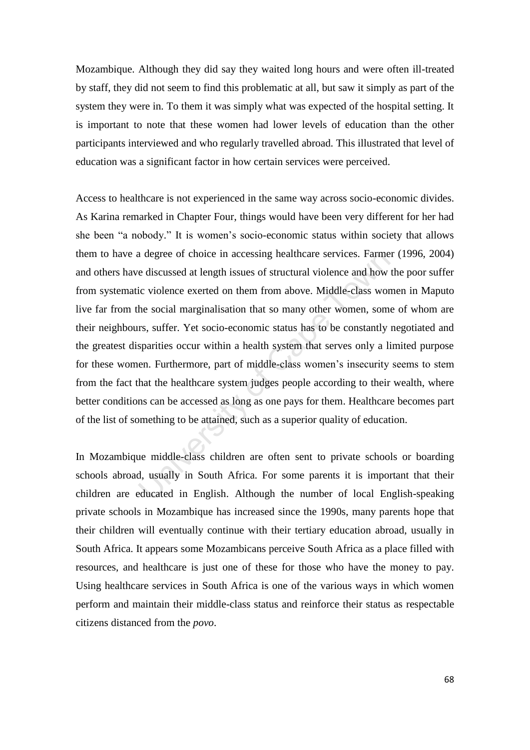Mozambique. Although they did say they waited long hours and were often ill-treated by staff, they did not seem to find this problematic at all, but saw it simply as part of the system they were in. To them it was simply what was expected of the hospital setting. It is important to note that these women had lower levels of education than the other participants interviewed and who regularly travelled abroad. This illustrated that level of education was a significant factor in how certain services were perceived.

Access to healthcare is not experienced in the same way across socio-economic divides. As Karina remarked in Chapter Four, things would have been very different for her had she been "a nobody." It is women's socio-economic status within society that allows them to have a degree of choice in accessing healthcare services. Farmer (1996, 2004) and others have discussed at length issues of structural violence and how the poor suffer from systematic violence exerted on them from above. Middle-class women in Maputo live far from the social marginalisation that so many other women, some of whom are their neighbours, suffer. Yet socio-economic status has to be constantly negotiated and the greatest disparities occur within a health system that serves only a limited purpose for these women. Furthermore, part of middle-class women's insecurity seems to stem from the fact that the healthcare system judges people according to their wealth, where better conditions can be accessed as long as one pays for them. Healthcare becomes part of the list of something to be attained, such as a superior quality of education.

In Mozambique middle-class children are often sent to private schools or boarding schools abroad, usually in South Africa. For some parents it is important that their children are educated in English. Although the number of local English-speaking private schools in Mozambique has increased since the 1990s, many parents hope that their children will eventually continue with their tertiary education abroad, usually in South Africa. It appears some Mozambicans perceive South Africa as a place filled with resources, and healthcare is just one of these for those who have the money to pay. Using healthcare services in South Africa is one of the various ways in which women perform and maintain their middle-class status and reinforce their status as respectable citizens distanced from the *povo*.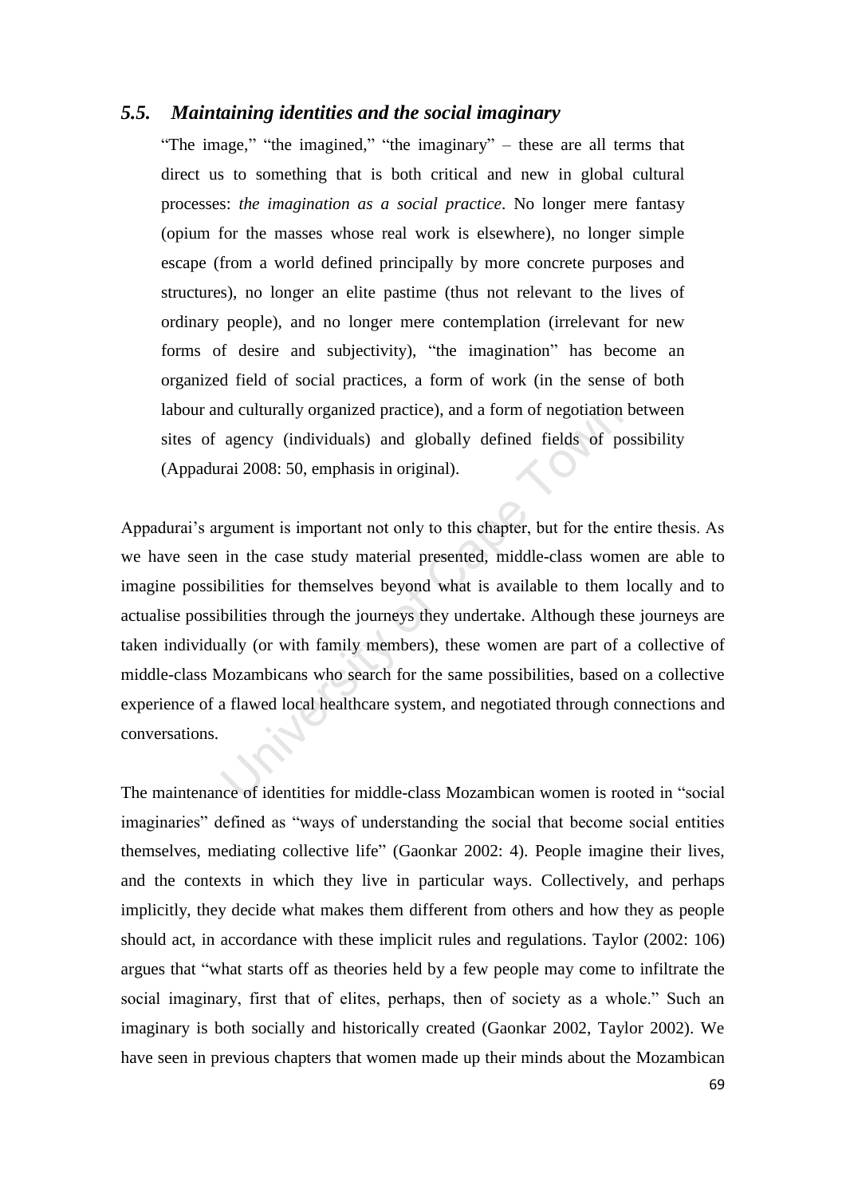### *5.5. Maintaining identities and the social imaginary*

> "The image," "the imagined," "the imaginary" – these are all terms that direct us to something that is both critical and new in global cultural processes: *the imagination as a social practice*. No longer mere fantasy (opium for the masses whose real work is elsewhere), no longer simple escape (from a world defined principally by more concrete purposes and structures), no longer an elite pastime (thus not relevant to the lives of ordinary people), and no longer mere contemplation (irrelevant for new forms of desire and subjectivity), "the imagination" has become an organized field of social practices, a form of work (in the sense of both labour and culturally organized practice), and a form of negotiation between sites of agency (individuals) and globally defined fields of possibility (Appadurai 2008: 50, emphasis in original).

Appadurai's argument is important not only to this chapter, but for the entire thesis. As we have seen in the case study material presented, middle-class women are able to imagine possibilities for themselves beyond what is available to them locally and to actualise possibilities through the journeys they undertake. Although these journeys are taken individually (or with family members), these women are part of a collective of middle-class Mozambicans who search for the same possibilities, based on a collective experience of a flawed local healthcare system, and negotiated through connections and conversations.

The maintenance of identities for middle-class Mozambican women is rooted in "social imaginaries" defined as "ways of understanding the social that become social entities themselves, mediating collective life" (Gaonkar 2002: 4). People imagine their lives, and the contexts in which they live in particular ways. Collectively, and perhaps implicitly, they decide what makes them different from others and how they as people should act, in accordance with these implicit rules and regulations. Taylor (2002: 106) argues that "what starts off as theories held by a few people may come to infiltrate the social imaginary, first that of elites, perhaps, then of society as a whole." Such an imaginary is both socially and historically created (Gaonkar 2002, Taylor 2002). We have seen in previous chapters that women made up their minds about the Mozambican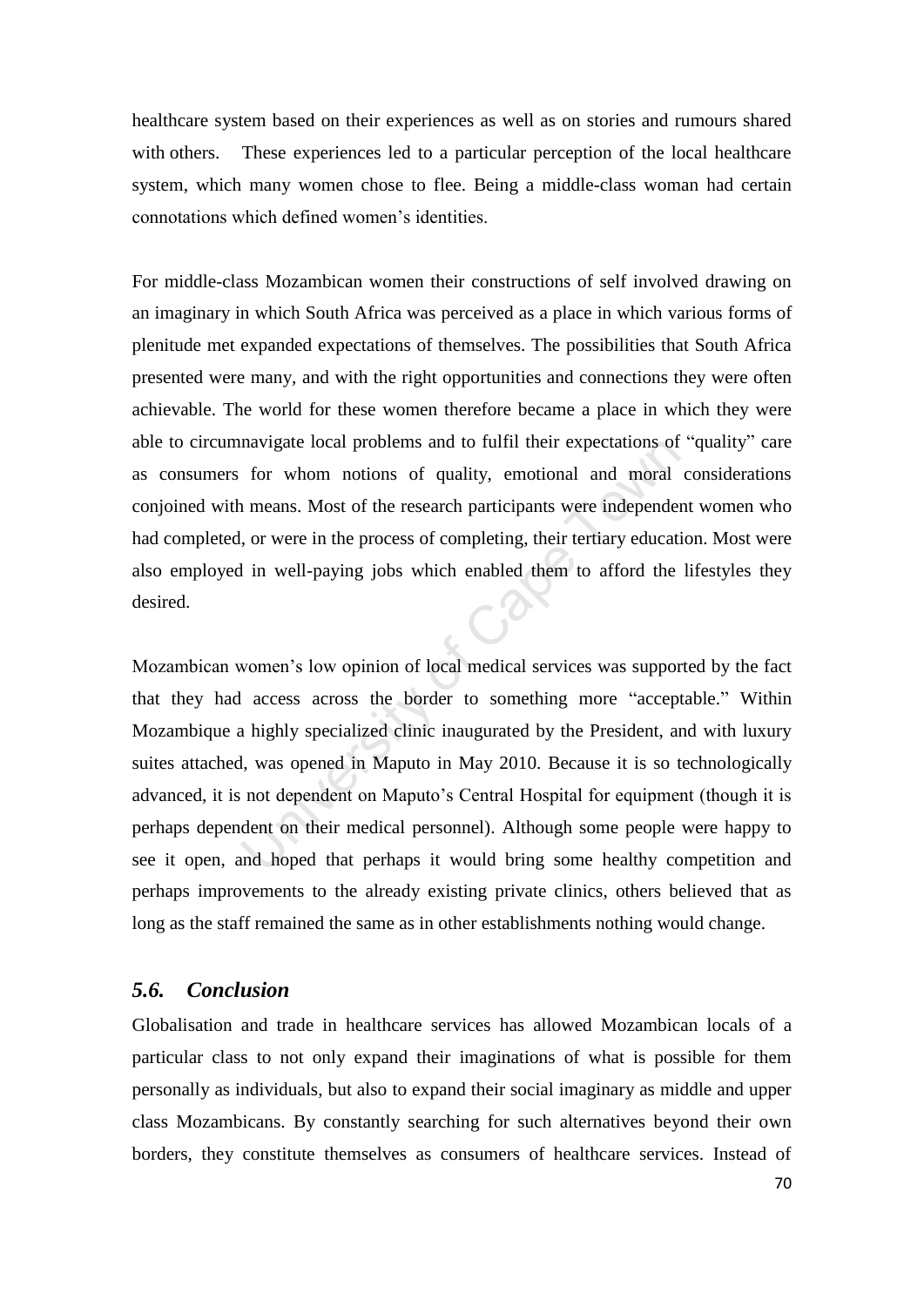healthcare system based on their experiences as well as on stories and rumours shared with others. These experiences led to a particular perception of the local healthcare system, which many women chose to flee. Being a middle-class woman had certain connotations which defined women's identities.

For middle-class Mozambican women their constructions of self involved drawing on an imaginary in which South Africa was perceived as a place in which various forms of plenitude met expanded expectations of themselves. The possibilities that South Africa presented were many, and with the right opportunities and connections they were often achievable. The world for these women therefore became a place in which they were able to circumnavigate local problems and to fulfil their expectations of "quality" care as consumers for whom notions of quality, emotional and moral considerations conjoined with means. Most of the research participants were independent women who had completed, or were in the process of completing, their tertiary education. Most were also employed in well-paying jobs which enabled them to afford the lifestyles they desired.

Mozambican women's low opinion of local medical services was supported by the fact that they had access across the border to something more "acceptable." Within Mozambique a highly specialized clinic inaugurated by the President, and with luxury suites attached, was opened in Maputo in May 2010. Because it is so technologically advanced, it is not dependent on Maputo's Central Hospital for equipment (though it is perhaps dependent on their medical personnel). Although some people were happy to see it open, and hoped that perhaps it would bring some healthy competition and perhaps improvements to the already existing private clinics, others believed that as long as the staff remained the same as in other establishments nothing would change.

### *5.6. Conclusion*

Globalisation and trade in healthcare services has allowed Mozambican locals of a particular class to not only expand their imaginations of what is possible for them personally as individuals, but also to expand their social imaginary as middle and upper class Mozambicans. By constantly searching for such alternatives beyond their own borders, they constitute themselves as consumers of healthcare services. Instead of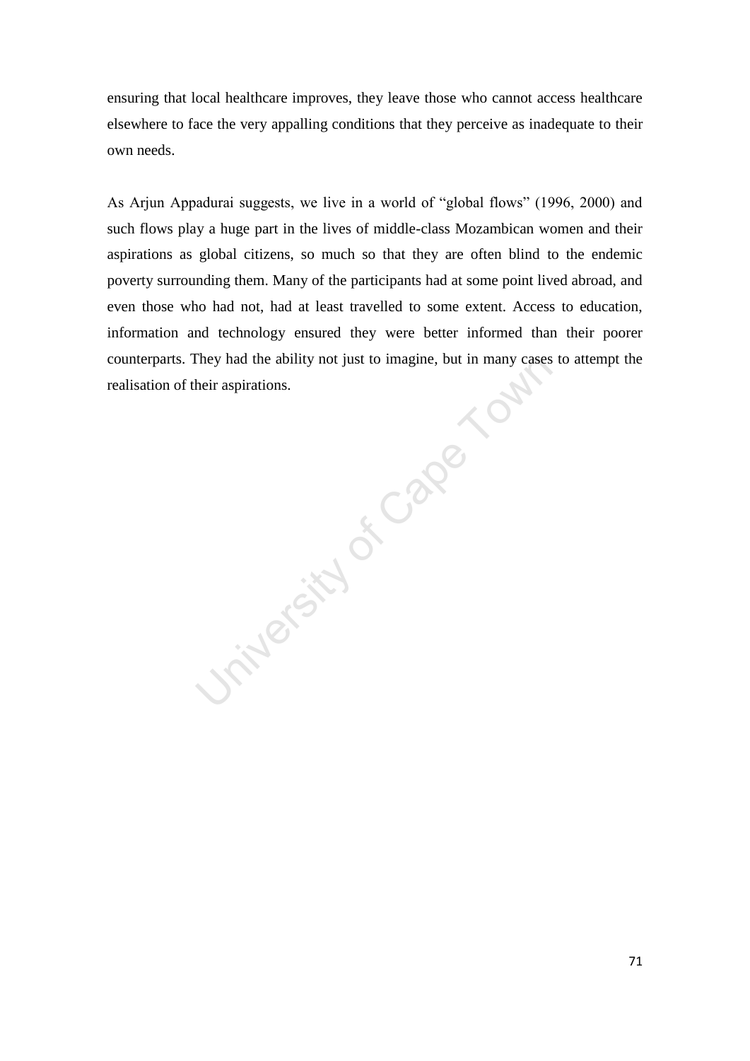ensuring that local healthcare improves, they leave those who cannot access healthcare elsewhere to face the very appalling conditions that they perceive as inadequate to their own needs.

As Arjun Appadurai suggests, we live in a world of "global flows" (1996, 2000) and such flows play a huge part in the lives of middle-class Mozambican women and their aspirations as global citizens, so much so that they are often blind to the endemic poverty surrounding them. Many of the participants had at some point lived abroad, and even those who had not, had at least travelled to some extent. Access to education, information and technology ensured they were better informed than their poorer counterparts. They had the ability not just to imagine, but in many cases to attempt the realisation of their aspirations.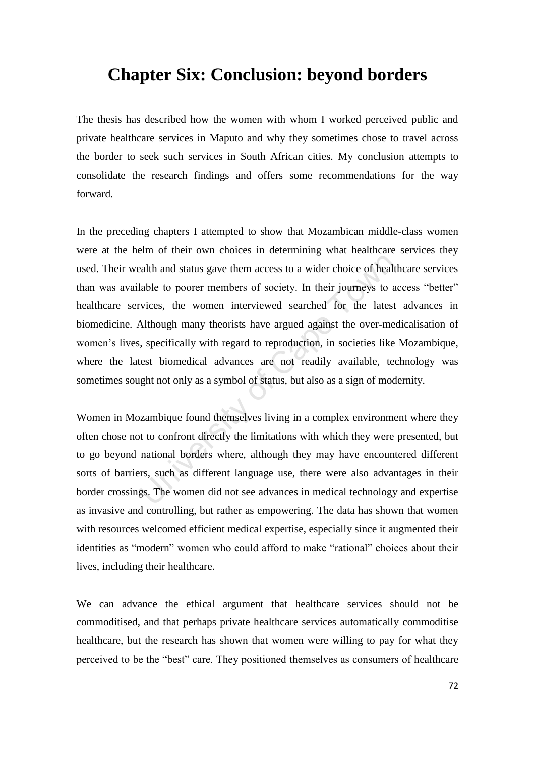# Chapter Six: Conclusion: beyond borders

The thesis has described how the women with whom I worked perceived public and private healthcare services in Maputo and why they sometimes chose to travel across the border to seek such services in South African cities. My conclusion attempts to consolidate the research findings and offers some recommendations for the way forward.

In the preceding chapters I attempted to show that Mozambican middle-class women were at the helm of their own choices in determining what healthcare services they used. Their wealth and status gave them access to a wider choice of healthcare services than was available to poorer members of society. In their journeys to access "better" healthcare services, the women interviewed searched for the latest advances in biomedicine. Although many theorists have argued against the over-medicalisation of women's lives, specifically with regard to reproduction, in societies like Mozambique, where the latest biomedical advances are not readily available, technology was sometimes sought not only as a symbol of status, but also as a sign of modernity.

Women in Mozambique found themselves living in a complex environment where they often chose not to confront directly the limitations with which they were presented, but to go beyond national borders where, although they may have encountered different sorts of barriers, such as different language use, there were also advantages in their border crossings. The women did not see advances in medical technology and expertise as invasive and controlling, but rather as empowering. The data has shown that women with resources welcomed efficient medical expertise, especially since it augmented their identities as "modern" women who could afford to make "rational" choices about their lives, including their healthcare.

We can advance the ethical argument that healthcare services should not be commoditised, and that perhaps private healthcare services automatically commoditise healthcare, but the research has shown that women were willing to pay for what they perceived to be the "best" care. They positioned themselves as consumers of healthcare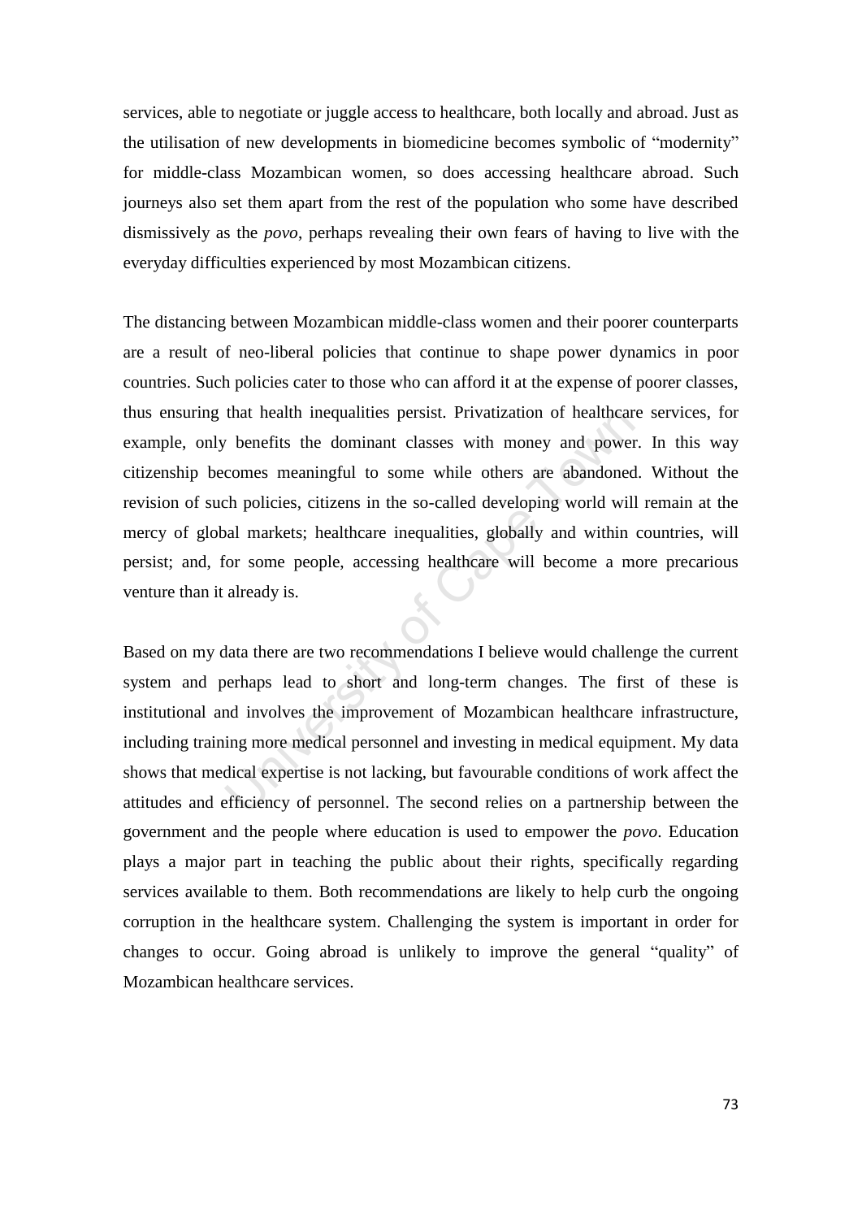services, able to negotiate or juggle access to healthcare, both locally and abroad. Just as the utilisation of new developments in biomedicine becomes symbolic of "modernity" for middle-class Mozambican women, so does accessing healthcare abroad. Such journeys also set them apart from the rest of the population who some have described dismissively as the *povo*, perhaps revealing their own fears of having to live with the everyday difficulties experienced by most Mozambican citizens.

The distancing between Mozambican middle-class women and their poorer counterparts are a result of neo-liberal policies that continue to shape power dynamics in poor countries. Such policies cater to those who can afford it at the expense of poorer classes, thus ensuring that health inequalities persist. Privatization of healthcare services, for example, only benefits the dominant classes with money and power. In this way citizenship becomes meaningful to some while others are abandoned. Without the revision of such policies, citizens in the so-called developing world will remain at the mercy of global markets; healthcare inequalities, globally and within countries, will persist; and, for some people, accessing healthcare will become a more precarious venture than it already is.

Based on my data there are two recommendations I believe would challenge the current system and perhaps lead to short and long-term changes. The first of these is institutional and involves the improvement of Mozambican healthcare infrastructure, including training more medical personnel and investing in medical equipment. My data shows that medical expertise is not lacking, but favourable conditions of work affect the attitudes and efficiency of personnel. The second relies on a partnership between the government and the people where education is used to empower the *povo*. Education plays a major part in teaching the public about their rights, specifically regarding services available to them. Both recommendations are likely to help curb the ongoing corruption in the healthcare system. Challenging the system is important in order for changes to occur. Going abroad is unlikely to improve the general "quality" of Mozambican healthcare services.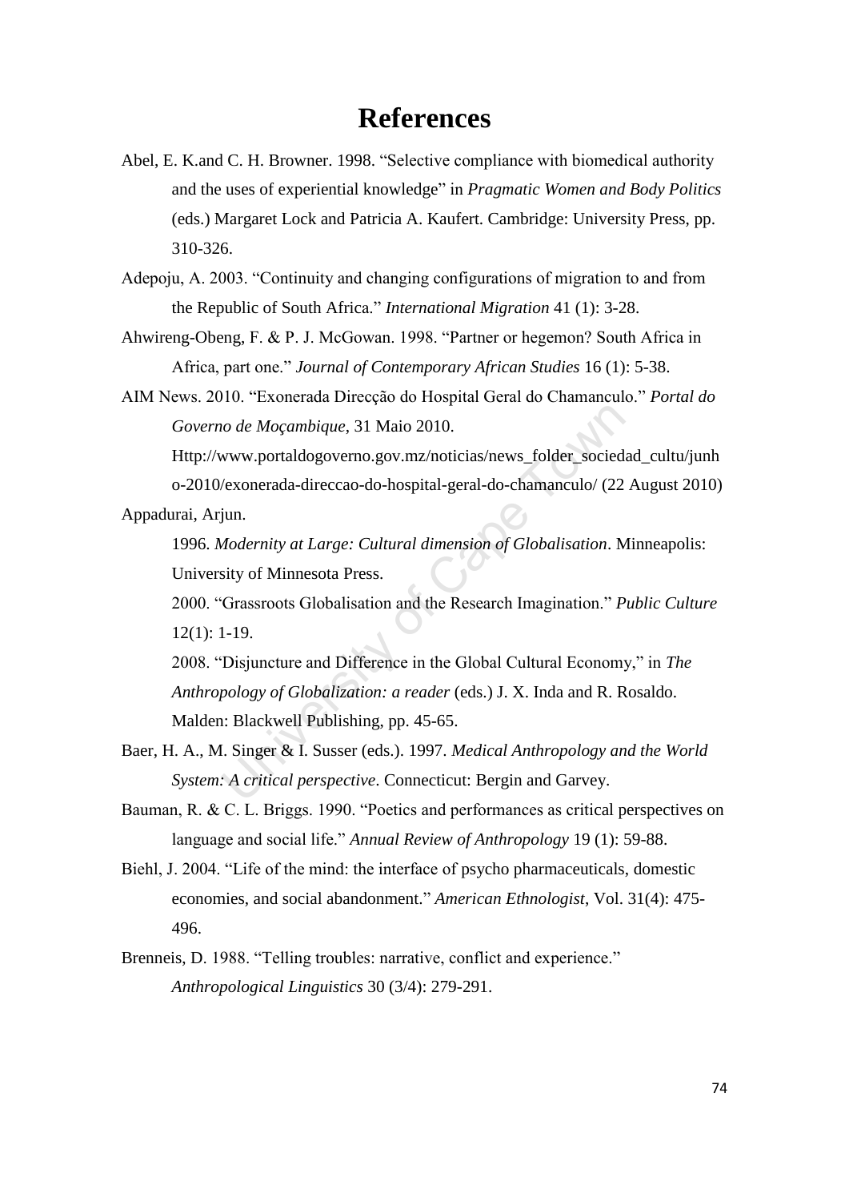# References

Abel, E. K.and C. H. Browner. 1998. "Selective compliance with biomedical authority and the uses of experiential knowledge" in *Pragmatic Women and Body Politics* (eds.) Margaret Lock and Patricia A. Kaufert. Cambridge: University Press, pp. 310-326.

Adepoju, A. 2003. "Continuity and changing configurations of migration to and from the Republic of South Africa." *International Migration* 41 (1): 3-28.

Ahwireng-Obeng, F. & P. J. McGowan. 1998. "Partner or hegemon? South Africa in Africa, part one." *Journal of Contemporary African Studies* 16 (1): 5-38.

AIM News. 2010. "Exonerada Direcção do Hospital Geral do Chamanculo." *Portal do Governo de Moçambique*, 31 Maio 2010. Http://www.portaldogoverno.gov.mz/noticias/news_folder_sociedad_cultu/junho-2010/exonerada-direccao-do-hospital-geral-do-chamanculo/ (22 August 2010)

Appadurai, Arjun.

1996. *Modernity at Large: Cultural dimension of Globalisation*. Minneapolis: University of Minnesota Press.

2000. "Grassroots Globalisation and the Research Imagination." *Public Culture* 12(1): 1-19.

2008. "Disjuncture and Difference in the Global Cultural Economy," in *The Anthropology of Globalization: a reader* (eds.) J. X. Inda and R. Rosaldo. Malden: Blackwell Publishing, pp. 45-65.

Baer, H. A., M. Singer & I. Susser (eds.). 1997. *Medical Anthropology and the World System: A critical perspective*. Connecticut: Bergin and Garvey.

Bauman, R. & C. L. Briggs. 1990. "Poetics and performances as critical perspectives on language and social life." *Annual Review of Anthropology* 19 (1): 59-88.

Biehl, J. 2004. "Life of the mind: the interface of psycho pharmaceuticals, domestic economies, and social abandonment." *American Ethnologist*, Vol. 31(4): 475-496.

Brenneis, D. 1988. "Telling troubles: narrative, conflict and experience." *Anthropological Linguistics* 30 (3/4): 279-291.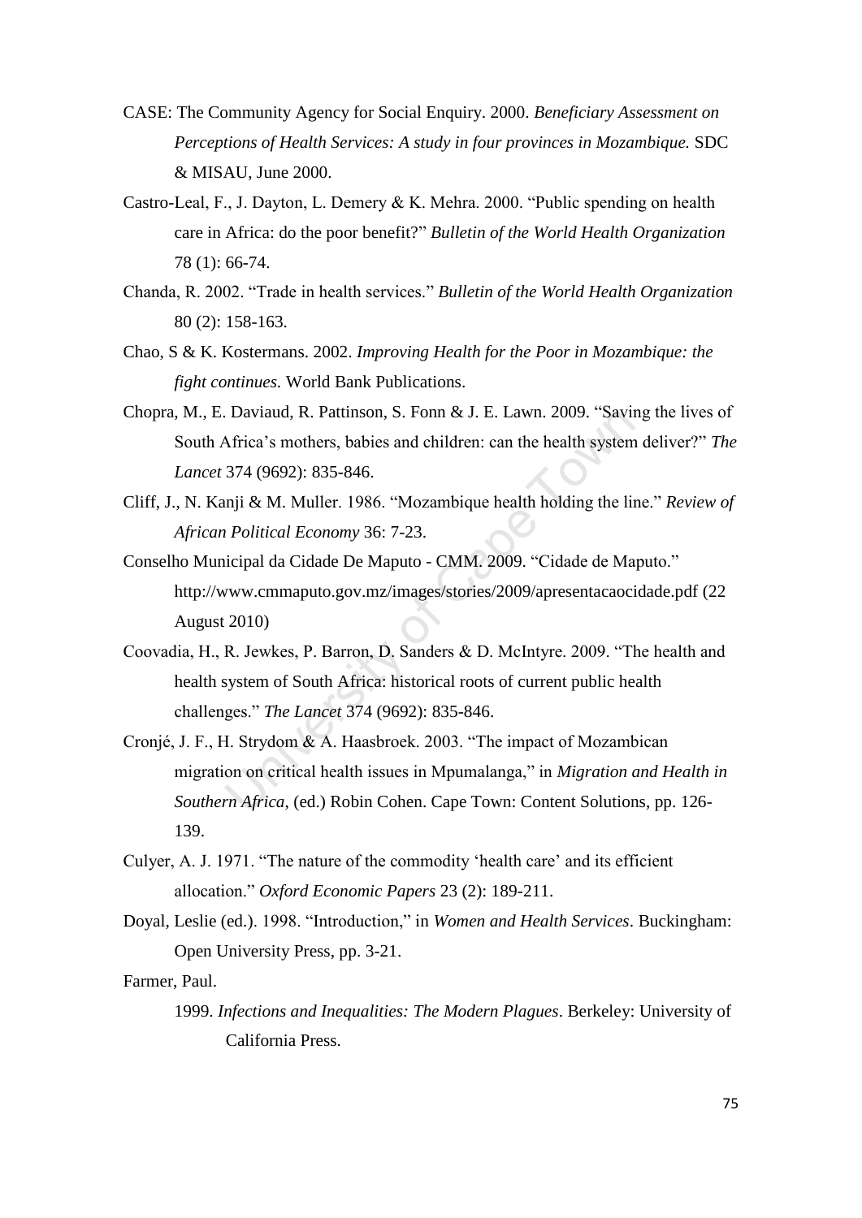CASE: The Community Agency for Social Enquiry. 2000. *Beneficiary Assessment on Perceptions of Health Services: A study in four provinces in Mozambique.* SDC & MISAU, June 2000.

Castro-Leal, F., J. Dayton, L. Demery & K. Mehra. 2000. "Public spending on health care in Africa: do the poor benefit?" *Bulletin of the World Health Organization* 78 (1): 66-74.

Chanda, R. 2002. "Trade in health services." *Bulletin of the World Health Organization* 80 (2): 158-163.

Chao, S & K. Kostermans. 2002. *Improving Health for the Poor in Mozambique: the fight continues.* World Bank Publications.

Chopra, M., E. Daviaud, R. Pattinson, S. Fonn & J. E. Lawn. 2009. "Saving the lives of South Africa's mothers, babies and children: can the health system deliver?" *The Lancet* 374 (9692): 835-846.

Cliff, J., N. Kanji & M. Muller. 1986. "Mozambique health holding the line." *Review of African Political Economy* 36: 7-23.

Conselho Municipal da Cidade De Maputo - CMM. 2009. "Cidade de Maputo." http://www.cmmaputo.gov.mz/images/stories/2009/apresentacaocidade.pdf (22 August 2010)

Coovadia, H., R. Jewkes, P. Barron, D. Sanders & D. McIntyre. 2009. "The health and health system of South Africa: historical roots of current public health challenges." *The Lancet* 374 (9692): 835-846.

Cronjé, J. F., H. Strydom & A. Haasbroek. 2003. "The impact of Mozambican migration on critical health issues in Mpumalanga," in *Migration and Health in Southern Africa*, (ed.) Robin Cohen. Cape Town: Content Solutions, pp. 126-139.

Culyer, A. J. 1971. "The nature of the commodity 'health care' and its efficient allocation." *Oxford Economic Papers* 23 (2): 189-211.

Doyal, Leslie (ed.). 1998. "Introduction," in *Women and Health Services*. Buckingham: Open University Press, pp. 3-21.

Farmer, Paul.

1999. *Infections and Inequalities: The Modern Plagues*. Berkeley: University of California Press.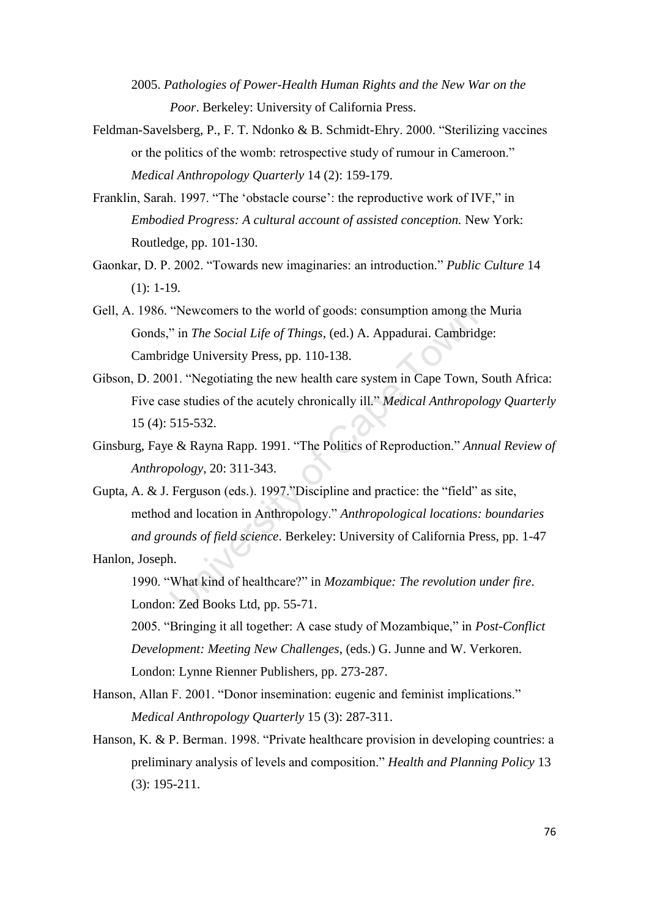2005. *Pathologies of Power-Health Human Rights and the New War on the Poor*. Berkeley: University of California Press.

Feldman-Savelsberg, P., F. T. Ndonko & B. Schmidt-Ehry. 2000. "Sterilizing vaccines or the politics of the womb: retrospective study of rumour in Cameroon." *Medical Anthropology Quarterly* 14 (2): 159-179.

Franklin, Sarah. 1997. "The 'obstacle course': the reproductive work of IVF," in *Embodied Progress: A cultural account of assisted conception.* New York: Routledge, pp. 101-130.

Gaonkar, D. P. 2002. "Towards new imaginaries: an introduction." *Public Culture* 14 (1): 1-19.

Gell, A. 1986. "Newcomers to the world of goods: consumption among the Muria Gonds," in *The Social Life of Things*, (ed.) A. Appadurai. Cambridge: Cambridge University Press, pp. 110-138.

Gibson, D. 2001. "Negotiating the new health care system in Cape Town, South Africa: Five case studies of the acutely chronically ill." *Medical Anthropology Quarterly* 15 (4): 515-532.

Ginsburg, Faye & Rayna Rapp. 1991. "The Politics of Reproduction." *Annual Review of Anthropology,* 20: 311-343.

Gupta, A. & J. Ferguson (eds.). 1997."Discipline and practice: the "field" as site, method and location in Anthropology." *Anthropological locations: boundaries and grounds of field science*. Berkeley: University of California Press, pp. 1-47

Hanlon, Joseph.

1990. "What kind of healthcare?" in *Mozambique: The revolution under fire*. London: Zed Books Ltd, pp. 55-71.

2005. "Bringing it all together: A case study of Mozambique," in *Post-Conflict Development: Meeting New Challenges*, (eds.) G. Junne and W. Verkoren. London: Lynne Rienner Publishers, pp. 273-287.

Hanson, Allan F. 2001. "Donor insemination: eugenic and feminist implications." *Medical Anthropology Quarterly* 15 (3): 287-311.

Hanson, K. & P. Berman. 1998. "Private healthcare provision in developing countries: a preliminary analysis of levels and composition." *Health and Planning Policy* 13 (3): 195-211.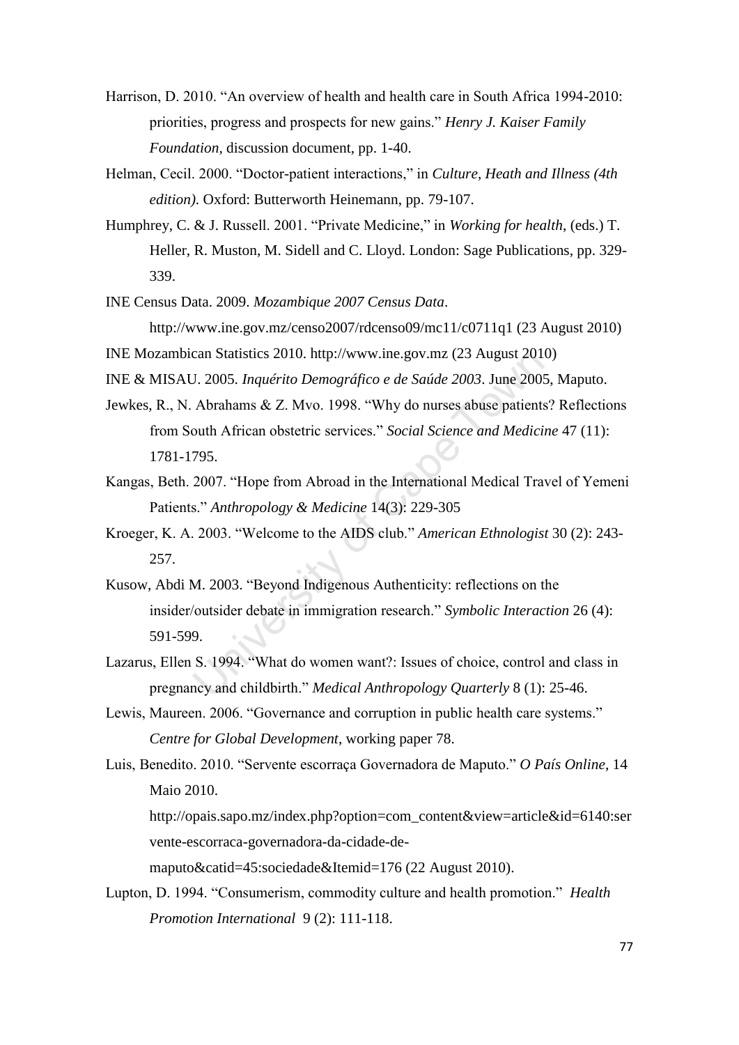Harrison, D. 2010. "An overview of health and health care in South Africa 1994-2010: priorities, progress and prospects for new gains." *Henry J. Kaiser Family Foundation*, discussion document, pp. 1-40.

Helman, Cecil. 2000. "Doctor-patient interactions," in *Culture, Heath and Illness (4th edition)*. Oxford: Butterworth Heinemann, pp. 79-107.

Humphrey, C. & J. Russell. 2001. "Private Medicine," in *Working for health*, (eds.) T. Heller, R. Muston, M. Sidell and C. Lloyd. London: Sage Publications, pp. 329-339.

INE Census Data. 2009. *Mozambique 2007 Census Data*. http://www.ine.gov.mz/censo2007/rdcenso09/mc11/c0711q1 (23 August 2010)

INE Mozambican Statistics 2010. http://www.ine.gov.mz (23 August 2010)

INE & MISAU. 2005. *Inquérito Demográfico e de Saúde 2003*. June 2005, Maputo.

Jewkes, R., N. Abrahams & Z. Mvo. 1998. "Why do nurses abuse patients? Reflections from South African obstetric services." *Social Science and Medicine* 47 (11): 1781-1795.

Kangas, Beth. 2007. "Hope from Abroad in the International Medical Travel of Yemeni Patients." *Anthropology & Medicine* 14(3): 229-305

Kroeger, K. A. 2003. "Welcome to the AIDS club." *American Ethnologist* 30 (2): 243-257.

Kusow, Abdi M. 2003. "Beyond Indigenous Authenticity: reflections on the insider/outsider debate in immigration research." *Symbolic Interaction* 26 (4): 591-599.

Lazarus, Ellen S. 1994. "What do women want?: Issues of choice, control and class in pregnancy and childbirth." *Medical Anthropology Quarterly* 8 (1): 25-46.

Lewis, Maureen. 2006. "Governance and corruption in public health care systems." *Centre for Global Development*, working paper 78.

Luis, Benedito. 2010. "Servente escorraça Governadora de Maputo." *O País Online*, 14 Maio 2010. http://opais.sapo.mz/index.php?option=com_content&view=article&id=6140:servente-escorraca-governadora-da-cidade-de-maputo&catid=45:sociedade&Itemid=176 (22 August 2010).

Lupton, D. 1994. "Consumerism, commodity culture and health promotion." *Health Promotion International* 9 (2): 111-118.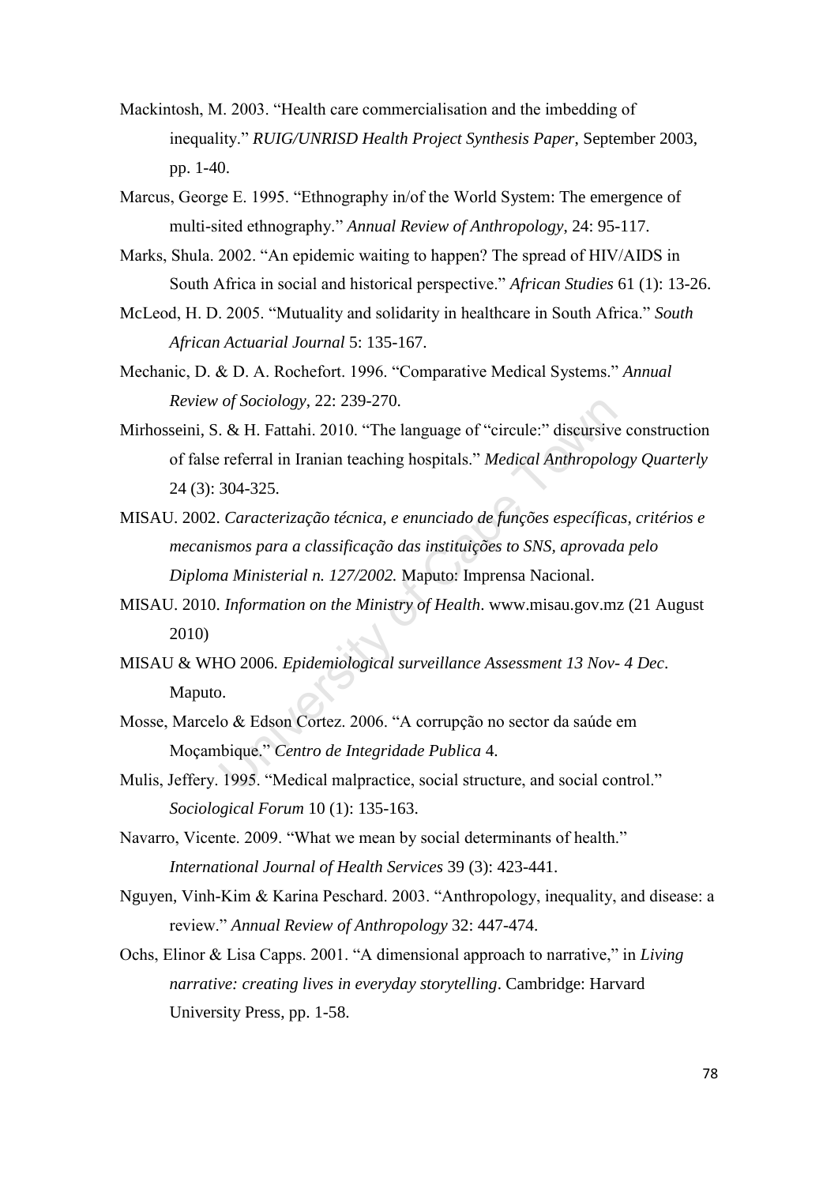Mackintosh, M. 2003. "Health care commercialisation and the imbedding of inequality." *RUIG/UNRISD Health Project Synthesis Paper*, September 2003, pp. 1-40.

Marcus, George E. 1995. "Ethnography in/of the World System: The emergence of multi-sited ethnography." *Annual Review of Anthropology*, 24: 95-117.

Marks, Shula. 2002. "An epidemic waiting to happen? The spread of HIV/AIDS in South Africa in social and historical perspective." *African Studies* 61 (1): 13-26.

McLeod, H. D. 2005. "Mutuality and solidarity in healthcare in South Africa." *South African Actuarial Journal* 5: 135-167.

Mechanic, D. & D. A. Rochefort. 1996. "Comparative Medical Systems." *Annual Review of Sociology*, 22: 239-270.

Mirhosseini, S. & H. Fattahi. 2010. "The language of "circule:" discursive construction of false referral in Iranian teaching hospitals." *Medical Anthropology Quarterly* 24 (3): 304-325.

MISAU. 2002. *Caracterização técnica, e enunciado de funções específicas, critérios e mecanismos para a classificação das instituições to SNS, aprovada pelo Diploma Ministerial n. 127/2002.* Maputo: Imprensa Nacional.

MISAU. 2010. *Information on the Ministry of Health*. www.misau.gov.mz (21 August 2010)

MISAU & WHO 2006. *Epidemiological surveillance Assessment 13 Nov- 4 Dec*. Maputo.

Mosse, Marcelo & Edson Cortez. 2006. "A corrupção no sector da saúde em Moçambique." *Centro de Integridade Publica* 4.

Mulis, Jeffery. 1995. "Medical malpractice, social structure, and social control." *Sociological Forum* 10 (1): 135-163.

Navarro, Vicente. 2009. "What we mean by social determinants of health." *International Journal of Health Services* 39 (3): 423-441.

Nguyen, Vinh-Kim & Karina Peschard. 2003. "Anthropology, inequality, and disease: a review." *Annual Review of Anthropology* 32: 447-474.

Ochs, Elinor & Lisa Capps. 2001. "A dimensional approach to narrative," in *Living narrative: creating lives in everyday storytelling*. Cambridge: Harvard University Press, pp. 1-58.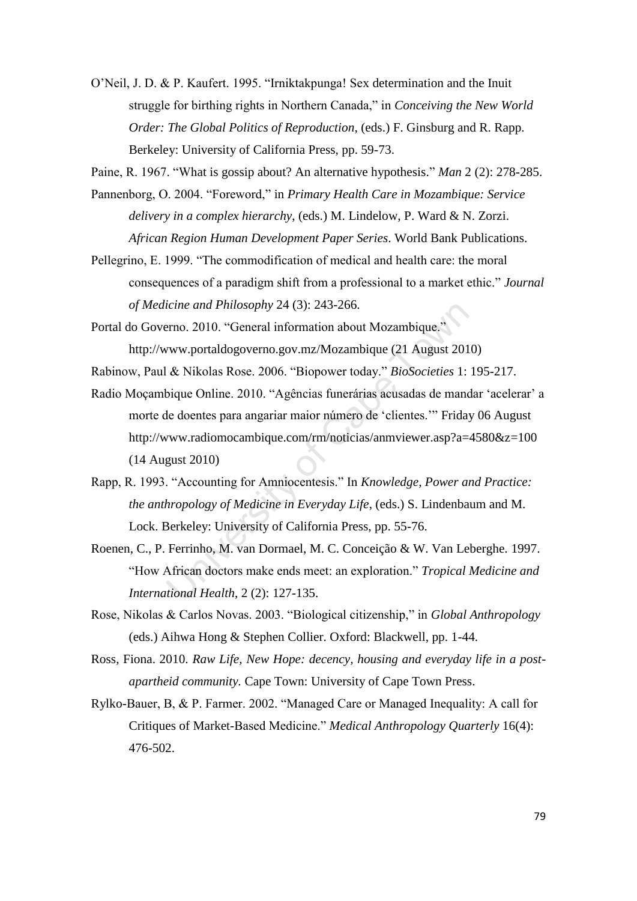O'Neil, J. D. & P. Kaufert. 1995. "Irniktakpunga! Sex determination and the Inuit struggle for birthing rights in Northern Canada," in *Conceiving the New World Order: The Global Politics of Reproduction*, (eds.) F. Ginsburg and R. Rapp. Berkeley: University of California Press, pp. 59-73.

Paine, R. 1967. "What is gossip about? An alternative hypothesis." *Man* 2 (2): 278-285.

Pannenborg, O. 2004. "Foreword," in *Primary Health Care in Mozambique: Service delivery in a complex hierarchy*, (eds.) M. Lindelow, P. Ward & N. Zorzi. *African Region Human Development Paper Series*. World Bank Publications.

Pellegrino, E. 1999. "The commodification of medical and health care: the moral consequences of a paradigm shift from a professional to a market ethic." *Journal of Medicine and Philosophy* 24 (3): 243-266.

Portal do Governo. 2010. "General information about Mozambique." http://www.portaldogoverno.gov.mz/Mozambique (21 August 2010)

Rabinow, Paul & Nikolas Rose. 2006. "Biopower today." *BioSocieties* 1: 195-217.

Radio Moçambique Online. 2010. "Agências funerárias acusadas de mandar 'acelerar' a morte de doentes para angariar maior número de 'clientes.'" Friday 06 August http://www.radiomocambique.com/rm/noticias/anmviewer.asp?a=4580&z=100 (14 August 2010)

Rapp, R. 1993. "Accounting for Amniocentesis." In *Knowledge, Power and Practice: the anthropology of Medicine in Everyday Life*, (eds.) S. Lindenbaum and M. Lock. Berkeley: University of California Press, pp. 55-76.

Roenen, C., P. Ferrinho, M. van Dormael, M. C. Conceição & W. Van Leberghe. 1997. "How African doctors make ends meet: an exploration." *Tropical Medicine and International Health*, 2 (2): 127-135.

Rose, Nikolas & Carlos Novas. 2003. "Biological citizenship," in *Global Anthropology* (eds.) Aihwa Hong & Stephen Collier. Oxford: Blackwell, pp. 1-44.

Ross, Fiona. 2010. *Raw Life, New Hope: decency, housing and everyday life in a post-apartheid community.* Cape Town: University of Cape Town Press.

Rylko-Bauer, B, & P. Farmer. 2002. "Managed Care or Managed Inequality: A call for Critiques of Market-Based Medicine." *Medical Anthropology Quarterly* 16(4): 476-502.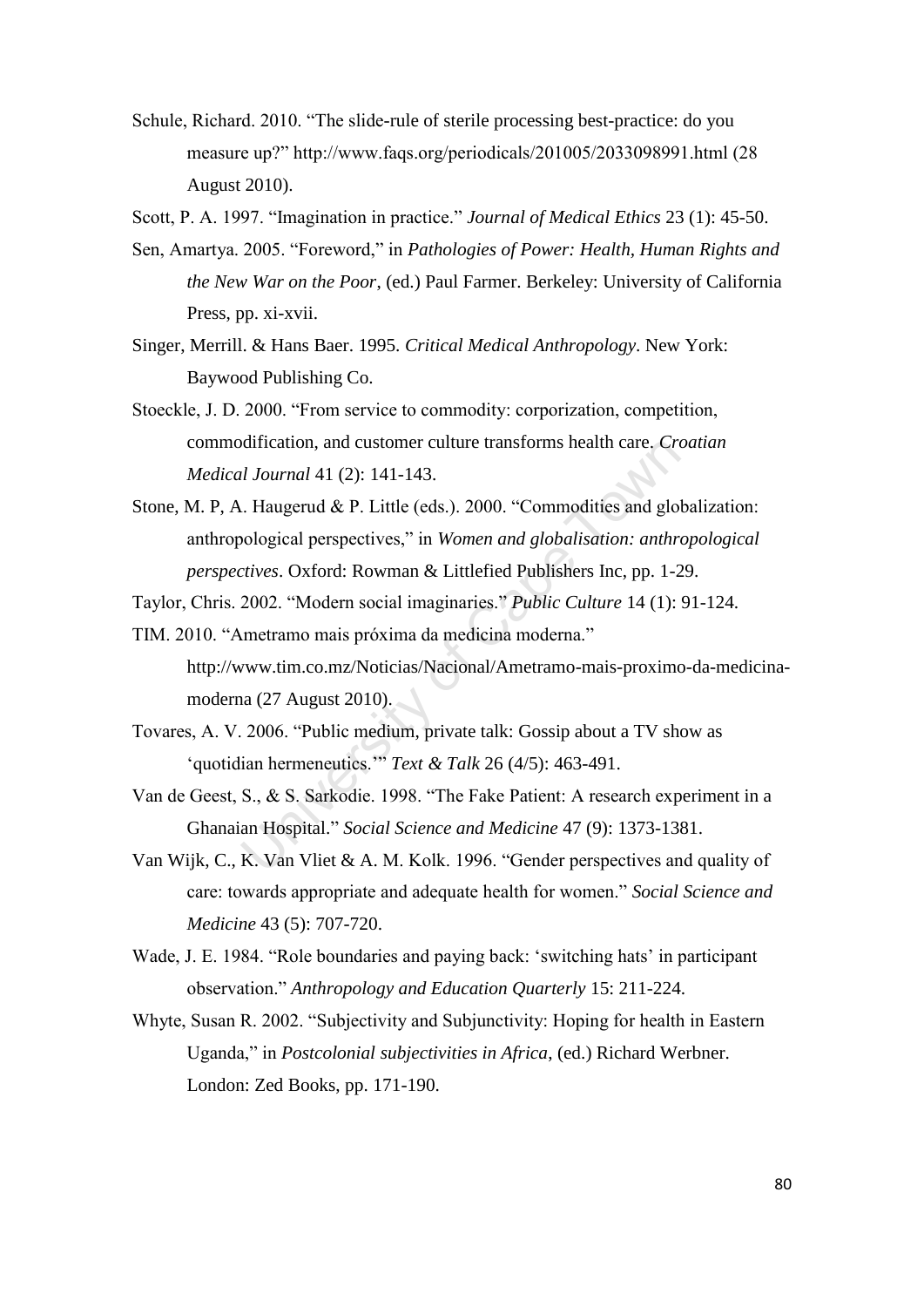Schule, Richard. 2010. "The slide-rule of sterile processing best-practice: do you measure up?" http://www.faqs.org/periodicals/201005/2033098991.html (28 August 2010).

Scott, P. A. 1997. "Imagination in practice." *Journal of Medical Ethics* 23 (1): 45-50.

Sen, Amartya. 2005. "Foreword," in *Pathologies of Power: Health, Human Rights and the New War on the Poor*, (ed.) Paul Farmer. Berkeley: University of California Press, pp. xi-xvii.

Singer, Merrill. & Hans Baer. 1995. *Critical Medical Anthropology*. New York: Baywood Publishing Co.

Stoeckle, J. D. 2000. "From service to commodity: corporization, competition, commodification, and customer culture transforms health care. *Croatian Medical Journal* 41 (2): 141-143.

Stone, M. P, A. Haugerud & P. Little (eds.). 2000. "Commodities and globalization: anthropological perspectives," in *Women and globalisation: anthropological perspectives*. Oxford: Rowman & Littlefied Publishers Inc, pp. 1-29.

Taylor, Chris. 2002. "Modern social imaginaries." *Public Culture* 14 (1): 91-124.

TIM. 2010. "Ametramo mais próxima da medicina moderna." http://www.tim.co.mz/Noticias/Nacional/Ametramo-mais-proximo-da-medicina-moderna (27 August 2010).

Tovares, A. V. 2006. "Public medium, private talk: Gossip about a TV show as 'quotidian hermeneutics.'" *Text & Talk* 26 (4/5): 463-491.

Van de Geest, S., & S. Sarkodie. 1998. "The Fake Patient: A research experiment in a Ghanaian Hospital." *Social Science and Medicine* 47 (9): 1373-1381.

Van Wijk, C., K. Van Vliet & A. M. Kolk. 1996. "Gender perspectives and quality of care: towards appropriate and adequate health for women." *Social Science and Medicine* 43 (5): 707-720.

Wade, J. E. 1984. "Role boundaries and paying back: 'switching hats' in participant observation." *Anthropology and Education Quarterly* 15: 211-224.

Whyte, Susan R. 2002. "Subjectivity and Subjunctivity: Hoping for health in Eastern Uganda," in *Postcolonial subjectivities in Africa*, (ed.) Richard Werbner. London: Zed Books, pp. 171-190.